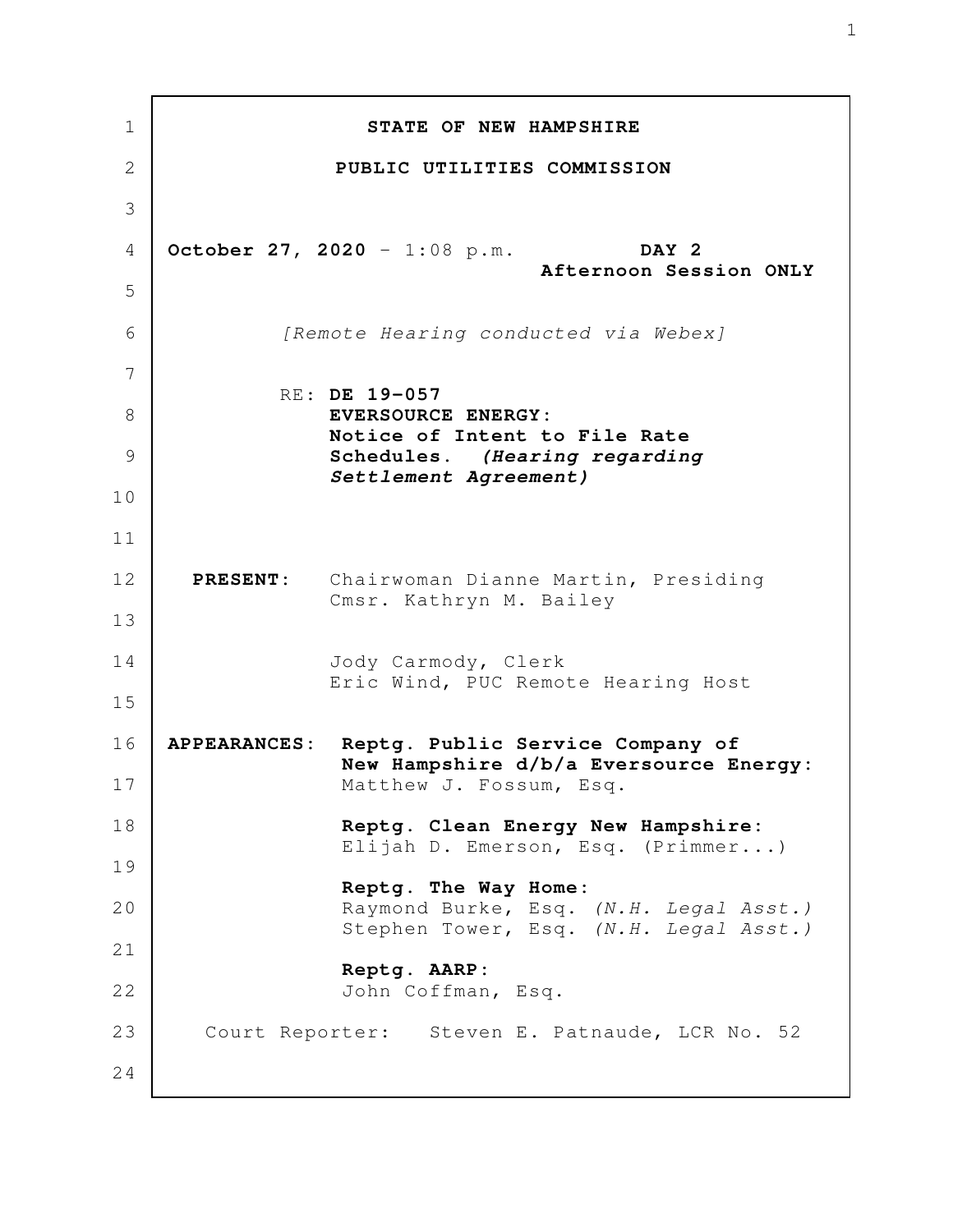**STATE OF NEW HAMPSHIRE**

**PUBLIC UTILITIES COMMISSION**

**October 27, 2020** - 1:08 p.m. **DAY 2**
**Afternoon Session ONLY**

*[Remote Hearing conducted via Webex]*

RE: **DE 19-057**
**EVERSOURCE ENERGY:**
**Notice of Intent to File Rate Schedules.** ***(Hearing regarding Settlement Agreement)***

**PRESENT:** Chairwoman Dianne Martin, Presiding
Cmsr. Kathryn M. Bailey

Jody Carmody, Clerk
Eric Wind, PUC Remote Hearing Host

**APPEARANCES:** **Reptg. Public Service Company of New Hampshire d/b/a Eversource Energy:**
Matthew J. Fossum, Esq.

**Reptg. Clean Energy New Hampshire:**
Elijah D. Emerson, Esq. (Primmer...)

**Reptg. The Way Home:**
Raymond Burke, Esq. *(N.H. Legal Asst.)*
Stephen Tower, Esq. *(N.H. Legal Asst.)*

**Reptg. AARP:**
John Coffman, Esq.

Court Reporter: Steven E. Patnaude, LCR No. 52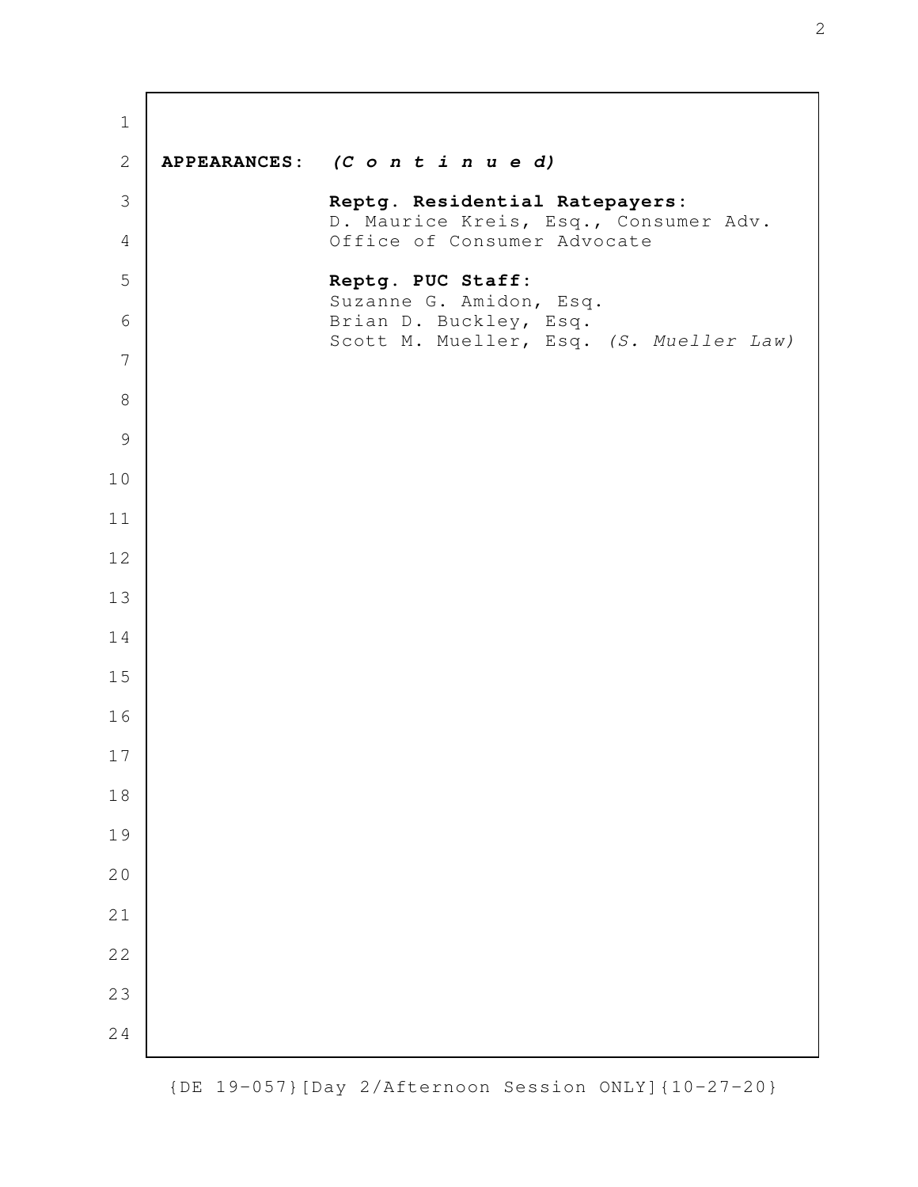**APPEARANCES:** ***(C o n t i n u e d)***

**Reptg. Residential Ratepayers:**
D. Maurice Kreis, Esq., Consumer Adv.
Office of Consumer Advocate

**Reptg. PUC Staff:**
Suzanne G. Amidon, Esq.
Brian D. Buckley, Esq.
Scott M. Mueller, Esq. *(S. Mueller Law)*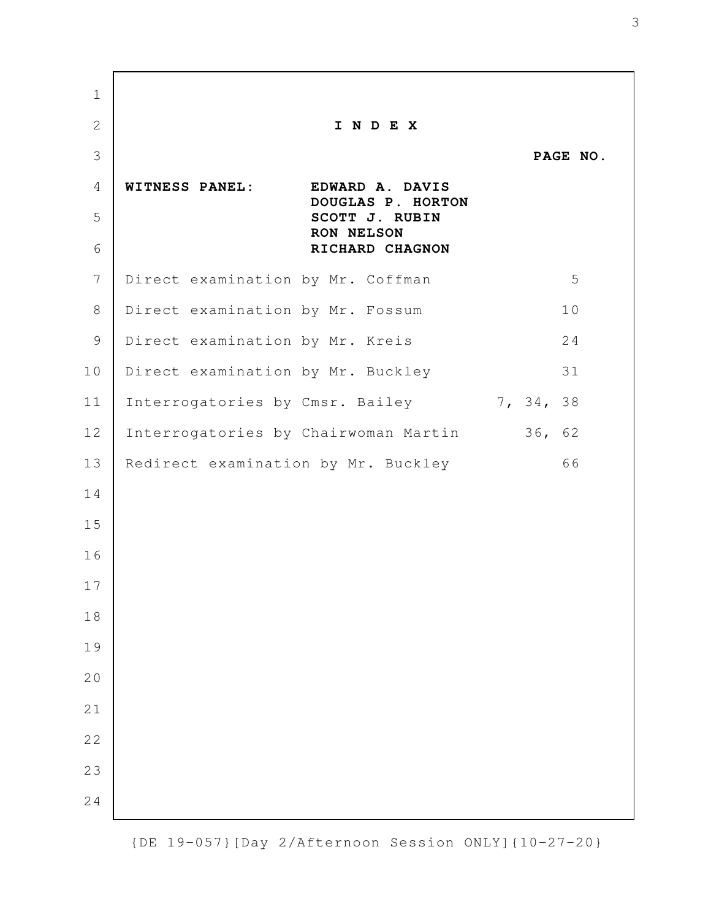# I N D E X

| | PAGE NO. |
|---|---|
| **WITNESS PANEL:** **EDWARD A. DAVIS** **DOUGLAS P. HORTON** **SCOTT J. RUBIN** **RON NELSON** **RICHARD CHAGNON** | |
| Direct examination by Mr. Coffman | 5 |
| Direct examination by Mr. Fossum | 10 |
| Direct examination by Mr. Kreis | 24 |
| Direct examination by Mr. Buckley | 31 |
| Interrogatories by Cmsr. Bailey | 7, 34, 38 |
| Interrogatories by Chairwoman Martin | 36, 62 |
| Redirect examination by Mr. Buckley | 66 |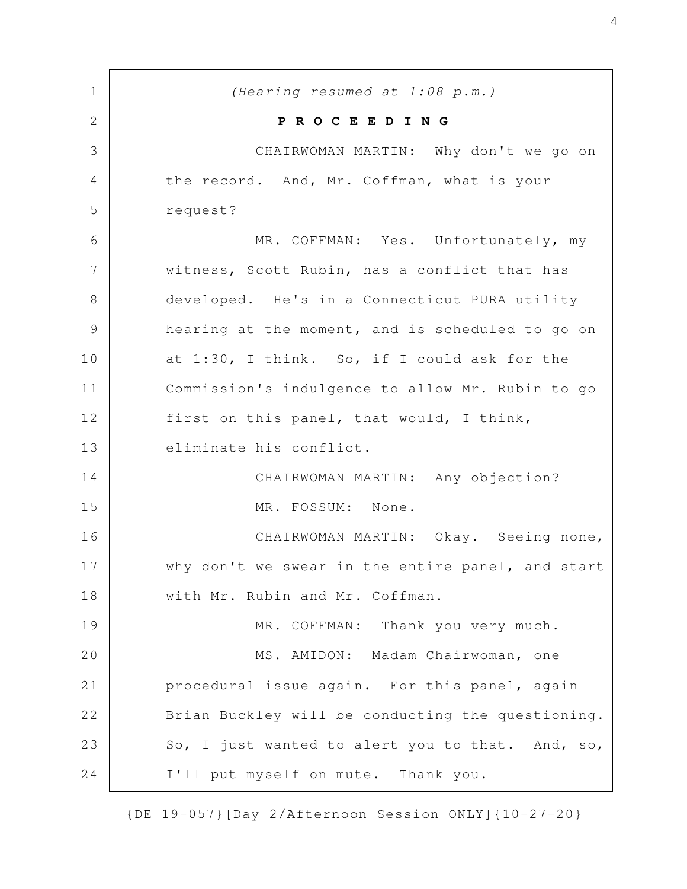*(Hearing resumed at 1:08 p.m.)*

**P R O C E E D I N G**

CHAIRWOMAN MARTIN: Why don't we go on the record. And, Mr. Coffman, what is your request?

MR. COFFMAN: Yes. Unfortunately, my witness, Scott Rubin, has a conflict that has developed. He's in a Connecticut PURA utility hearing at the moment, and is scheduled to go on at 1:30, I think. So, if I could ask for the Commission's indulgence to allow Mr. Rubin to go first on this panel, that would, I think, eliminate his conflict.

CHAIRWOMAN MARTIN: Any objection?

MR. FOSSUM: None.

CHAIRWOMAN MARTIN: Okay. Seeing none, why don't we swear in the entire panel, and start with Mr. Rubin and Mr. Coffman.

MR. COFFMAN: Thank you very much.

MS. AMIDON: Madam Chairwoman, one procedural issue again. For this panel, again Brian Buckley will be conducting the questioning. So, I just wanted to alert you to that. And, so, I'll put myself on mute. Thank you.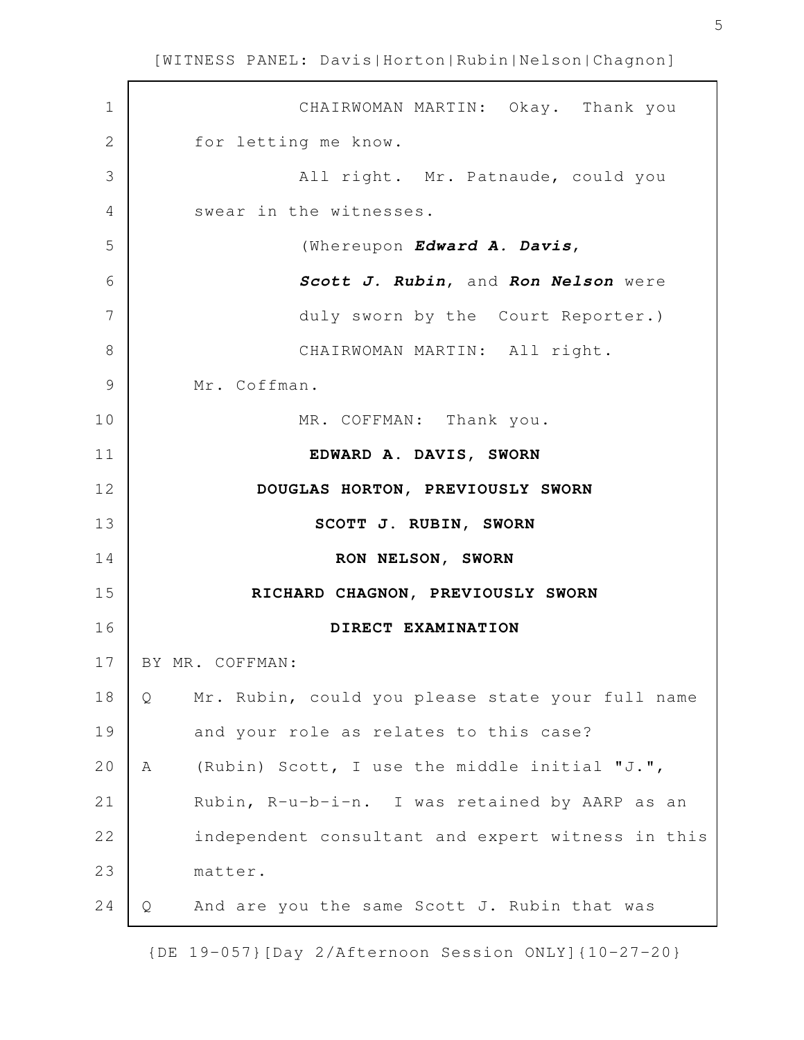CHAIRWOMAN MARTIN: Okay. Thank you for letting me know.

All right. Mr. Patnaude, could you swear in the witnesses.

(Whereupon ***Edward A. Davis***, ***Scott J. Rubin***, and ***Ron Nelson*** were duly sworn by the Court Reporter.)

CHAIRWOMAN MARTIN: All right. Mr. Coffman.

MR. COFFMAN: Thank you.

**EDWARD A. DAVIS, SWORN**

**DOUGLAS HORTON, PREVIOUSLY SWORN**

**SCOTT J. RUBIN, SWORN**

**RON NELSON, SWORN**

**RICHARD CHAGNON, PREVIOUSLY SWORN**

**DIRECT EXAMINATION**

BY MR. COFFMAN:

Q Mr. Rubin, could you please state your full name and your role as relates to this case?

A (Rubin) Scott, I use the middle initial "J.", Rubin, R-u-b-i-n. I was retained by AARP as an independent consultant and expert witness in this matter.

Q And are you the same Scott J. Rubin that was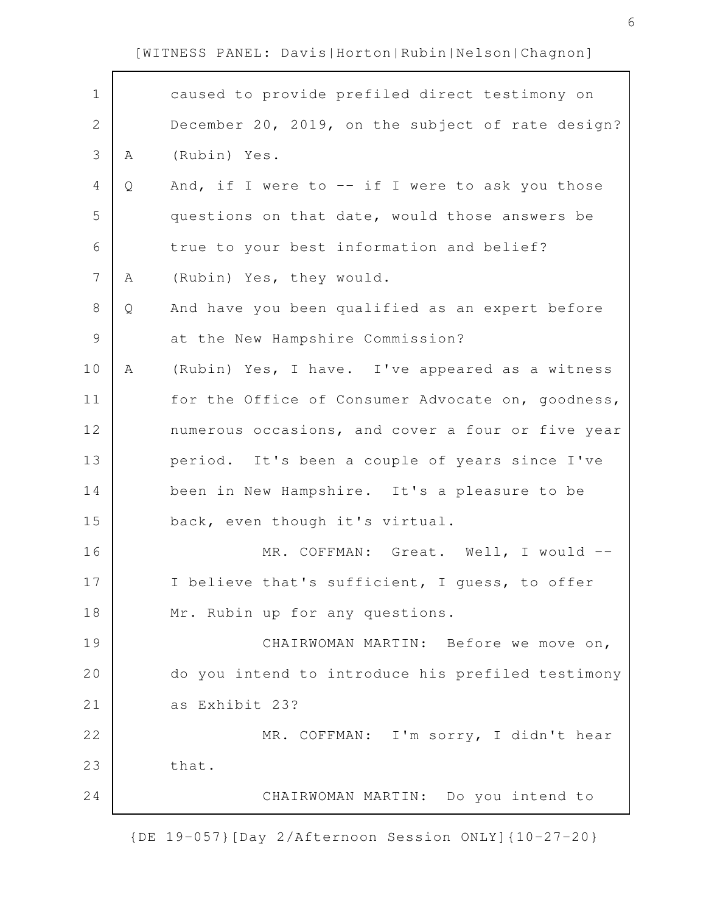caused to provide prefiled direct testimony on December 20, 2019, on the subject of rate design?

A (Rubin) Yes.

Q And, if I were to -- if I were to ask you those questions on that date, would those answers be true to your best information and belief?

A (Rubin) Yes, they would.

Q And have you been qualified as an expert before at the New Hampshire Commission?

A (Rubin) Yes, I have. I've appeared as a witness for the Office of Consumer Advocate on, goodness, numerous occasions, and cover a four or five year period. It's been a couple of years since I've been in New Hampshire. It's a pleasure to be back, even though it's virtual.

MR. COFFMAN: Great. Well, I would -- I believe that's sufficient, I guess, to offer Mr. Rubin up for any questions.

CHAIRWOMAN MARTIN: Before we move on, do you intend to introduce his prefiled testimony as Exhibit 23?

MR. COFFMAN: I'm sorry, I didn't hear that.

CHAIRWOMAN MARTIN: Do you intend to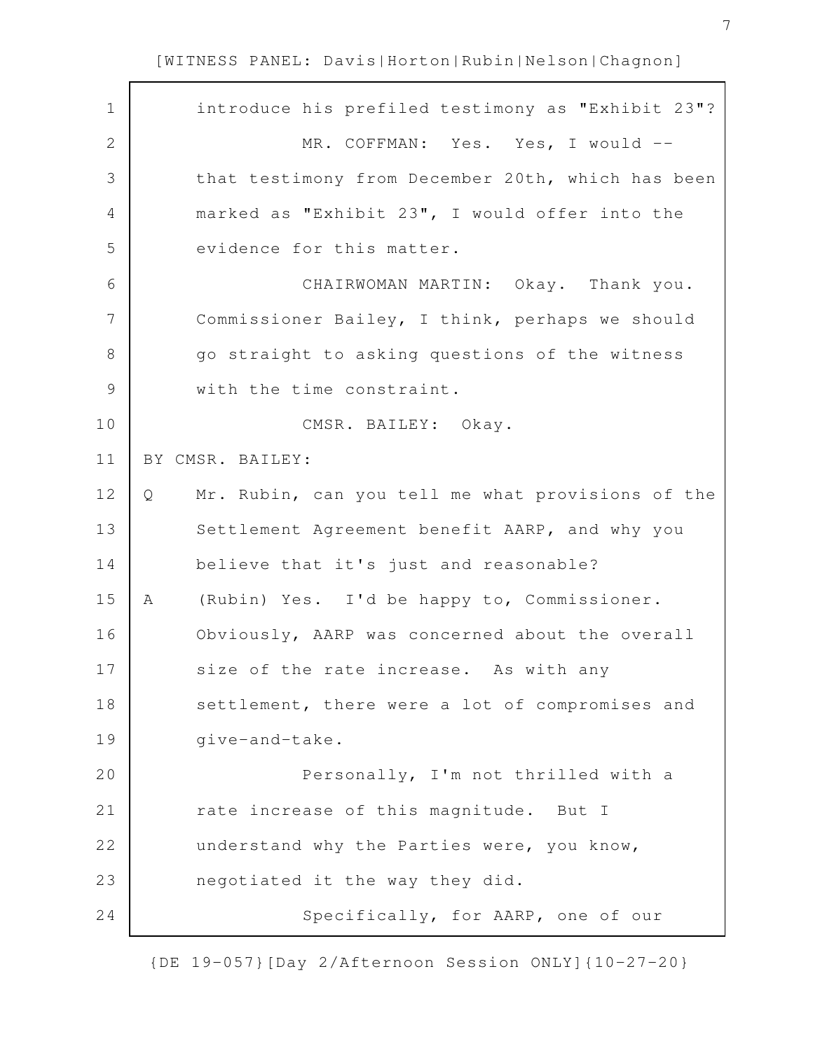introduce his prefiled testimony as "Exhibit 23"?

MR. COFFMAN: Yes. Yes, I would -- that testimony from December 20th, which has been marked as "Exhibit 23", I would offer into the evidence for this matter.

CHAIRWOMAN MARTIN: Okay. Thank you. Commissioner Bailey, I think, perhaps we should go straight to asking questions of the witness with the time constraint.

CMSR. BAILEY: Okay.

BY CMSR. BAILEY:

Q Mr. Rubin, can you tell me what provisions of the Settlement Agreement benefit AARP, and why you believe that it's just and reasonable?

A (Rubin) Yes. I'd be happy to, Commissioner. Obviously, AARP was concerned about the overall size of the rate increase. As with any settlement, there were a lot of compromises and give-and-take.

Personally, I'm not thrilled with a rate increase of this magnitude. But I understand why the Parties were, you know, negotiated it the way they did.

Specifically, for AARP, one of our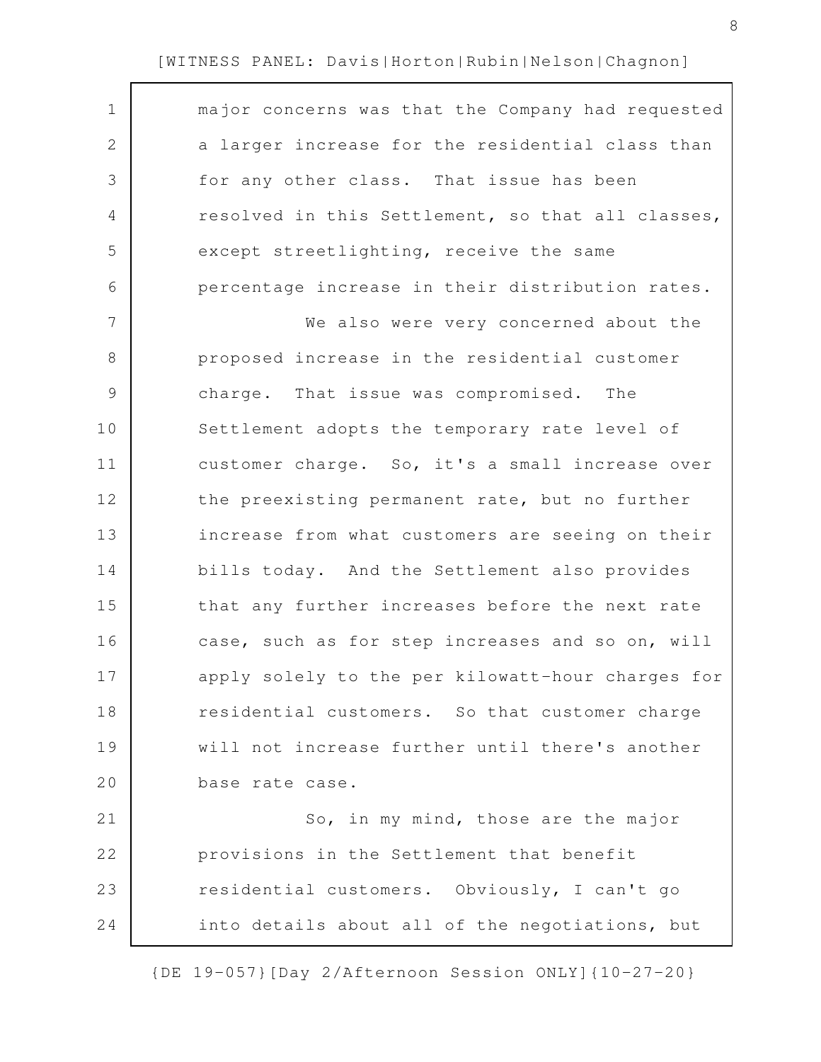major concerns was that the Company had requested a larger increase for the residential class than for any other class. That issue has been resolved in this Settlement, so that all classes, except streetlighting, receive the same percentage increase in their distribution rates.

We also were very concerned about the proposed increase in the residential customer charge. That issue was compromised. The Settlement adopts the temporary rate level of customer charge. So, it's a small increase over the preexisting permanent rate, but no further increase from what customers are seeing on their bills today. And the Settlement also provides that any further increases before the next rate case, such as for step increases and so on, will apply solely to the per kilowatt-hour charges for residential customers. So that customer charge will not increase further until there's another base rate case.

So, in my mind, those are the major provisions in the Settlement that benefit residential customers. Obviously, I can't go into details about all of the negotiations, but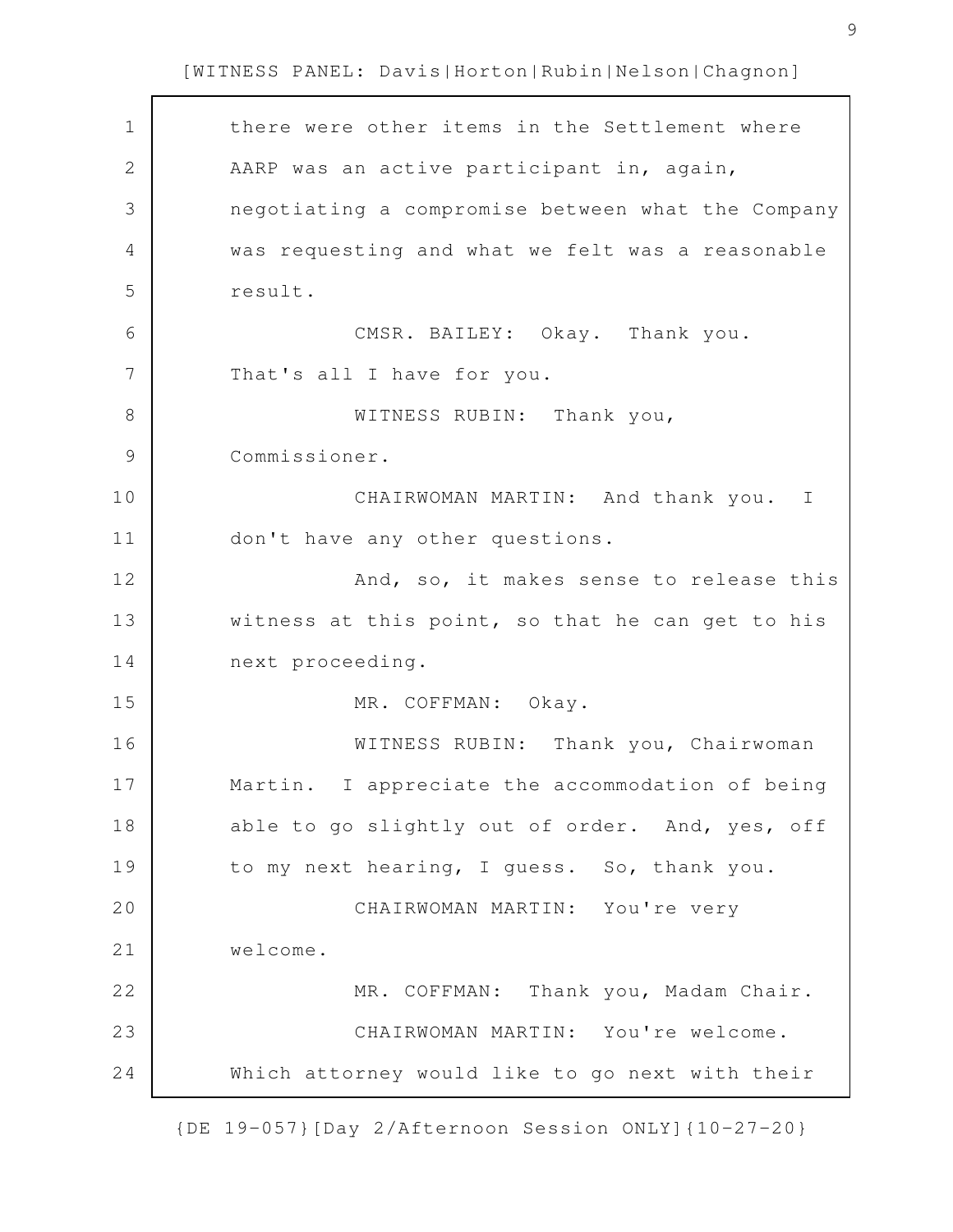there were other items in the Settlement where AARP was an active participant in, again, negotiating a compromise between what the Company was requesting and what we felt was a reasonable result.

CMSR. BAILEY: Okay. Thank you. That's all I have for you.

WITNESS RUBIN: Thank you, Commissioner.

CHAIRWOMAN MARTIN: And thank you. I don't have any other questions.

And, so, it makes sense to release this witness at this point, so that he can get to his next proceeding.

MR. COFFMAN: Okay.

WITNESS RUBIN: Thank you, Chairwoman Martin. I appreciate the accommodation of being able to go slightly out of order. And, yes, off to my next hearing, I guess. So, thank you.

CHAIRWOMAN MARTIN: You're very welcome.

MR. COFFMAN: Thank you, Madam Chair.

CHAIRWOMAN MARTIN: You're welcome. Which attorney would like to go next with their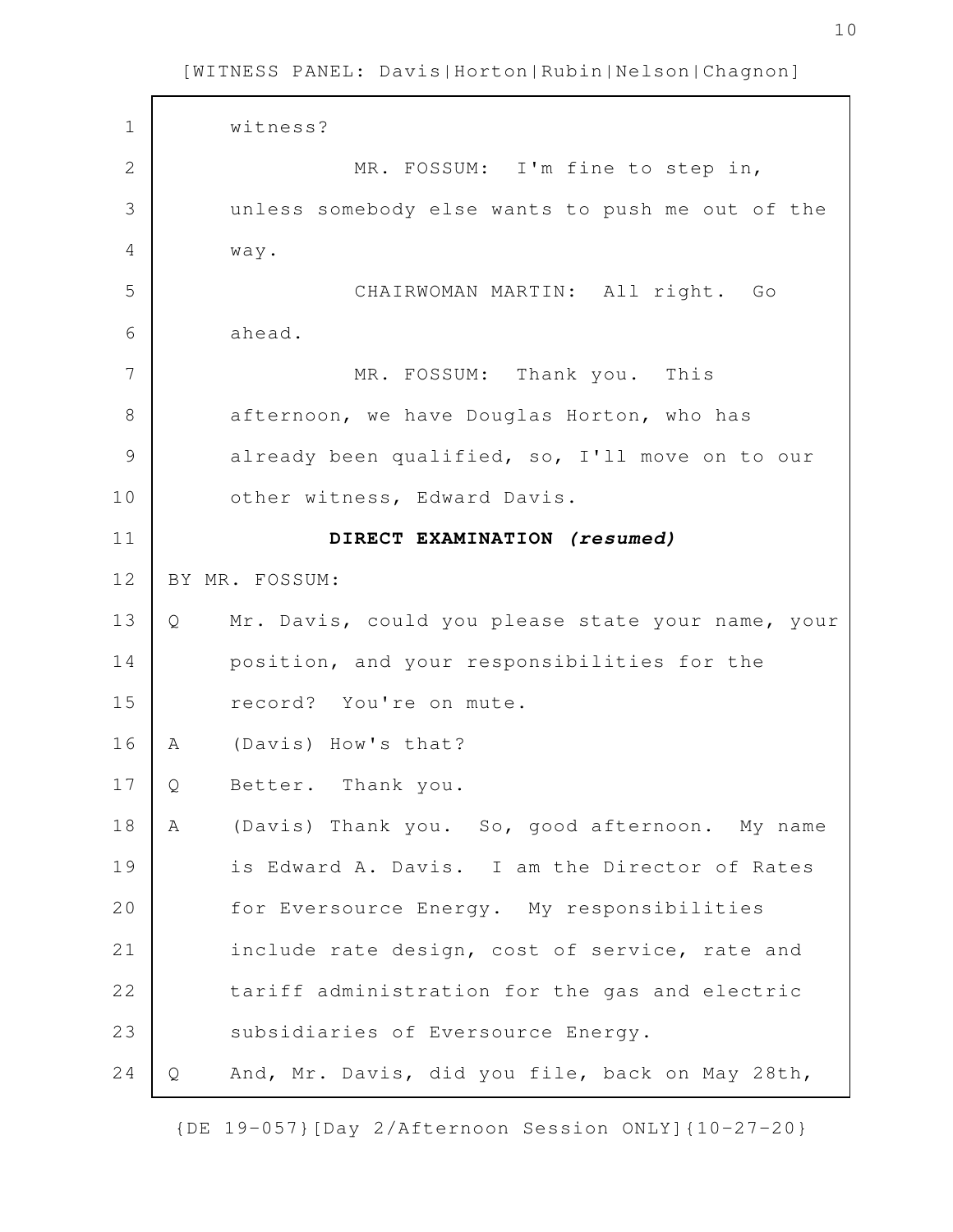witness?

MR. FOSSUM: I'm fine to step in, unless somebody else wants to push me out of the way.

CHAIRWOMAN MARTIN: All right. Go ahead.

MR. FOSSUM: Thank you. This afternoon, we have Douglas Horton, who has already been qualified, so, I'll move on to our other witness, Edward Davis.

**DIRECT EXAMINATION *(resumed)***

BY MR. FOSSUM:

Q Mr. Davis, could you please state your name, your position, and your responsibilities for the record? You're on mute.

A (Davis) How's that?

Q Better. Thank you.

A (Davis) Thank you. So, good afternoon. My name is Edward A. Davis. I am the Director of Rates for Eversource Energy. My responsibilities include rate design, cost of service, rate and tariff administration for the gas and electric subsidiaries of Eversource Energy.

Q And, Mr. Davis, did you file, back on May 28th,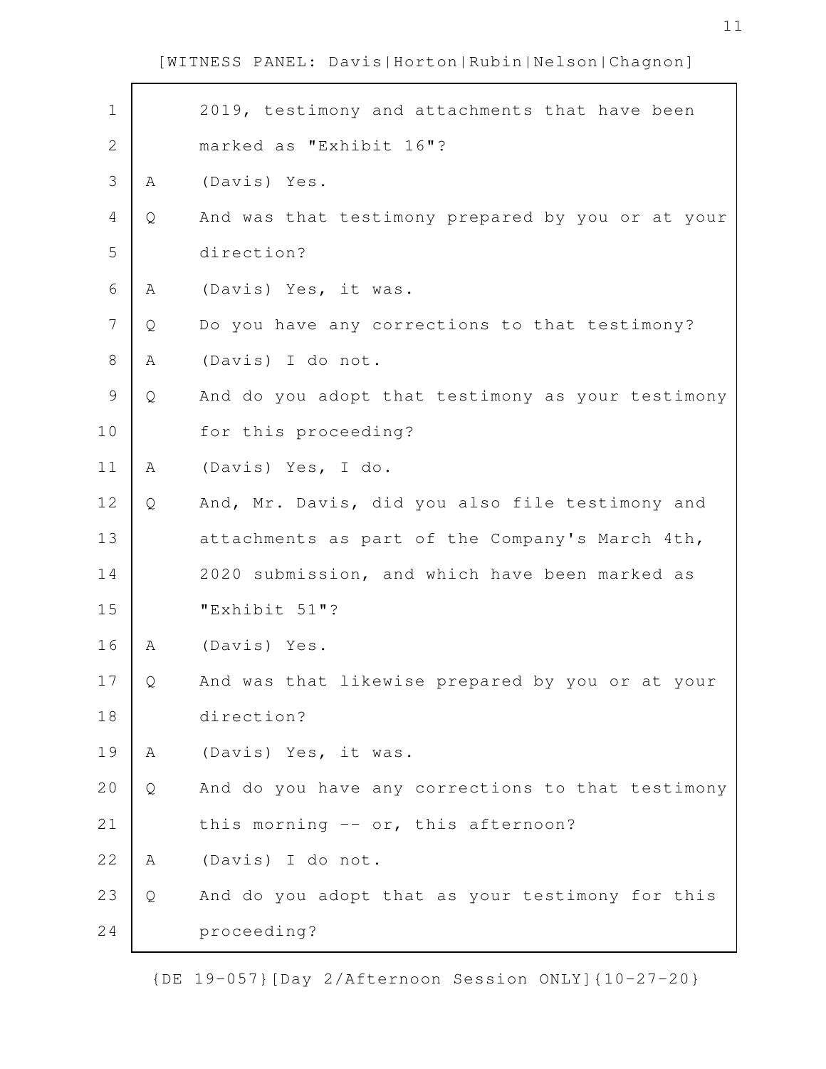2019, testimony and attachments that have been marked as "Exhibit 16"?

A (Davis) Yes.

Q And was that testimony prepared by you or at your direction?

A (Davis) Yes, it was.

Q Do you have any corrections to that testimony?

A (Davis) I do not.

Q And do you adopt that testimony as your testimony for this proceeding?

A (Davis) Yes, I do.

Q And, Mr. Davis, did you also file testimony and attachments as part of the Company's March 4th, 2020 submission, and which have been marked as "Exhibit 51"?

A (Davis) Yes.

Q And was that likewise prepared by you or at your direction?

A (Davis) Yes, it was.

Q And do you have any corrections to that testimony this morning -- or, this afternoon?

A (Davis) I do not.

Q And do you adopt that as your testimony for this proceeding?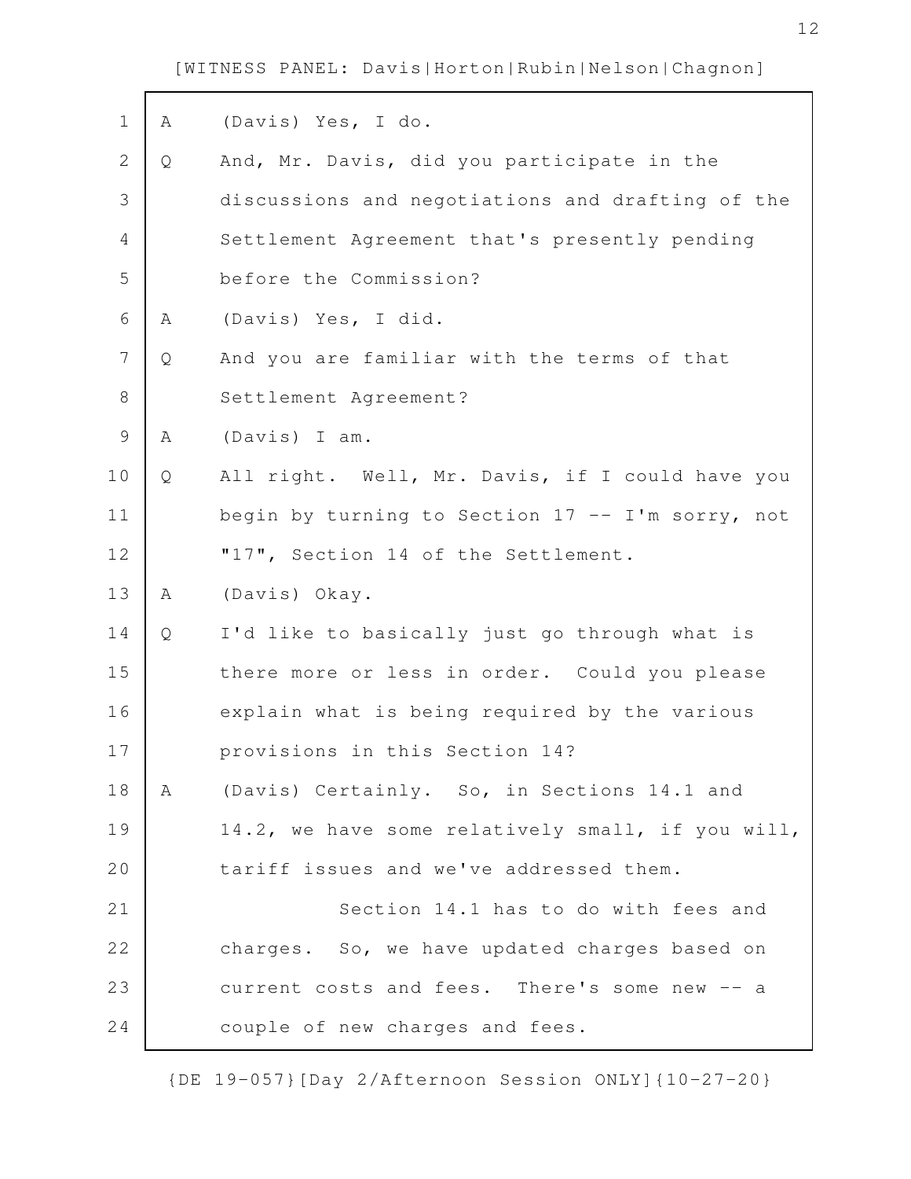A (Davis) Yes, I do.

Q And, Mr. Davis, did you participate in the discussions and negotiations and drafting of the Settlement Agreement that's presently pending before the Commission?

A (Davis) Yes, I did.

Q And you are familiar with the terms of that Settlement Agreement?

A (Davis) I am.

Q All right. Well, Mr. Davis, if I could have you begin by turning to Section 17 -- I'm sorry, not "17", Section 14 of the Settlement.

A (Davis) Okay.

Q I'd like to basically just go through what is there more or less in order. Could you please explain what is being required by the various provisions in this Section 14?

A (Davis) Certainly. So, in Sections 14.1 and 14.2, we have some relatively small, if you will, tariff issues and we've addressed them.

Section 14.1 has to do with fees and charges. So, we have updated charges based on current costs and fees. There's some new -- a couple of new charges and fees.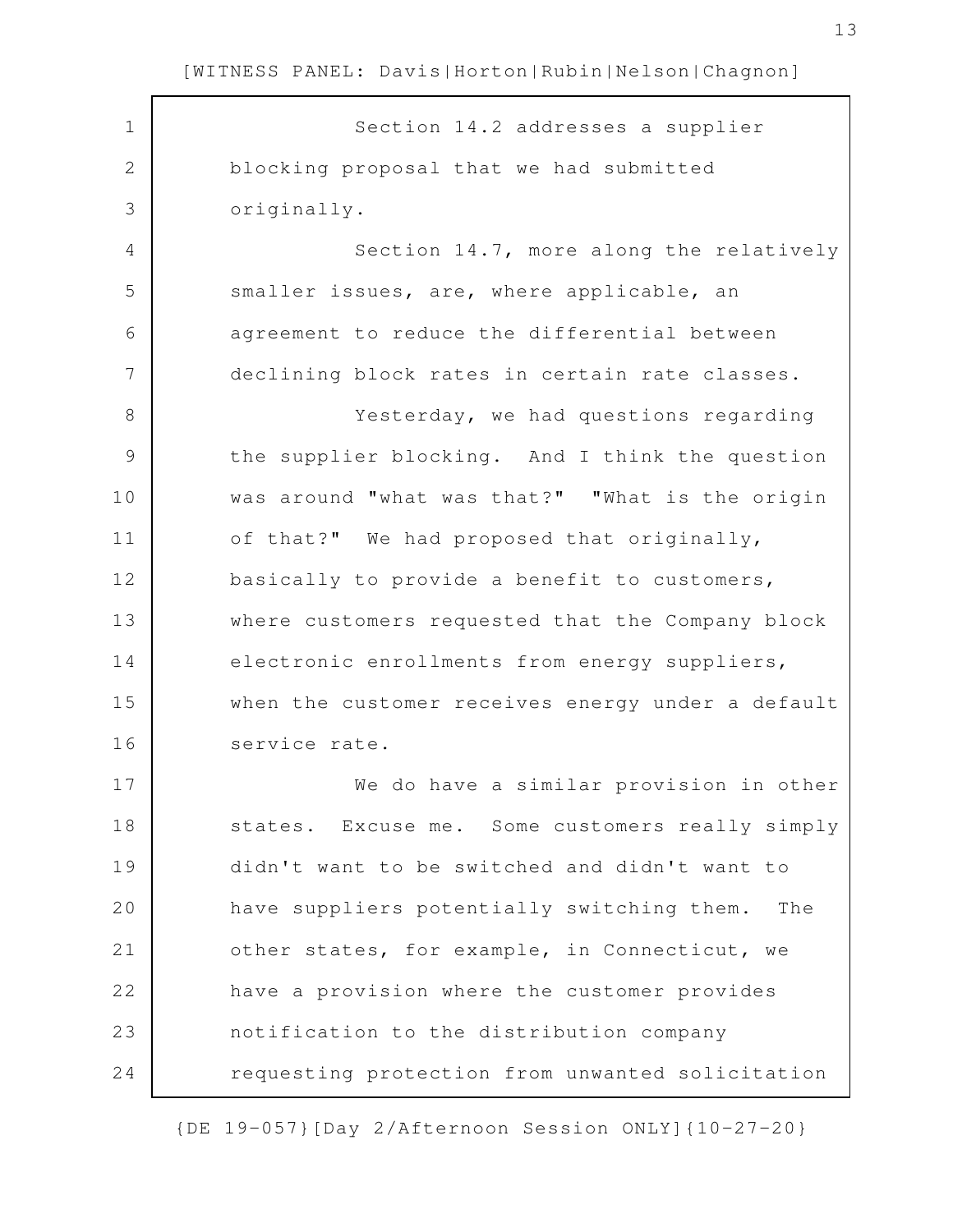Section 14.2 addresses a supplier blocking proposal that we had submitted originally.

Section 14.7, more along the relatively smaller issues, are, where applicable, an agreement to reduce the differential between declining block rates in certain rate classes.

Yesterday, we had questions regarding the supplier blocking. And I think the question was around "what was that?" "What is the origin of that?" We had proposed that originally, basically to provide a benefit to customers, where customers requested that the Company block electronic enrollments from energy suppliers, when the customer receives energy under a default service rate.

We do have a similar provision in other states. Excuse me. Some customers really simply didn't want to be switched and didn't want to have suppliers potentially switching them. The other states, for example, in Connecticut, we have a provision where the customer provides notification to the distribution company requesting protection from unwanted solicitation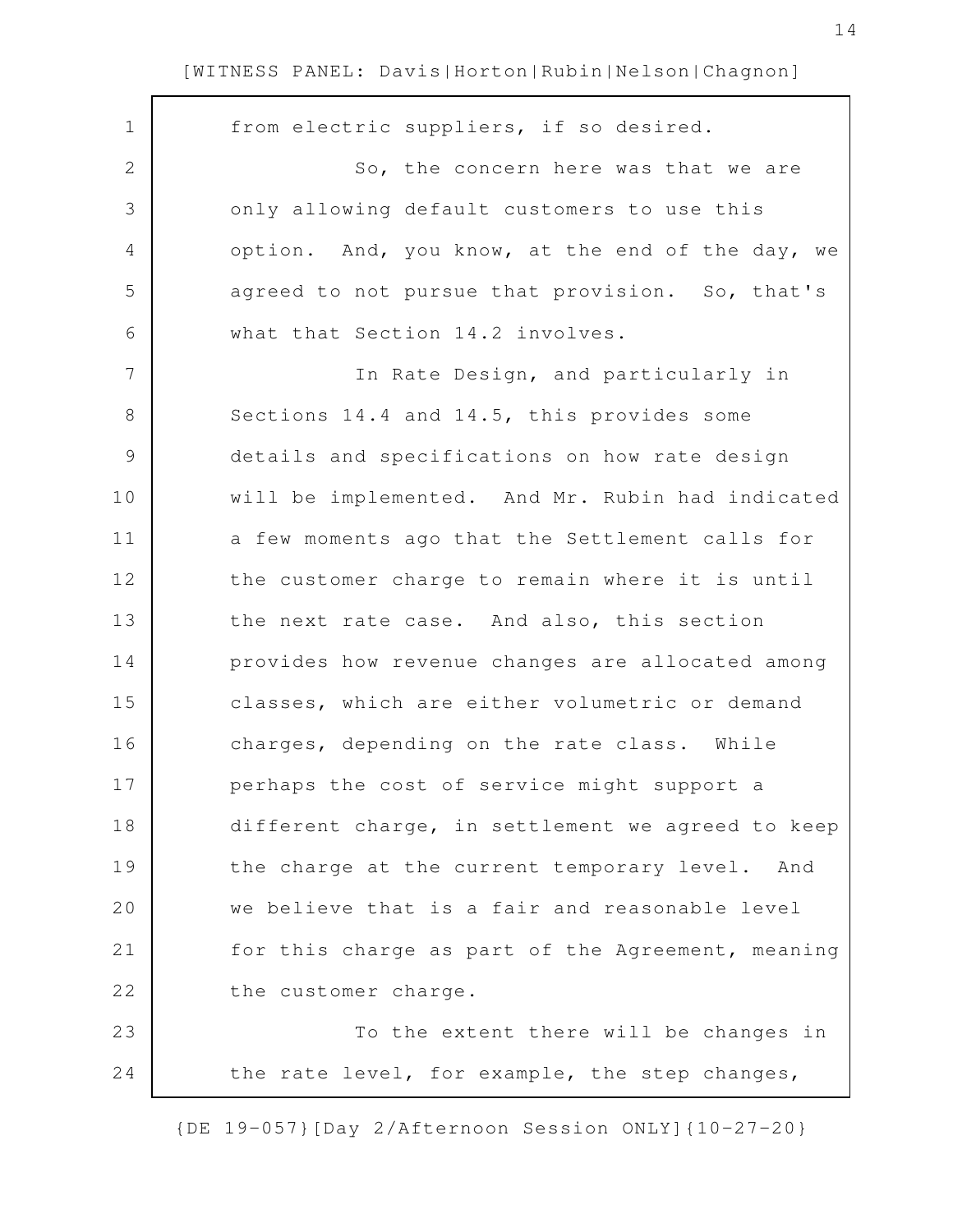from electric suppliers, if so desired.

So, the concern here was that we are only allowing default customers to use this option. And, you know, at the end of the day, we agreed to not pursue that provision. So, that's what that Section 14.2 involves.

In Rate Design, and particularly in Sections 14.4 and 14.5, this provides some details and specifications on how rate design will be implemented. And Mr. Rubin had indicated a few moments ago that the Settlement calls for the customer charge to remain where it is until the next rate case. And also, this section provides how revenue changes are allocated among classes, which are either volumetric or demand charges, depending on the rate class. While perhaps the cost of service might support a different charge, in settlement we agreed to keep the charge at the current temporary level. And we believe that is a fair and reasonable level for this charge as part of the Agreement, meaning the customer charge.

To the extent there will be changes in the rate level, for example, the step changes,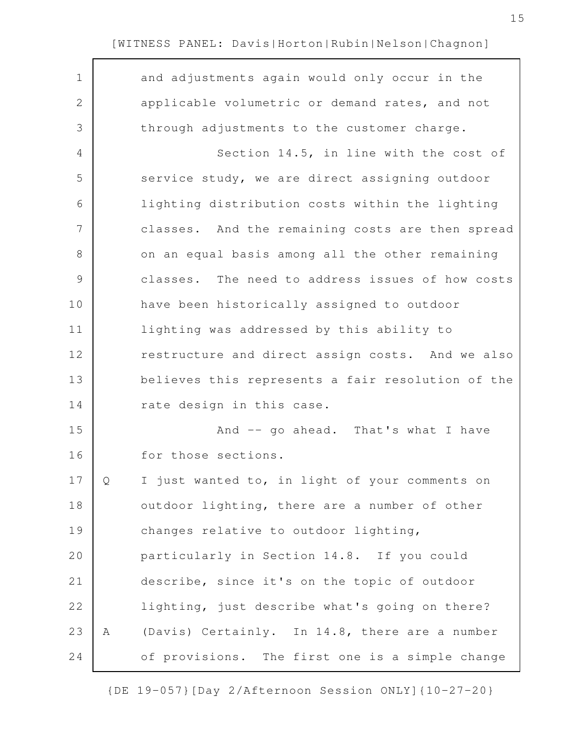and adjustments again would only occur in the applicable volumetric or demand rates, and not through adjustments to the customer charge.

Section 14.5, in line with the cost of service study, we are direct assigning outdoor lighting distribution costs within the lighting classes. And the remaining costs are then spread on an equal basis among all the other remaining classes. The need to address issues of how costs have been historically assigned to outdoor lighting was addressed by this ability to restructure and direct assign costs. And we also believes this represents a fair resolution of the rate design in this case.

And -- go ahead. That's what I have for those sections.

Q I just wanted to, in light of your comments on outdoor lighting, there are a number of other changes relative to outdoor lighting, particularly in Section 14.8. If you could describe, since it's on the topic of outdoor lighting, just describe what's going on there?

A (Davis) Certainly. In 14.8, there are a number of provisions. The first one is a simple change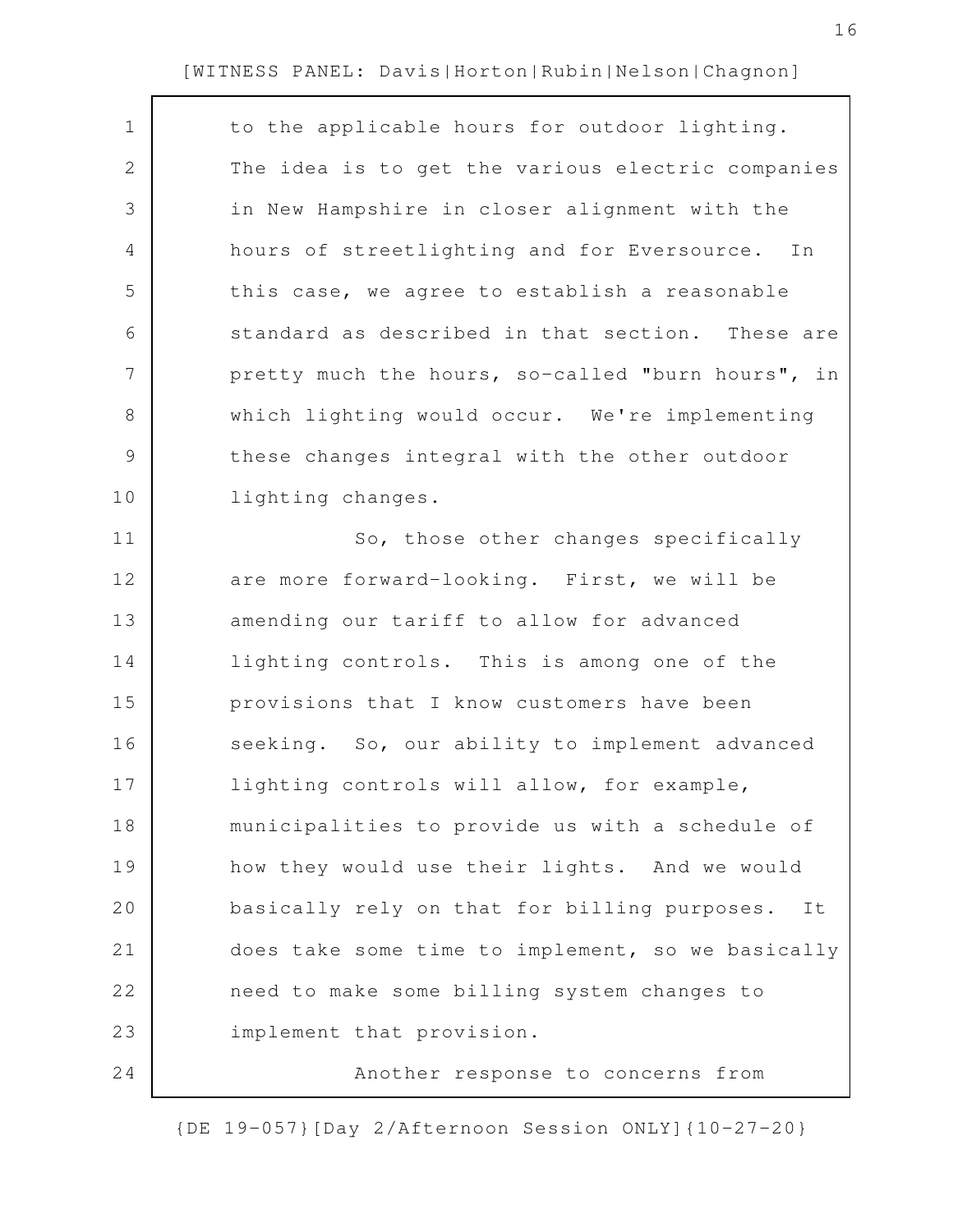to the applicable hours for outdoor lighting. The idea is to get the various electric companies in New Hampshire in closer alignment with the hours of streetlighting and for Eversource. In this case, we agree to establish a reasonable standard as described in that section. These are pretty much the hours, so-called "burn hours", in which lighting would occur. We're implementing these changes integral with the other outdoor lighting changes.

So, those other changes specifically are more forward-looking. First, we will be amending our tariff to allow for advanced lighting controls. This is among one of the provisions that I know customers have been seeking. So, our ability to implement advanced lighting controls will allow, for example, municipalities to provide us with a schedule of how they would use their lights. And we would basically rely on that for billing purposes. It does take some time to implement, so we basically need to make some billing system changes to implement that provision.

Another response to concerns from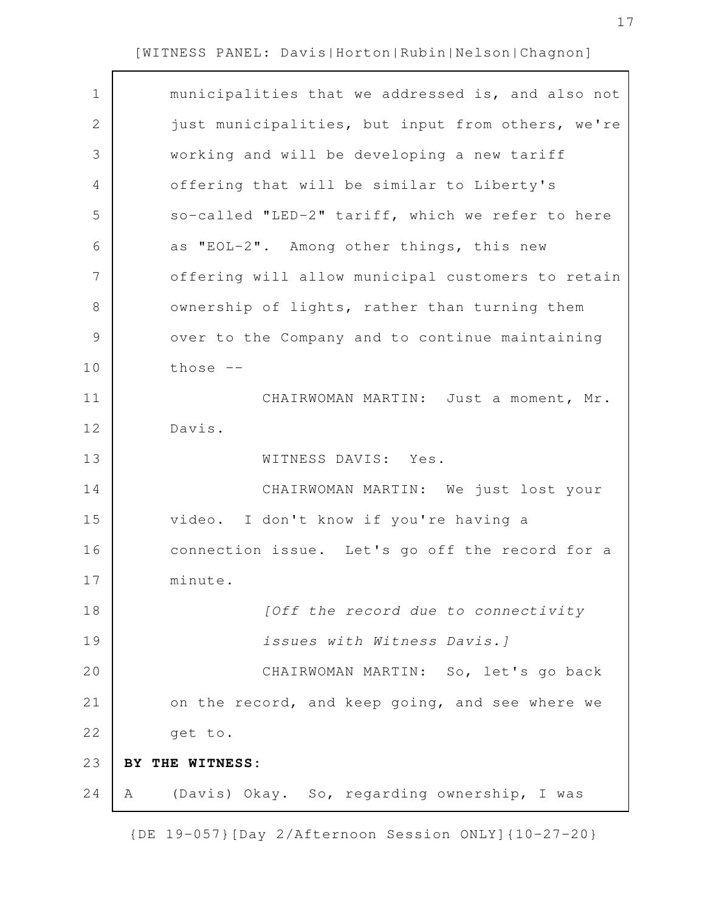municipalities that we addressed is, and also not just municipalities, but input from others, we're working and will be developing a new tariff offering that will be similar to Liberty's so-called "LED-2" tariff, which we refer to here as "EOL-2". Among other things, this new offering will allow municipal customers to retain ownership of lights, rather than turning them over to the Company and to continue maintaining those --

CHAIRWOMAN MARTIN: Just a moment, Mr. Davis.

WITNESS DAVIS: Yes.

CHAIRWOMAN MARTIN: We just lost your video. I don't know if you're having a connection issue. Let's go off the record for a minute.

*[Off the record due to connectivity issues with Witness Davis.]*

CHAIRWOMAN MARTIN: So, let's go back on the record, and keep going, and see where we get to.

**BY THE WITNESS:**

A (Davis) Okay. So, regarding ownership, I was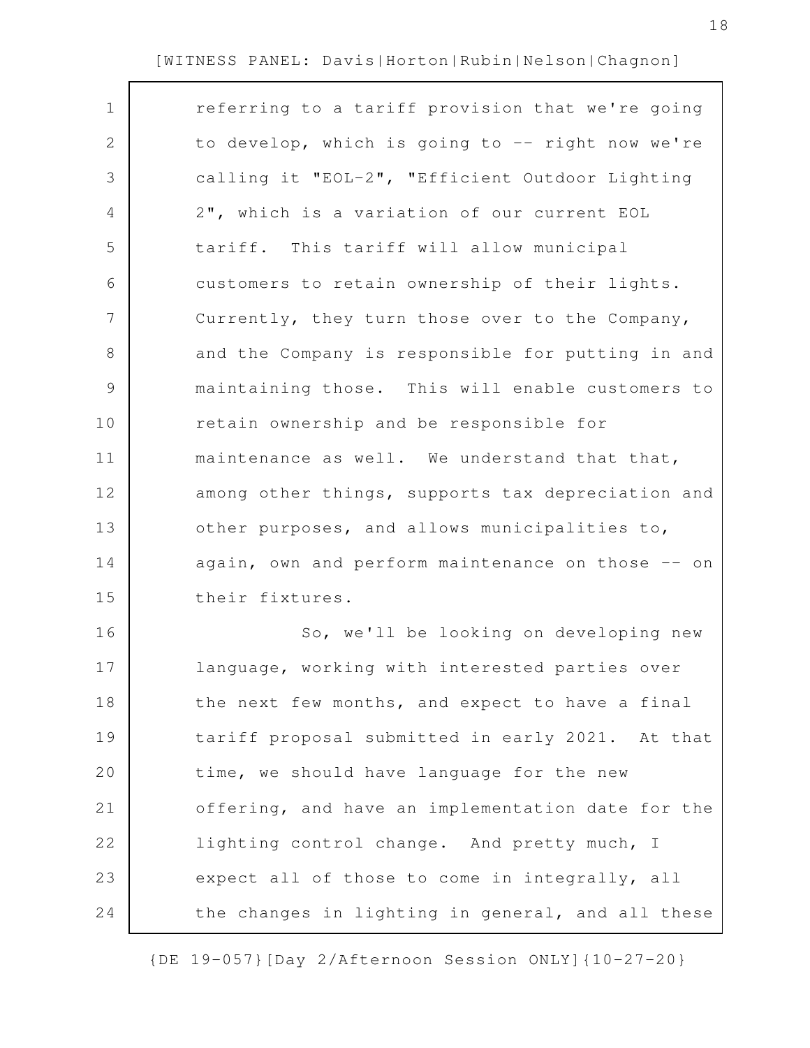referring to a tariff provision that we're going to develop, which is going to -- right now we're calling it "EOL-2", "Efficient Outdoor Lighting 2", which is a variation of our current EOL tariff. This tariff will allow municipal customers to retain ownership of their lights. Currently, they turn those over to the Company, and the Company is responsible for putting in and maintaining those. This will enable customers to retain ownership and be responsible for maintenance as well. We understand that that, among other things, supports tax depreciation and other purposes, and allows municipalities to, again, own and perform maintenance on those -- on their fixtures.

So, we'll be looking on developing new language, working with interested parties over the next few months, and expect to have a final tariff proposal submitted in early 2021. At that time, we should have language for the new offering, and have an implementation date for the lighting control change. And pretty much, I expect all of those to come in integrally, all the changes in lighting in general, and all these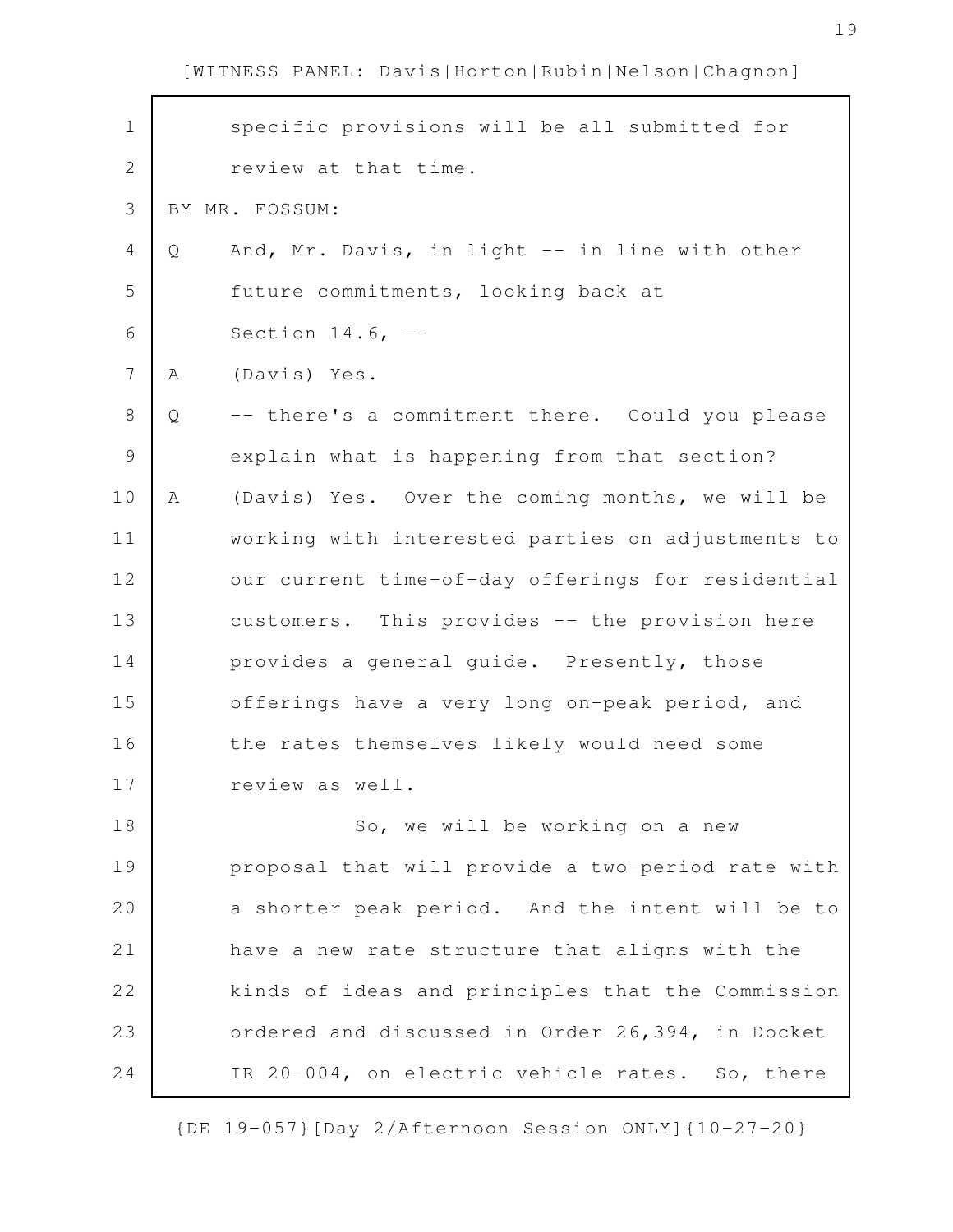specific provisions will be all submitted for review at that time.

BY MR. FOSSUM:

Q And, Mr. Davis, in light -- in line with other future commitments, looking back at Section 14.6, --

A (Davis) Yes.

Q -- there's a commitment there. Could you please explain what is happening from that section?

A (Davis) Yes. Over the coming months, we will be working with interested parties on adjustments to our current time-of-day offerings for residential customers. This provides -- the provision here provides a general guide. Presently, those offerings have a very long on-peak period, and the rates themselves likely would need some review as well.

So, we will be working on a new proposal that will provide a two-period rate with a shorter peak period. And the intent will be to have a new rate structure that aligns with the kinds of ideas and principles that the Commission ordered and discussed in Order 26,394, in Docket IR 20-004, on electric vehicle rates. So, there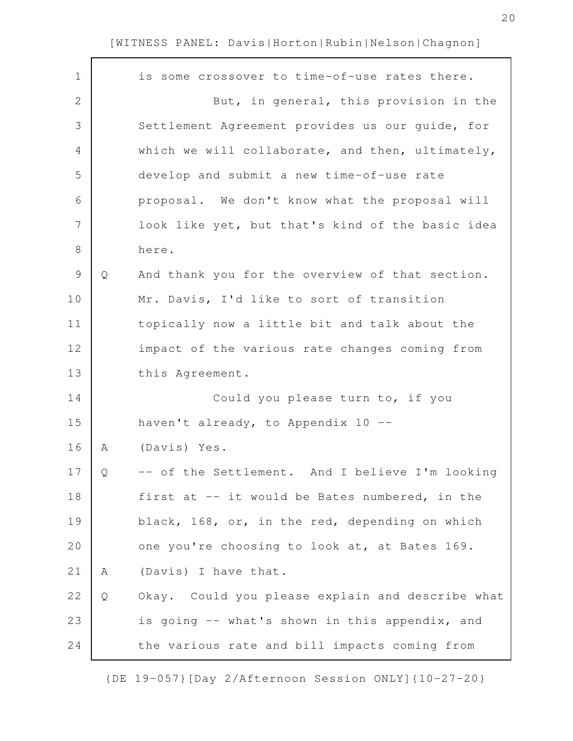is some crossover to time-of-use rates there.

But, in general, this provision in the Settlement Agreement provides us our guide, for which we will collaborate, and then, ultimately, develop and submit a new time-of-use rate proposal. We don't know what the proposal will look like yet, but that's kind of the basic idea here.

Q And thank you for the overview of that section. Mr. Davis, I'd like to sort of transition topically now a little bit and talk about the impact of the various rate changes coming from this Agreement.

Could you please turn to, if you haven't already, to Appendix 10 --

A (Davis) Yes.

Q -- of the Settlement. And I believe I'm looking first at -- it would be Bates numbered, in the black, 168, or, in the red, depending on which one you're choosing to look at, at Bates 169.

A (Davis) I have that.

Q Okay. Could you please explain and describe what is going -- what's shown in this appendix, and the various rate and bill impacts coming from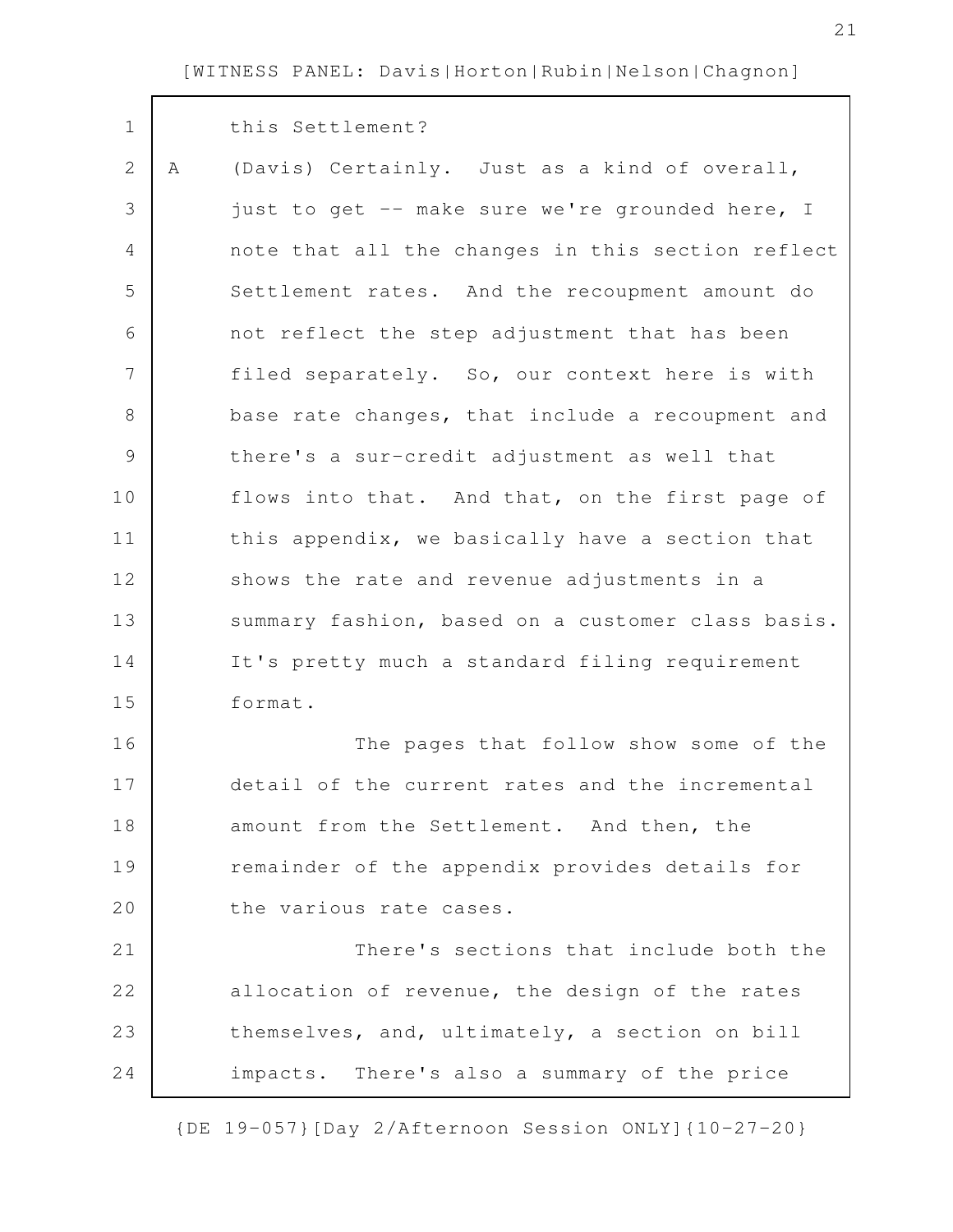this Settlement?

A (Davis) Certainly. Just as a kind of overall, just to get -- make sure we're grounded here, I note that all the changes in this section reflect Settlement rates. And the recoupment amount do not reflect the step adjustment that has been filed separately. So, our context here is with base rate changes, that include a recoupment and there's a sur-credit adjustment as well that flows into that. And that, on the first page of this appendix, we basically have a section that shows the rate and revenue adjustments in a summary fashion, based on a customer class basis. It's pretty much a standard filing requirement format.

The pages that follow show some of the detail of the current rates and the incremental amount from the Settlement. And then, the remainder of the appendix provides details for the various rate cases.

There's sections that include both the allocation of revenue, the design of the rates themselves, and, ultimately, a section on bill impacts. There's also a summary of the price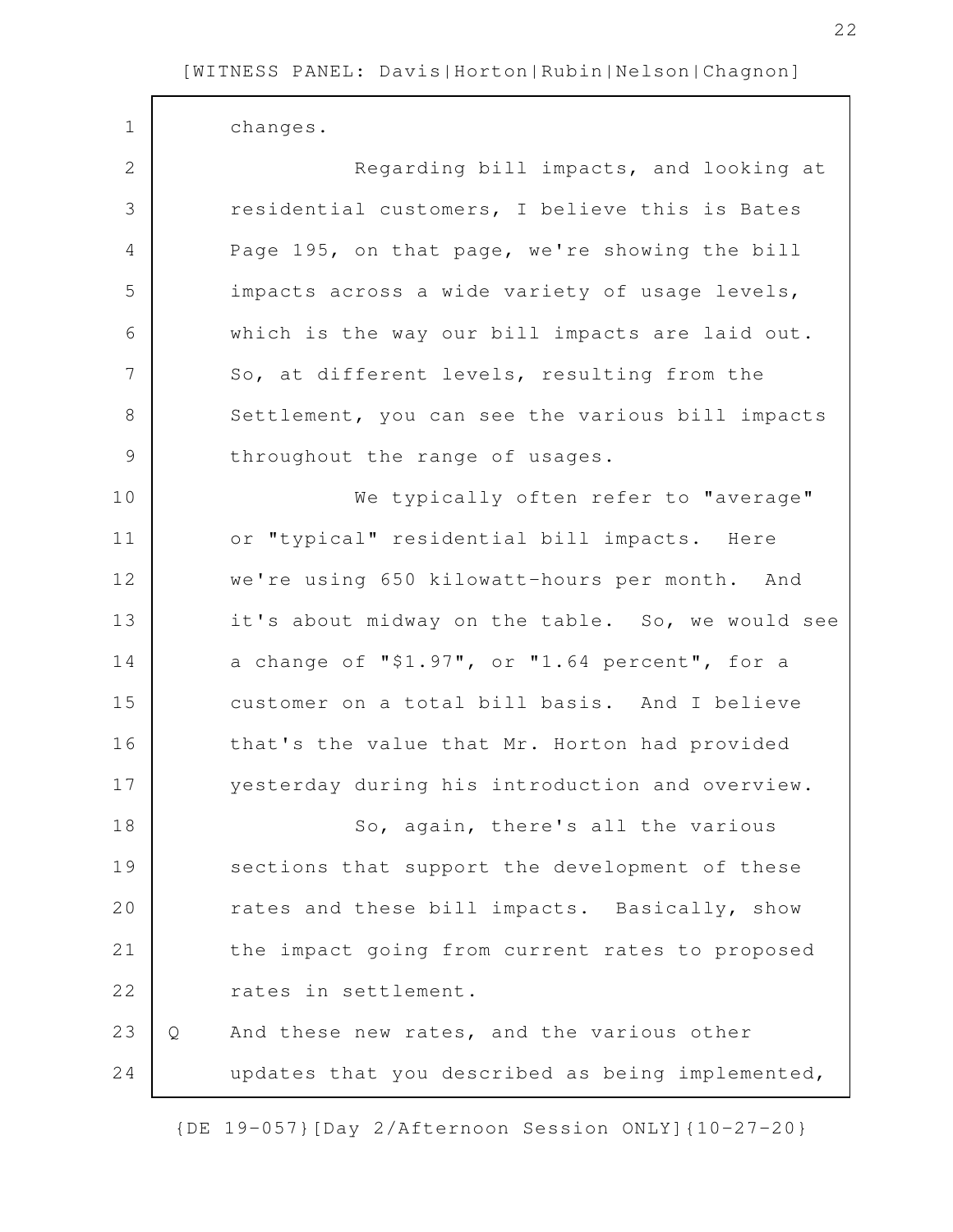changes.

Regarding bill impacts, and looking at residential customers, I believe this is Bates Page 195, on that page, we're showing the bill impacts across a wide variety of usage levels, which is the way our bill impacts are laid out. So, at different levels, resulting from the Settlement, you can see the various bill impacts throughout the range of usages.

We typically often refer to "average" or "typical" residential bill impacts. Here we're using 650 kilowatt-hours per month. And it's about midway on the table. So, we would see a change of "$1.97", or "1.64 percent", for a customer on a total bill basis. And I believe that's the value that Mr. Horton had provided yesterday during his introduction and overview.

So, again, there's all the various sections that support the development of these rates and these bill impacts. Basically, show the impact going from current rates to proposed rates in settlement.

Q And these new rates, and the various other updates that you described as being implemented,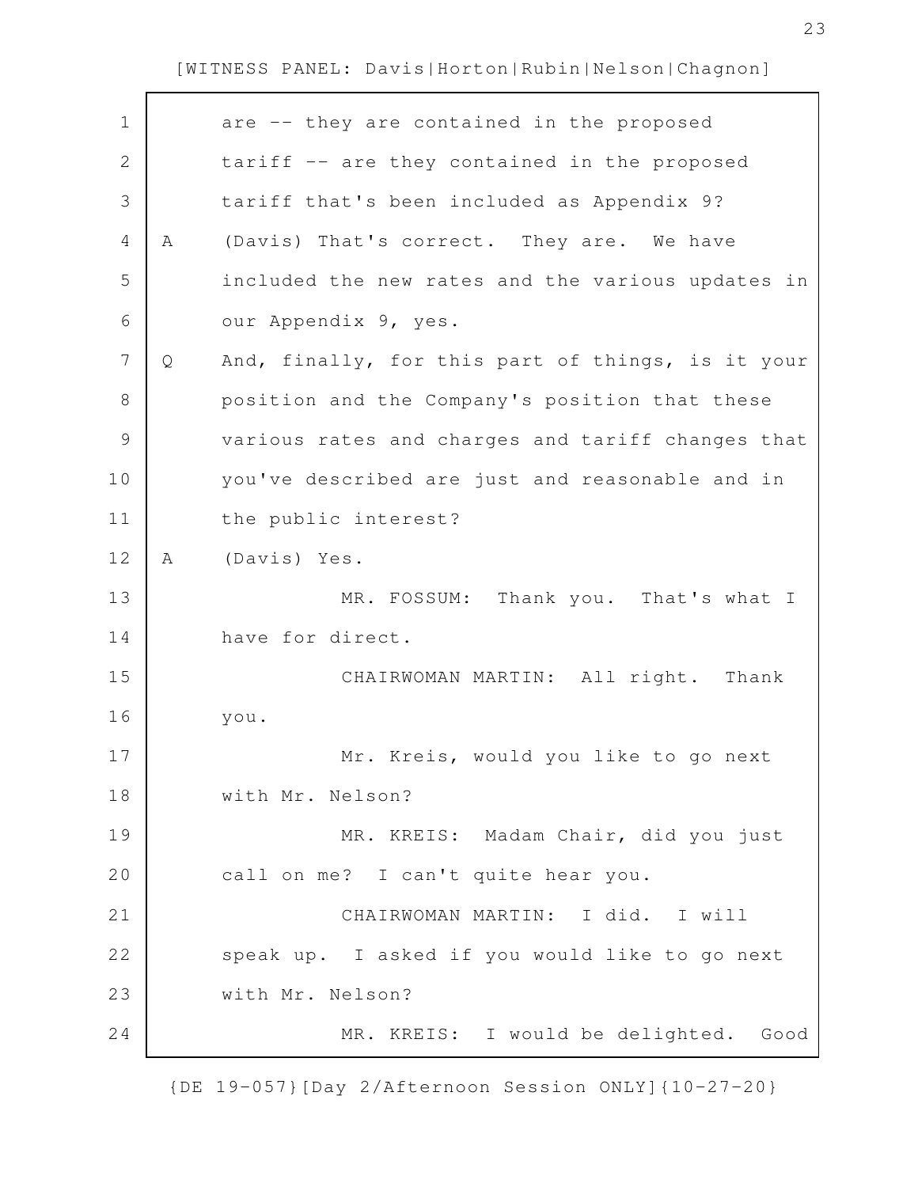are -- they are contained in the proposed tariff -- are they contained in the proposed tariff that's been included as Appendix 9?

A (Davis) That's correct. They are. We have included the new rates and the various updates in our Appendix 9, yes.

Q And, finally, for this part of things, is it your position and the Company's position that these various rates and charges and tariff changes that you've described are just and reasonable and in the public interest?

A (Davis) Yes.

MR. FOSSUM: Thank you. That's what I have for direct.

CHAIRWOMAN MARTIN: All right. Thank you.

Mr. Kreis, would you like to go next with Mr. Nelson?

MR. KREIS: Madam Chair, did you just call on me? I can't quite hear you.

CHAIRWOMAN MARTIN: I did. I will speak up. I asked if you would like to go next with Mr. Nelson?

MR. KREIS: I would be delighted. Good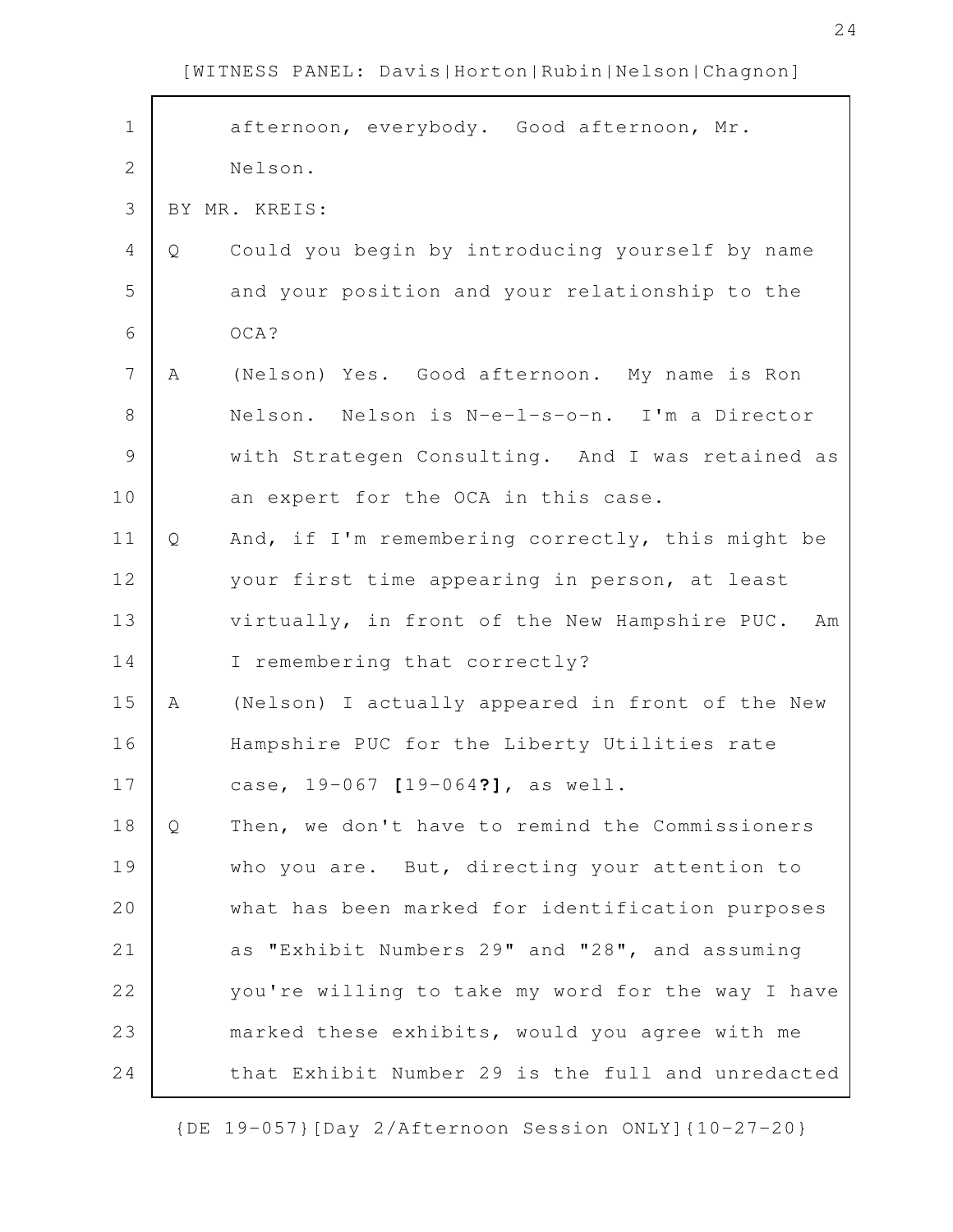afternoon, everybody. Good afternoon, Mr. Nelson.

BY MR. KREIS:

Q Could you begin by introducing yourself by name and your position and your relationship to the OCA?

A (Nelson) Yes. Good afternoon. My name is Ron Nelson. Nelson is N-e-l-s-o-n. I'm a Director with Strategen Consulting. And I was retained as an expert for the OCA in this case.

Q And, if I'm remembering correctly, this might be your first time appearing in person, at least virtually, in front of the New Hampshire PUC. Am I remembering that correctly?

A (Nelson) I actually appeared in front of the New Hampshire PUC for the Liberty Utilities rate case, 19-067 **[**19-064**?]**, as well.

Q Then, we don't have to remind the Commissioners who you are. But, directing your attention to what has been marked for identification purposes as "Exhibit Numbers 29" and "28", and assuming you're willing to take my word for the way I have marked these exhibits, would you agree with me that Exhibit Number 29 is the full and unredacted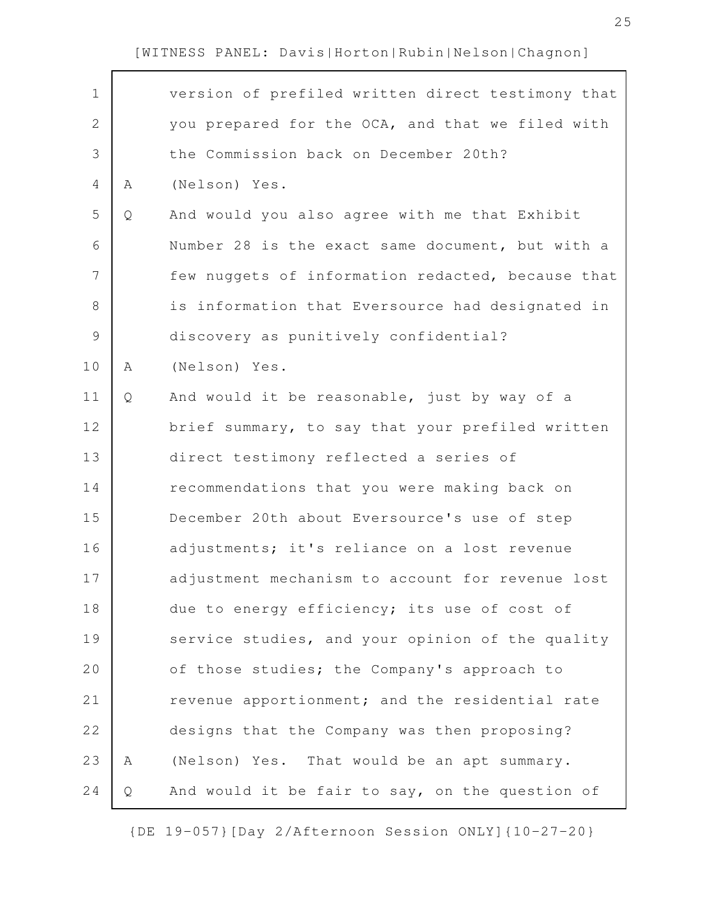[WITNESS PANEL: Davis|Horton|Rubin|Nelson|Chagnon]

1 version of prefiled written direct testimony that
2 you prepared for the OCA, and that we filed with
3 the Commission back on December 20th?
4 A (Nelson) Yes.
5 Q And would you also agree with me that Exhibit
6 Number 28 is the exact same document, but with a
7 few nuggets of information redacted, because that
8 is information that Eversource had designated in
9 discovery as punitively confidential?
10 A (Nelson) Yes.
11 Q And would it be reasonable, just by way of a
12 brief summary, to say that your prefiled written
13 direct testimony reflected a series of
14 recommendations that you were making back on
15 December 20th about Eversource's use of step
16 adjustments; it's reliance on a lost revenue
17 adjustment mechanism to account for revenue lost
18 due to energy efficiency; its use of cost of
19 service studies, and your opinion of the quality
20 of those studies; the Company's approach to
21 revenue apportionment; and the residential rate
22 designs that the Company was then proposing?
23 A (Nelson) Yes. That would be an apt summary.
24 Q And would it be fair to say, on the question of

{DE 19-057}[Day 2/Afternoon Session ONLY]{10-27-20}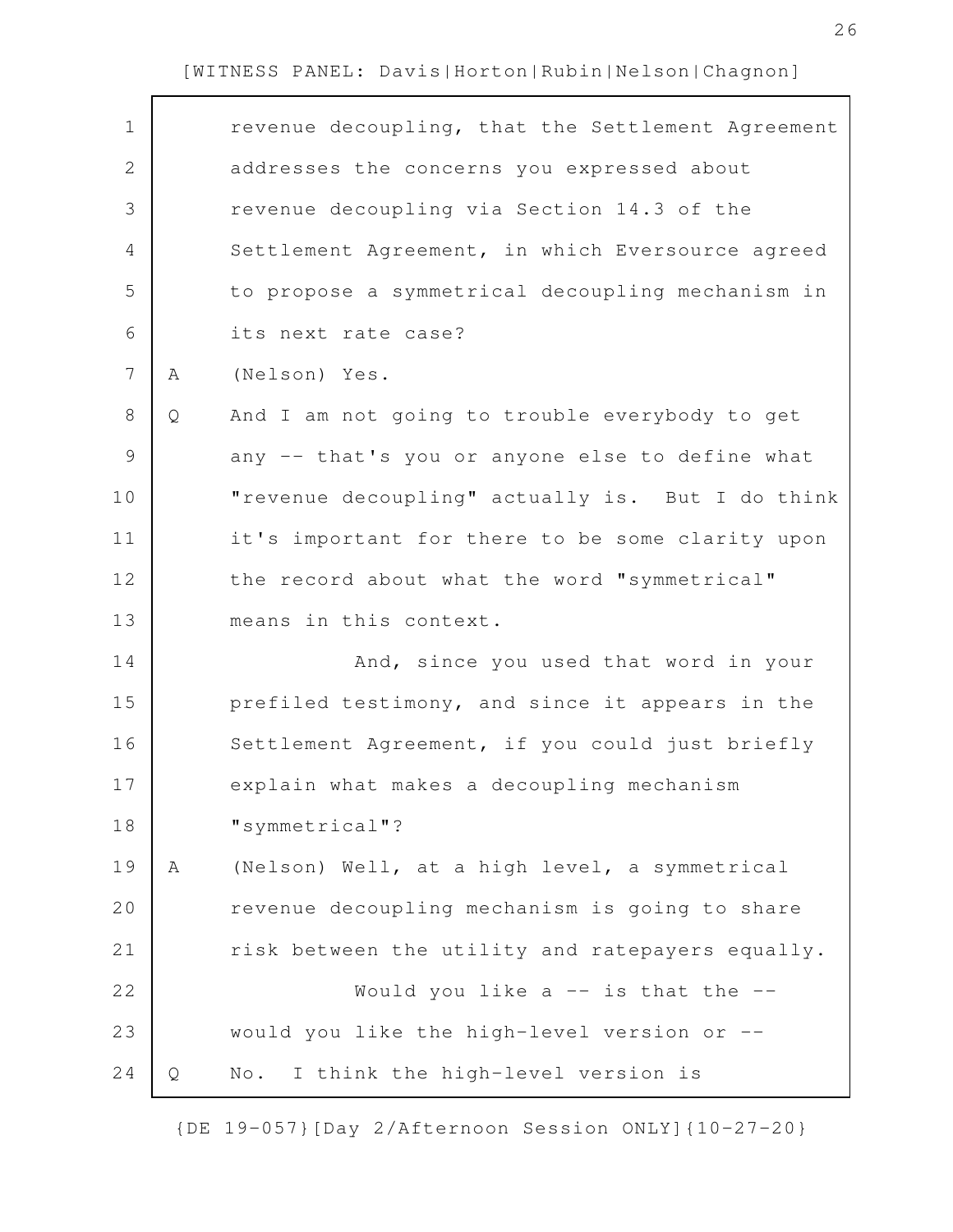revenue decoupling, that the Settlement Agreement addresses the concerns you expressed about revenue decoupling via Section 14.3 of the Settlement Agreement, in which Eversource agreed to propose a symmetrical decoupling mechanism in its next rate case?

A (Nelson) Yes.

Q And I am not going to trouble everybody to get any -- that's you or anyone else to define what "revenue decoupling" actually is. But I do think it's important for there to be some clarity upon the record about what the word "symmetrical" means in this context.

And, since you used that word in your prefiled testimony, and since it appears in the Settlement Agreement, if you could just briefly explain what makes a decoupling mechanism "symmetrical"?

A (Nelson) Well, at a high level, a symmetrical revenue decoupling mechanism is going to share risk between the utility and ratepayers equally.

Would you like a -- is that the -- would you like the high-level version or --

Q No. I think the high-level version is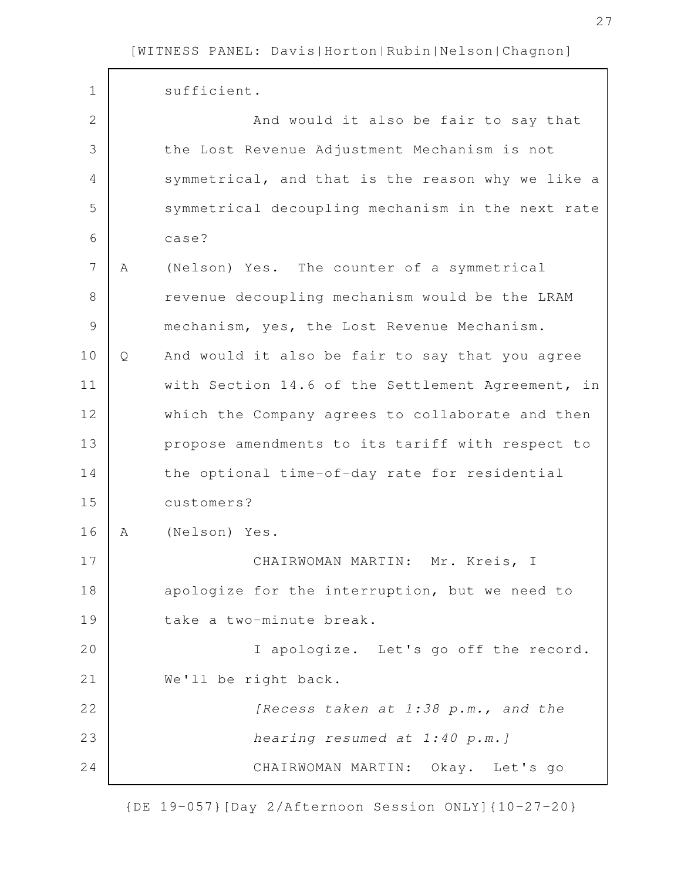sufficient.

And would it also be fair to say that the Lost Revenue Adjustment Mechanism is not symmetrical, and that is the reason why we like a symmetrical decoupling mechanism in the next rate case?

A (Nelson) Yes. The counter of a symmetrical revenue decoupling mechanism would be the LRAM mechanism, yes, the Lost Revenue Mechanism.

Q And would it also be fair to say that you agree with Section 14.6 of the Settlement Agreement, in which the Company agrees to collaborate and then propose amendments to its tariff with respect to the optional time-of-day rate for residential customers?

A (Nelson) Yes.

CHAIRWOMAN MARTIN: Mr. Kreis, I apologize for the interruption, but we need to take a two-minute break.

I apologize. Let's go off the record. We'll be right back.

*[Recess taken at 1:38 p.m., and the hearing resumed at 1:40 p.m.]*

CHAIRWOMAN MARTIN: Okay. Let's go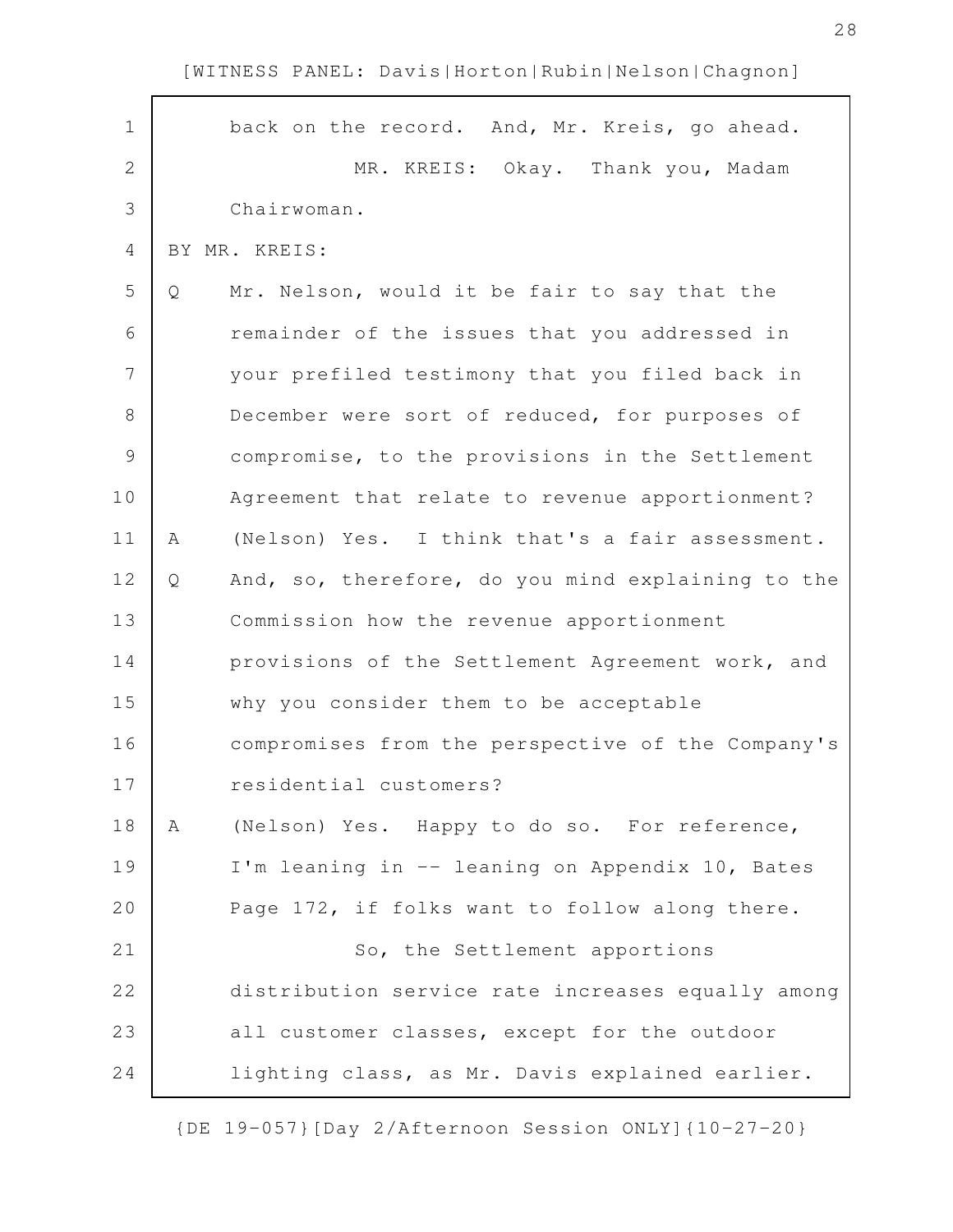back on the record. And, Mr. Kreis, go ahead.

MR. KREIS: Okay. Thank you, Madam Chairwoman.

BY MR. KREIS:

Q Mr. Nelson, would it be fair to say that the remainder of the issues that you addressed in your prefiled testimony that you filed back in December were sort of reduced, for purposes of compromise, to the provisions in the Settlement Agreement that relate to revenue apportionment?

A (Nelson) Yes. I think that's a fair assessment.

Q And, so, therefore, do you mind explaining to the Commission how the revenue apportionment provisions of the Settlement Agreement work, and why you consider them to be acceptable compromises from the perspective of the Company's residential customers?

A (Nelson) Yes. Happy to do so. For reference, I'm leaning in -- leaning on Appendix 10, Bates Page 172, if folks want to follow along there.

So, the Settlement apportions distribution service rate increases equally among all customer classes, except for the outdoor lighting class, as Mr. Davis explained earlier.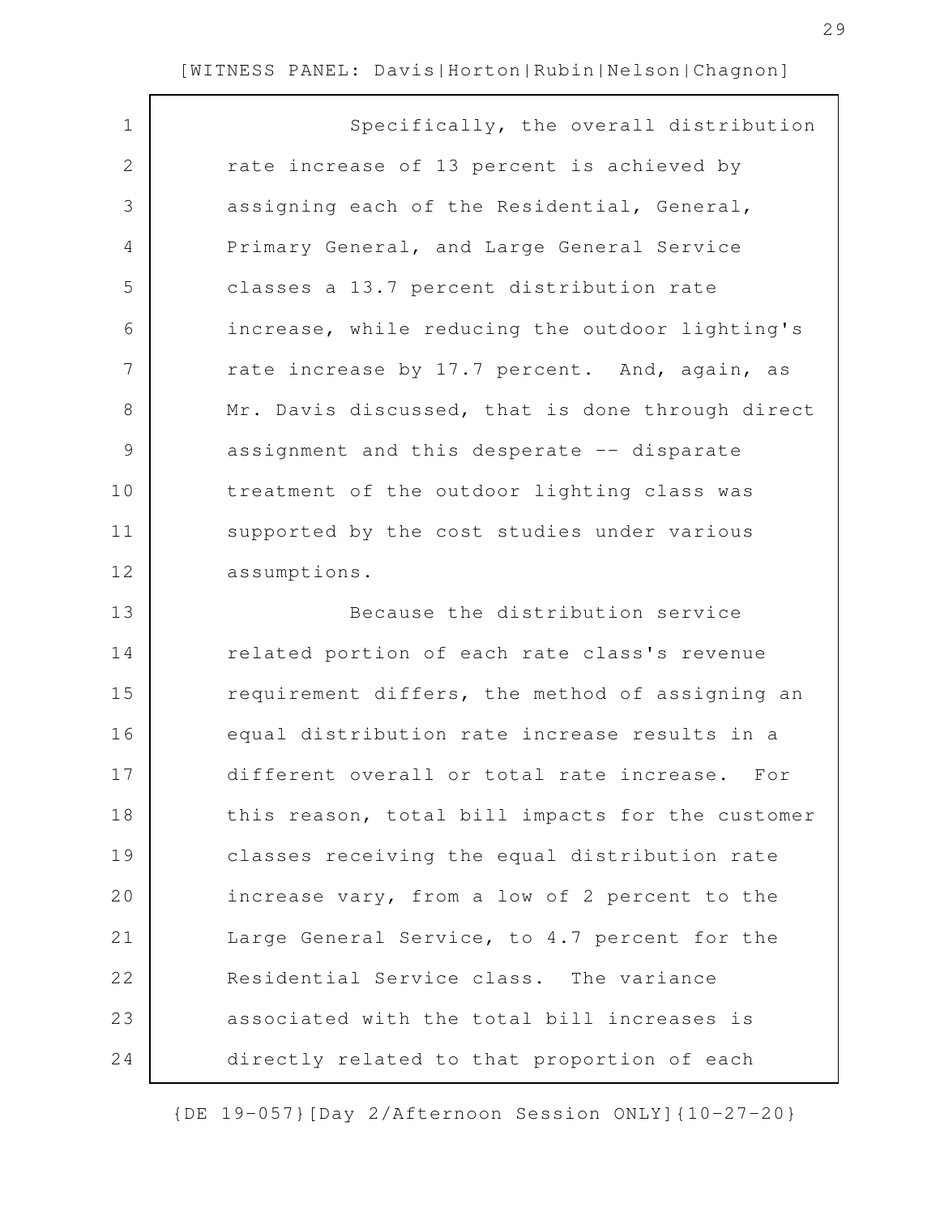Specifically, the overall distribution rate increase of 13 percent is achieved by assigning each of the Residential, General, Primary General, and Large General Service classes a 13.7 percent distribution rate increase, while reducing the outdoor lighting's rate increase by 17.7 percent. And, again, as Mr. Davis discussed, that is done through direct assignment and this desperate -- disparate treatment of the outdoor lighting class was supported by the cost studies under various assumptions.

Because the distribution service related portion of each rate class's revenue requirement differs, the method of assigning an equal distribution rate increase results in a different overall or total rate increase. For this reason, total bill impacts for the customer classes receiving the equal distribution rate increase vary, from a low of 2 percent to the Large General Service, to 4.7 percent for the Residential Service class. The variance associated with the total bill increases is directly related to that proportion of each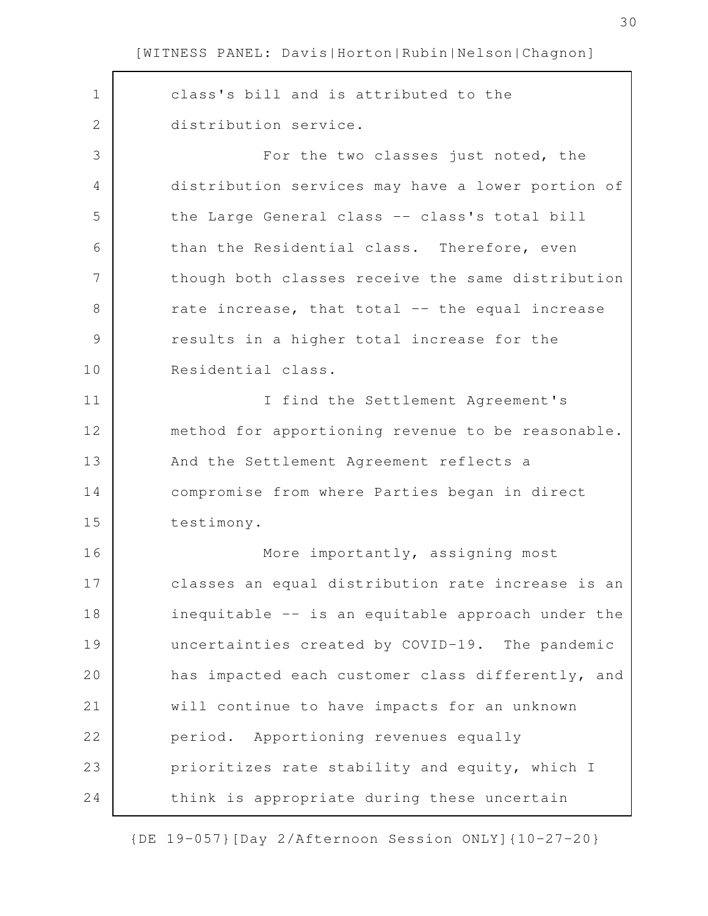class's bill and is attributed to the distribution service.

For the two classes just noted, the distribution services may have a lower portion of the Large General class -- class's total bill than the Residential class. Therefore, even though both classes receive the same distribution rate increase, that total -- the equal increase results in a higher total increase for the Residential class.

I find the Settlement Agreement's method for apportioning revenue to be reasonable. And the Settlement Agreement reflects a compromise from where Parties began in direct testimony.

More importantly, assigning most classes an equal distribution rate increase is an inequitable -- is an equitable approach under the uncertainties created by COVID-19. The pandemic has impacted each customer class differently, and will continue to have impacts for an unknown period. Apportioning revenues equally prioritizes rate stability and equity, which I think is appropriate during these uncertain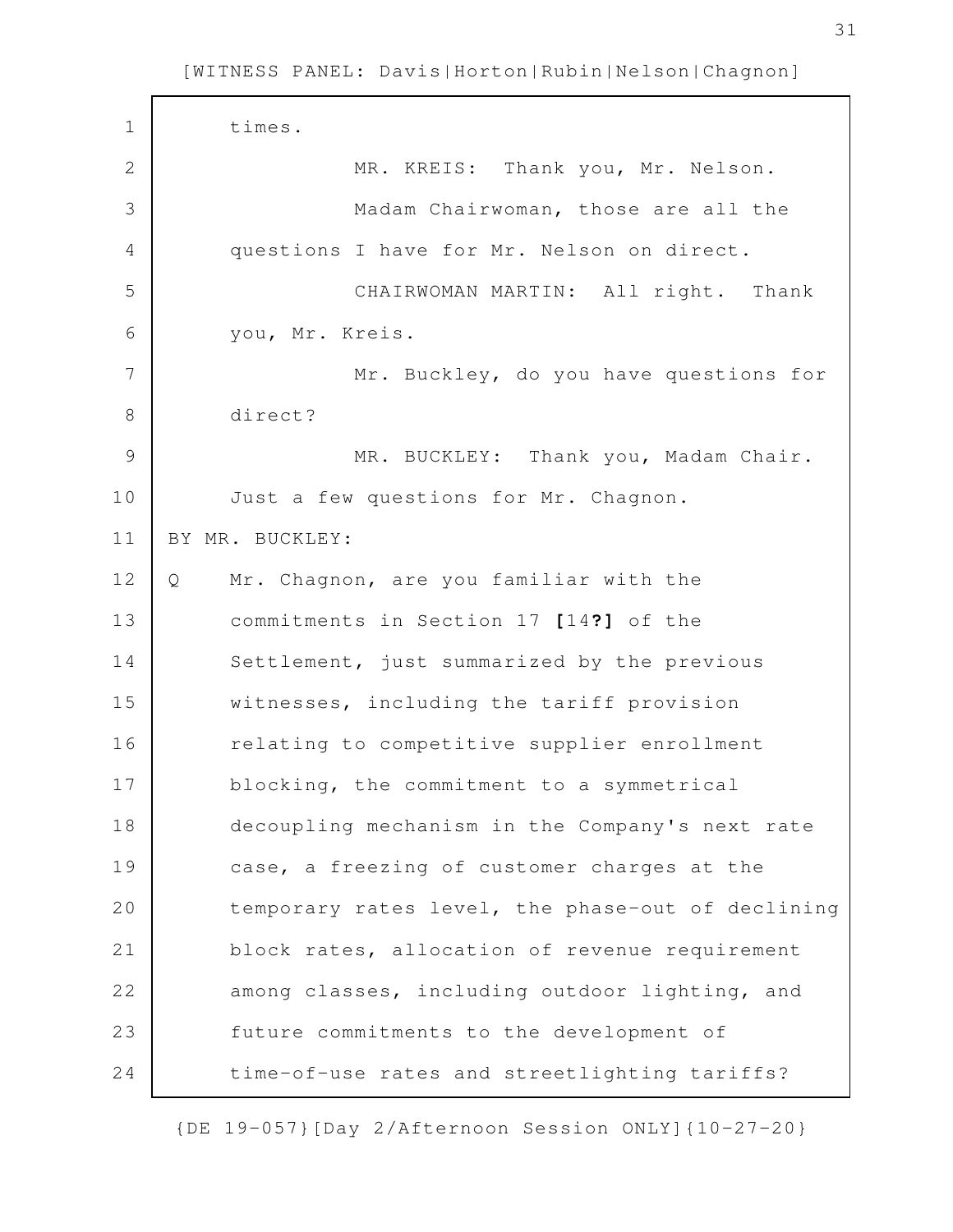times.

MR. KREIS: Thank you, Mr. Nelson.

Madam Chairwoman, those are all the questions I have for Mr. Nelson on direct.

CHAIRWOMAN MARTIN: All right. Thank you, Mr. Kreis.

Mr. Buckley, do you have questions for direct?

MR. BUCKLEY: Thank you, Madam Chair. Just a few questions for Mr. Chagnon.

BY MR. BUCKLEY:

Q Mr. Chagnon, are you familiar with the commitments in Section 17 **[**14**?]** of the Settlement, just summarized by the previous witnesses, including the tariff provision relating to competitive supplier enrollment blocking, the commitment to a symmetrical decoupling mechanism in the Company's next rate case, a freezing of customer charges at the temporary rates level, the phase-out of declining block rates, allocation of revenue requirement among classes, including outdoor lighting, and future commitments to the development of time-of-use rates and streetlighting tariffs?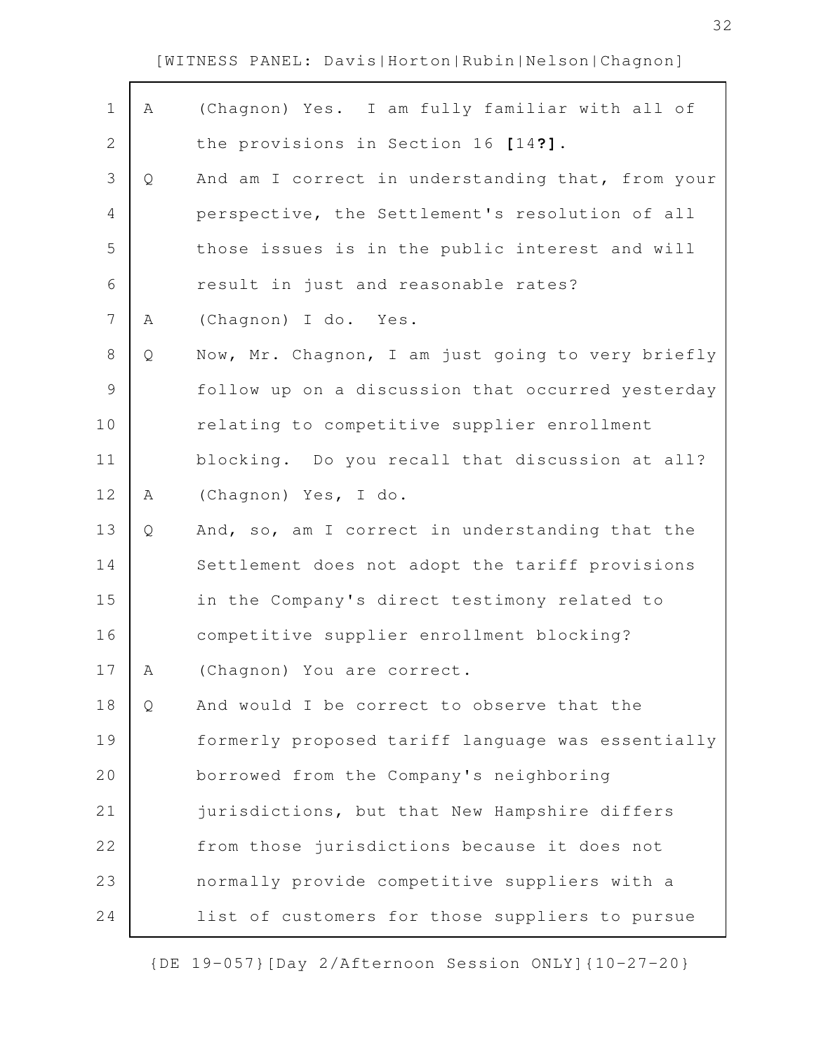[WITNESS PANEL: Davis|Horton|Rubin|Nelson|Chagnon]

A (Chagnon) Yes. I am fully familiar with all of the provisions in Section 16 **[**14**?]**.

Q And am I correct in understanding that, from your perspective, the Settlement's resolution of all those issues is in the public interest and will result in just and reasonable rates?

A (Chagnon) I do. Yes.

Q Now, Mr. Chagnon, I am just going to very briefly follow up on a discussion that occurred yesterday relating to competitive supplier enrollment blocking. Do you recall that discussion at all?

A (Chagnon) Yes, I do.

Q And, so, am I correct in understanding that the Settlement does not adopt the tariff provisions in the Company's direct testimony related to competitive supplier enrollment blocking?

A (Chagnon) You are correct.

Q And would I be correct to observe that the formerly proposed tariff language was essentially borrowed from the Company's neighboring jurisdictions, but that New Hampshire differs from those jurisdictions because it does not normally provide competitive suppliers with a list of customers for those suppliers to pursue

{DE 19-057}[Day 2/Afternoon Session ONLY]{10-27-20}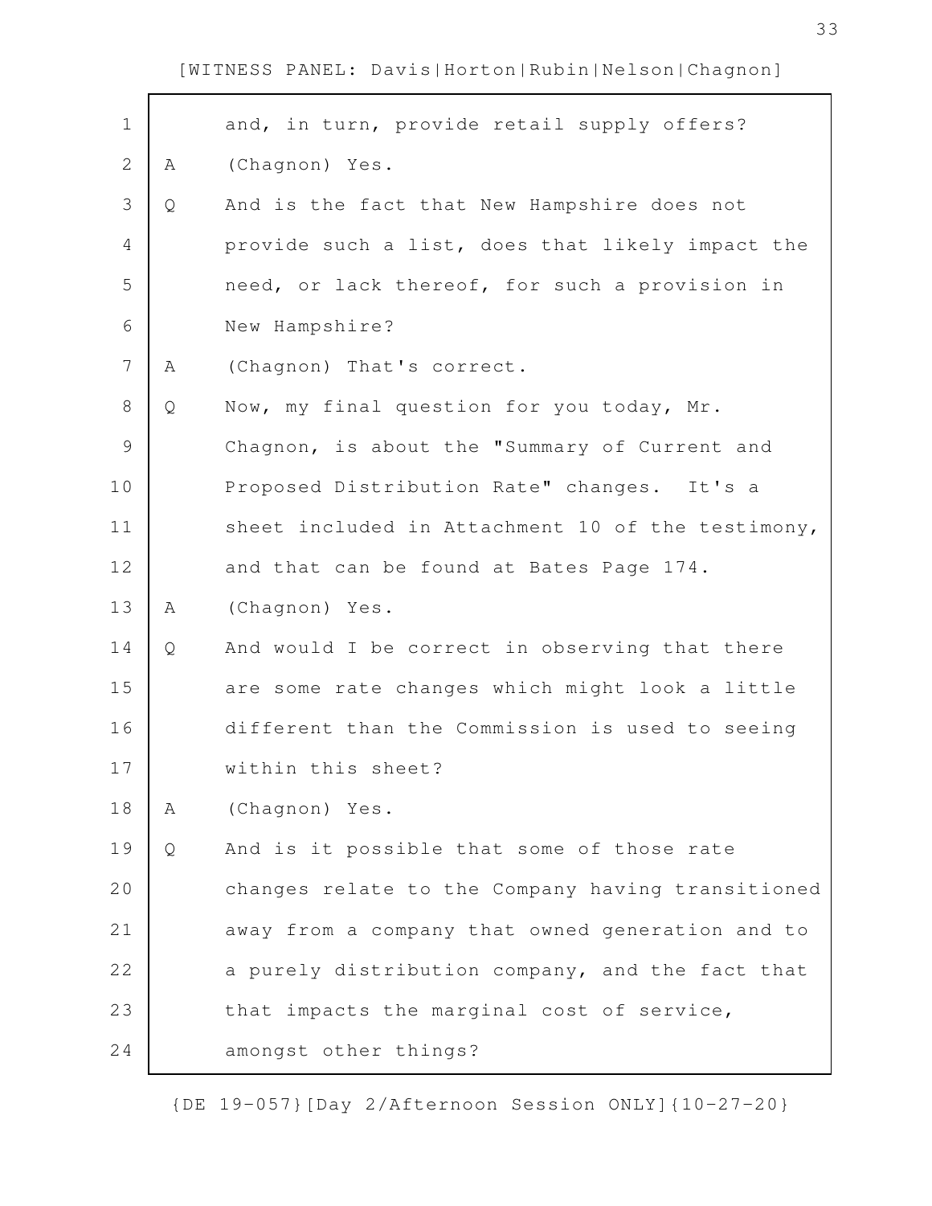and, in turn, provide retail supply offers?

A (Chagnon) Yes.

Q And is the fact that New Hampshire does not provide such a list, does that likely impact the need, or lack thereof, for such a provision in New Hampshire?

A (Chagnon) That's correct.

Q Now, my final question for you today, Mr. Chagnon, is about the "Summary of Current and Proposed Distribution Rate" changes. It's a sheet included in Attachment 10 of the testimony, and that can be found at Bates Page 174.

A (Chagnon) Yes.

Q And would I be correct in observing that there are some rate changes which might look a little different than the Commission is used to seeing within this sheet?

A (Chagnon) Yes.

Q And is it possible that some of those rate changes relate to the Company having transitioned away from a company that owned generation and to a purely distribution company, and the fact that that impacts the marginal cost of service, amongst other things?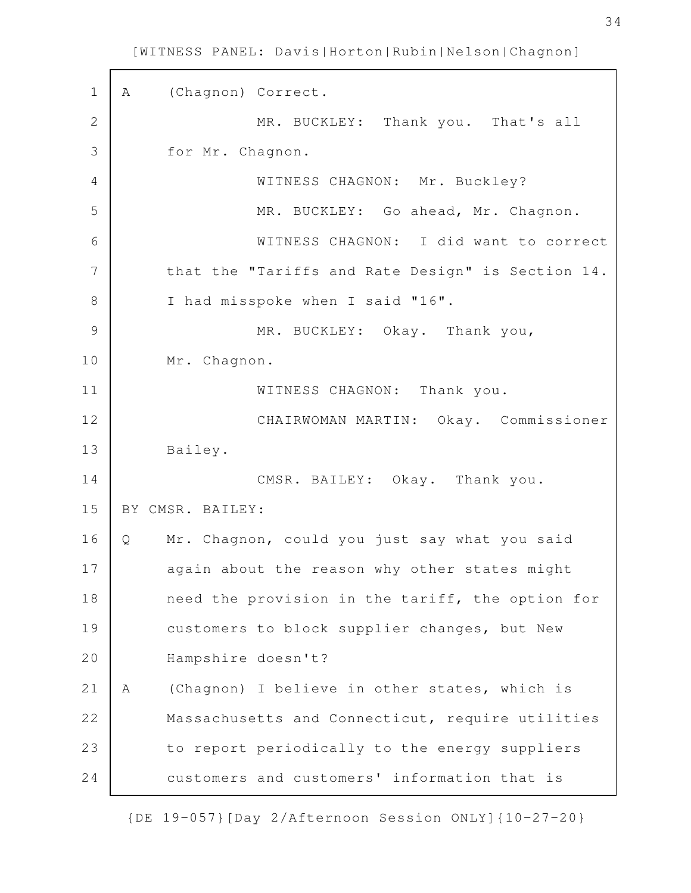A (Chagnon) Correct.

MR. BUCKLEY: Thank you. That's all for Mr. Chagnon.

WITNESS CHAGNON: Mr. Buckley?

MR. BUCKLEY: Go ahead, Mr. Chagnon.

WITNESS CHAGNON: I did want to correct that the "Tariffs and Rate Design" is Section 14. I had misspoke when I said "16".

MR. BUCKLEY: Okay. Thank you, Mr. Chagnon.

WITNESS CHAGNON: Thank you.

CHAIRWOMAN MARTIN: Okay. Commissioner Bailey.

CMSR. BAILEY: Okay. Thank you.

BY CMSR. BAILEY:

Q Mr. Chagnon, could you just say what you said again about the reason why other states might need the provision in the tariff, the option for customers to block supplier changes, but New Hampshire doesn't?

A (Chagnon) I believe in other states, which is Massachusetts and Connecticut, require utilities to report periodically to the energy suppliers customers and customers' information that is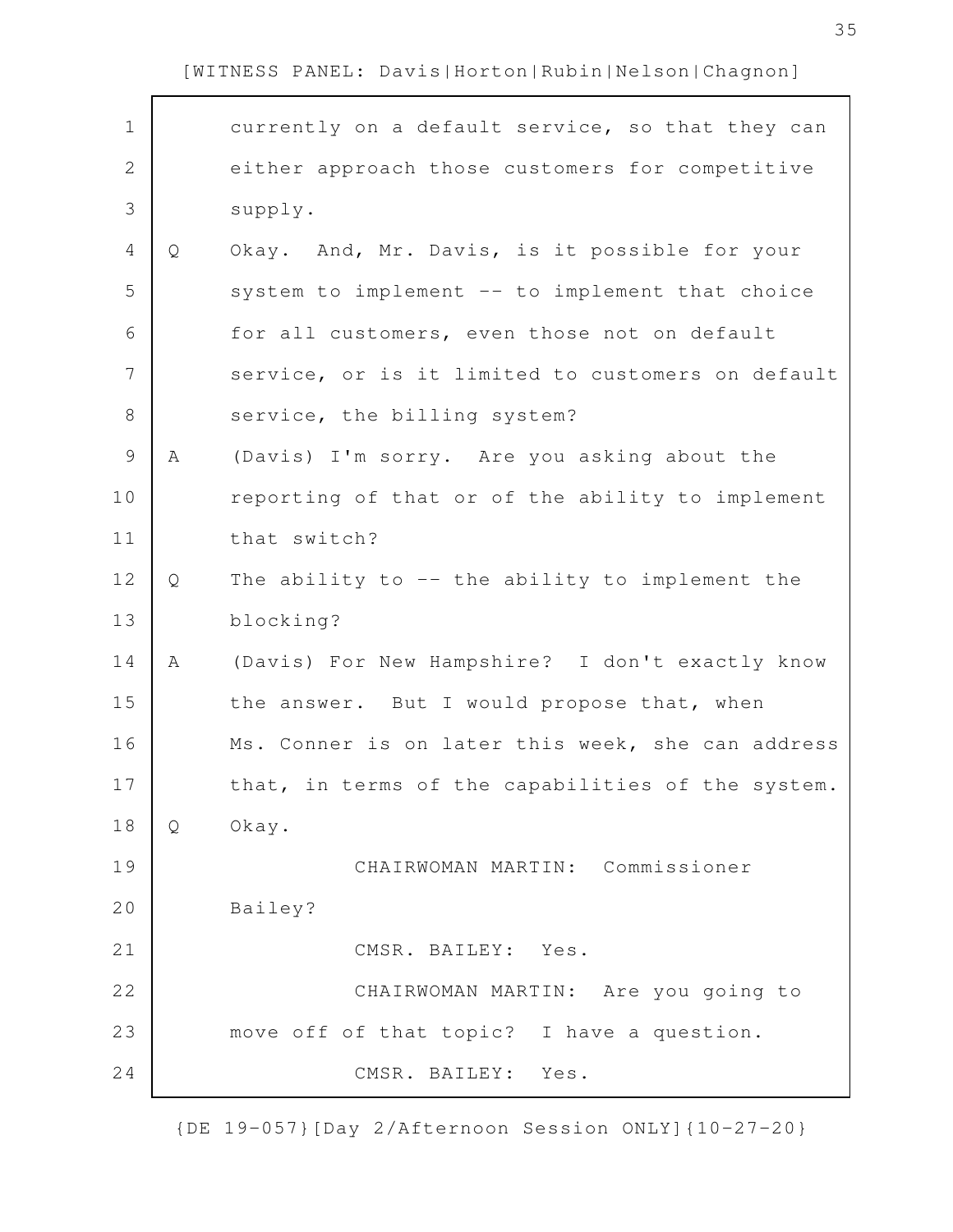currently on a default service, so that they can either approach those customers for competitive supply.

Q Okay. And, Mr. Davis, is it possible for your system to implement -- to implement that choice for all customers, even those not on default service, or is it limited to customers on default service, the billing system?

A (Davis) I'm sorry. Are you asking about the reporting of that or of the ability to implement that switch?

Q The ability to -- the ability to implement the blocking?

A (Davis) For New Hampshire? I don't exactly know the answer. But I would propose that, when Ms. Conner is on later this week, she can address that, in terms of the capabilities of the system.

Q Okay.

CHAIRWOMAN MARTIN: Commissioner Bailey?

CMSR. BAILEY: Yes.

CHAIRWOMAN MARTIN: Are you going to move off of that topic? I have a question.

CMSR. BAILEY: Yes.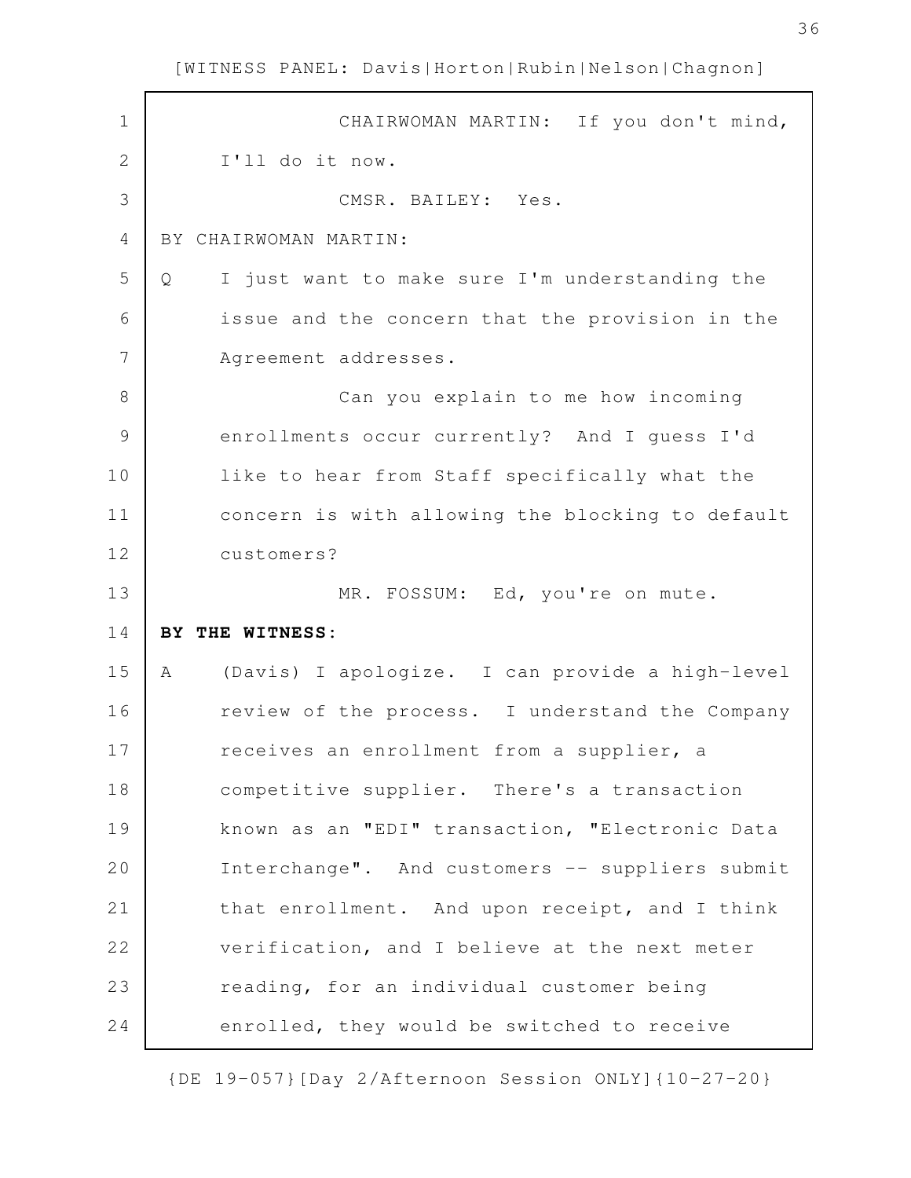CHAIRWOMAN MARTIN: If you don't mind, I'll do it now.

CMSR. BAILEY: Yes.

BY CHAIRWOMAN MARTIN:

Q I just want to make sure I'm understanding the issue and the concern that the provision in the Agreement addresses.

Can you explain to me how incoming enrollments occur currently? And I guess I'd like to hear from Staff specifically what the concern is with allowing the blocking to default customers?

MR. FOSSUM: Ed, you're on mute.

**BY THE WITNESS:**

A (Davis) I apologize. I can provide a high-level review of the process. I understand the Company receives an enrollment from a supplier, a competitive supplier. There's a transaction known as an "EDI" transaction, "Electronic Data Interchange". And customers -- suppliers submit that enrollment. And upon receipt, and I think verification, and I believe at the next meter reading, for an individual customer being enrolled, they would be switched to receive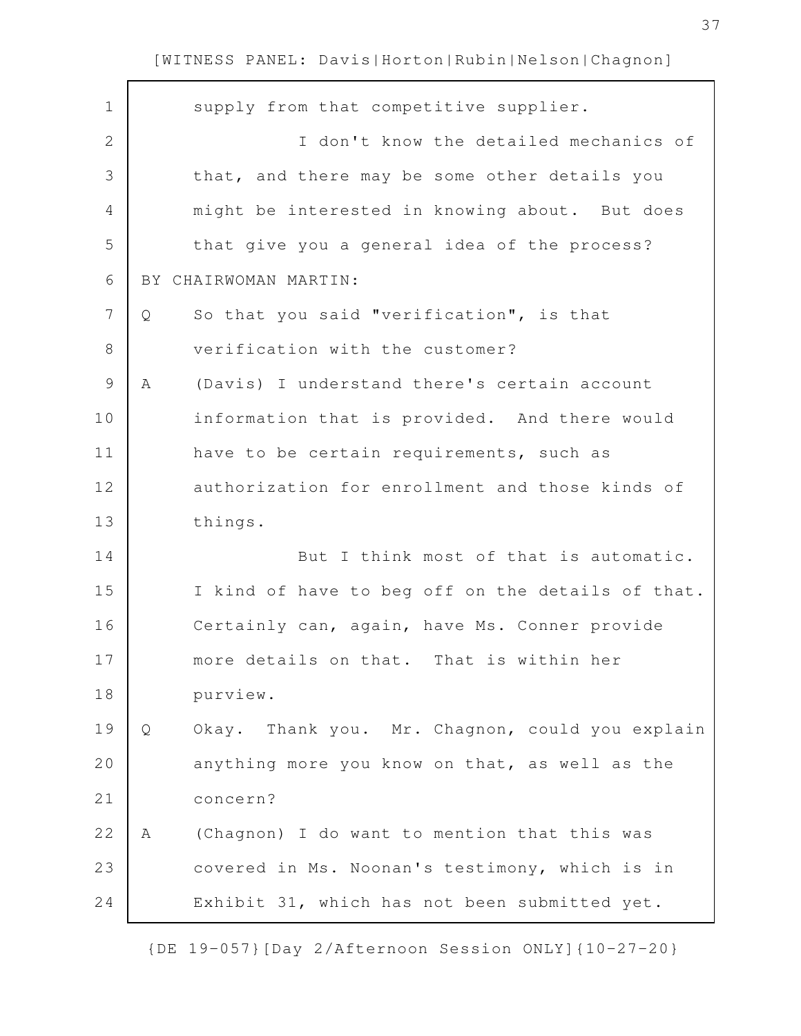supply from that competitive supplier.

I don't know the detailed mechanics of that, and there may be some other details you might be interested in knowing about. But does that give you a general idea of the process?

BY CHAIRWOMAN MARTIN:

Q So that you said "verification", is that verification with the customer?

A (Davis) I understand there's certain account information that is provided. And there would have to be certain requirements, such as authorization for enrollment and those kinds of things.

But I think most of that is automatic. I kind of have to beg off on the details of that. Certainly can, again, have Ms. Conner provide more details on that. That is within her purview.

Q Okay. Thank you. Mr. Chagnon, could you explain anything more you know on that, as well as the concern?

A (Chagnon) I do want to mention that this was covered in Ms. Noonan's testimony, which is in Exhibit 31, which has not been submitted yet.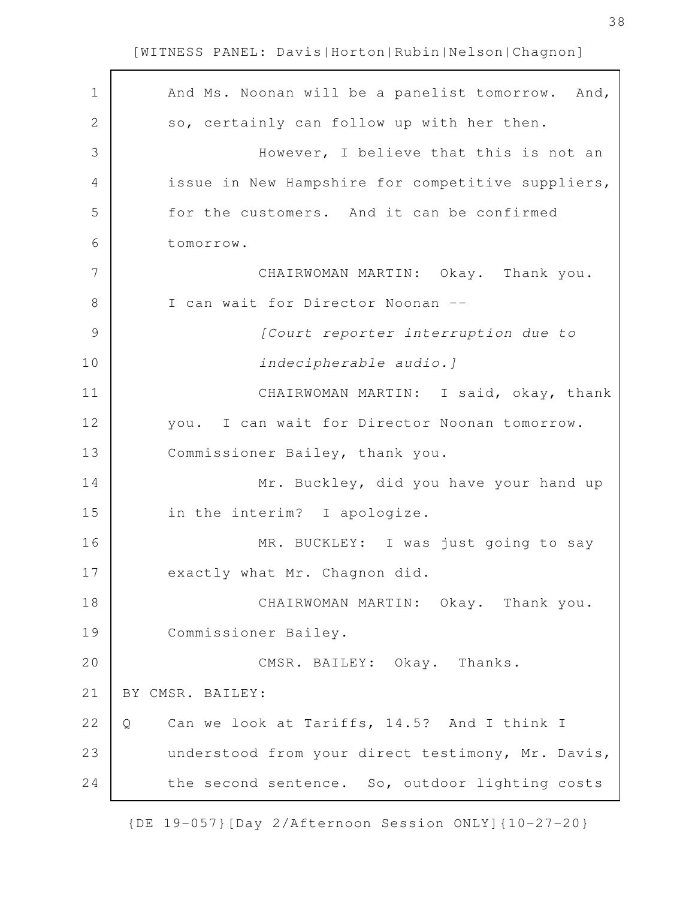And Ms. Noonan will be a panelist tomorrow. And, so, certainly can follow up with her then.

However, I believe that this is not an issue in New Hampshire for competitive suppliers, for the customers. And it can be confirmed tomorrow.

CHAIRWOMAN MARTIN: Okay. Thank you. I can wait for Director Noonan --

*[Court reporter interruption due to indecipherable audio.]*

CHAIRWOMAN MARTIN: I said, okay, thank you. I can wait for Director Noonan tomorrow. Commissioner Bailey, thank you.

Mr. Buckley, did you have your hand up in the interim? I apologize.

MR. BUCKLEY: I was just going to say exactly what Mr. Chagnon did.

CHAIRWOMAN MARTIN: Okay. Thank you. Commissioner Bailey.

CMSR. BAILEY: Okay. Thanks.

BY CMSR. BAILEY:

Q Can we look at Tariffs, 14.5? And I think I understood from your direct testimony, Mr. Davis, the second sentence. So, outdoor lighting costs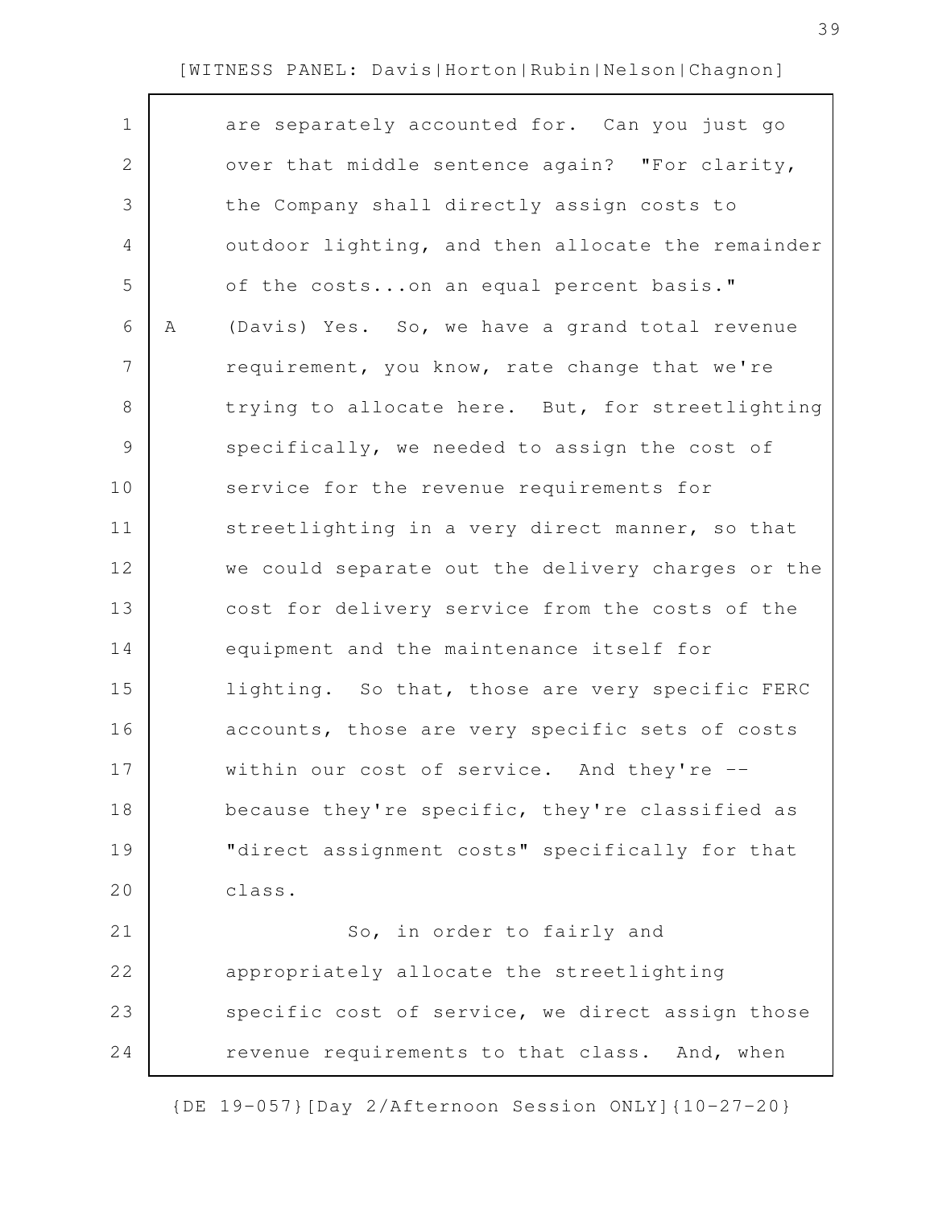are separately accounted for. Can you just go over that middle sentence again? "For clarity, the Company shall directly assign costs to outdoor lighting, and then allocate the remainder of the costs...on an equal percent basis."

A (Davis) Yes. So, we have a grand total revenue requirement, you know, rate change that we're trying to allocate here. But, for streetlighting specifically, we needed to assign the cost of service for the revenue requirements for streetlighting in a very direct manner, so that we could separate out the delivery charges or the cost for delivery service from the costs of the equipment and the maintenance itself for lighting. So that, those are very specific FERC accounts, those are very specific sets of costs within our cost of service. And they're -- because they're specific, they're classified as "direct assignment costs" specifically for that class.

So, in order to fairly and appropriately allocate the streetlighting specific cost of service, we direct assign those revenue requirements to that class. And, when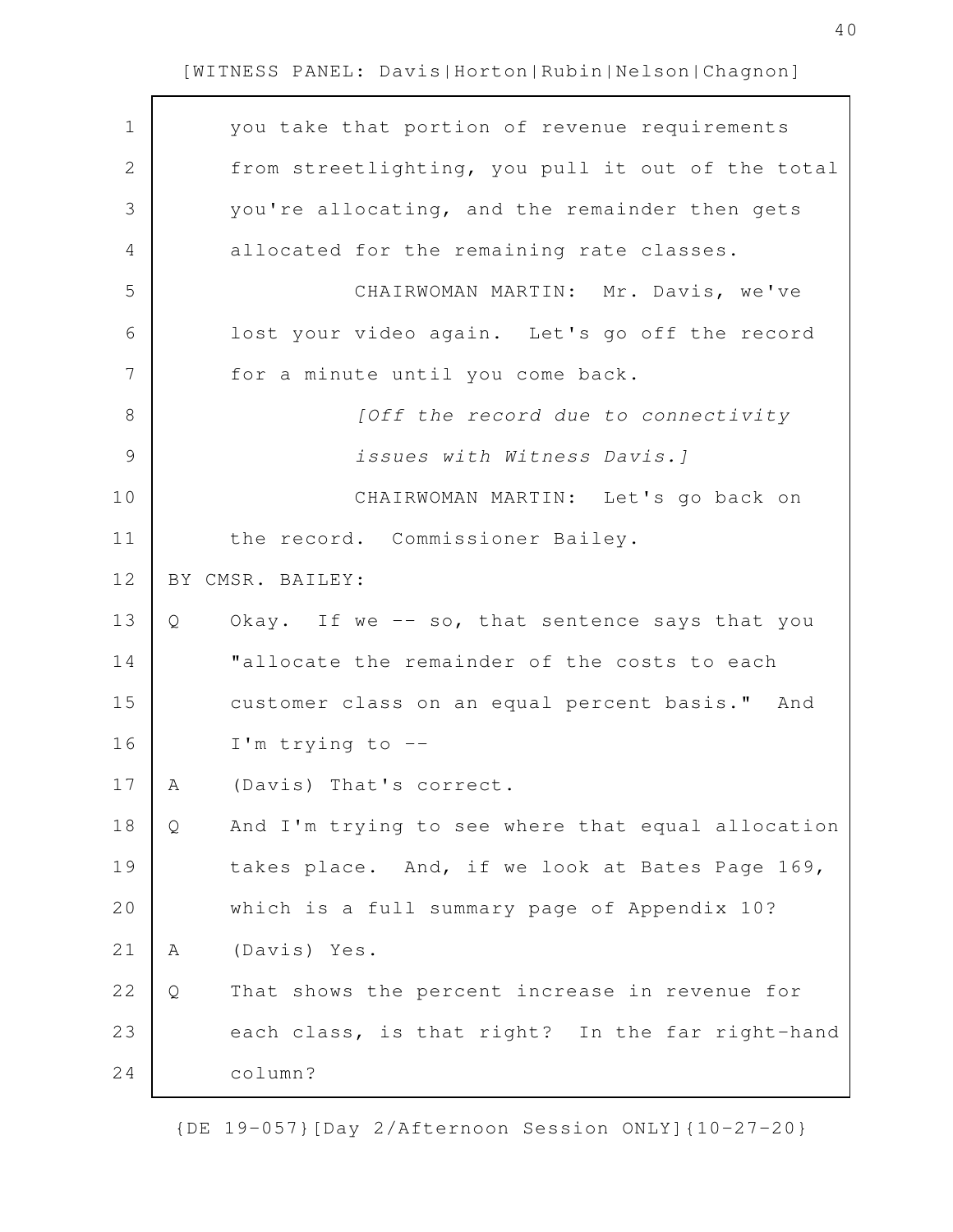you take that portion of revenue requirements from streetlighting, you pull it out of the total you're allocating, and the remainder then gets allocated for the remaining rate classes.

CHAIRWOMAN MARTIN: Mr. Davis, we've lost your video again. Let's go off the record for a minute until you come back.

*[Off the record due to connectivity issues with Witness Davis.]*

CHAIRWOMAN MARTIN: Let's go back on the record. Commissioner Bailey.

BY CMSR. BAILEY:

Q Okay. If we -- so, that sentence says that you "allocate the remainder of the costs to each customer class on an equal percent basis." And I'm trying to --

A (Davis) That's correct.

Q And I'm trying to see where that equal allocation takes place. And, if we look at Bates Page 169, which is a full summary page of Appendix 10?

A (Davis) Yes.

Q That shows the percent increase in revenue for each class, is that right? In the far right-hand column?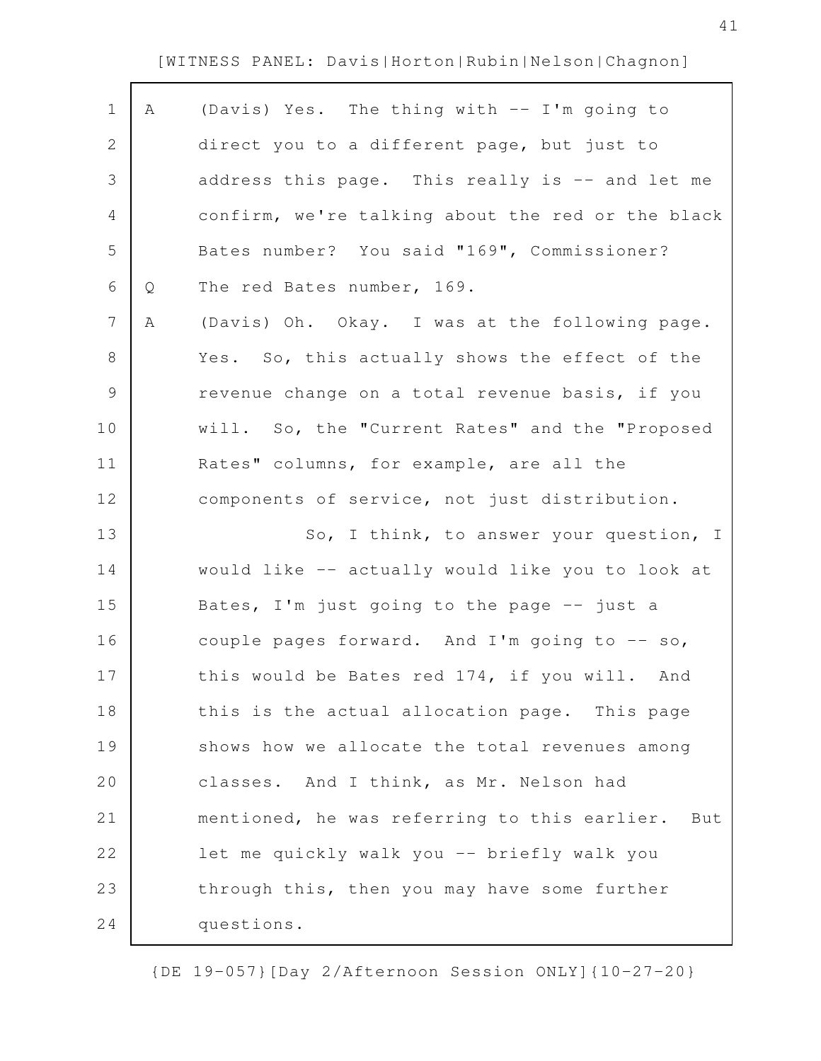A (Davis) Yes. The thing with -- I'm going to direct you to a different page, but just to address this page. This really is -- and let me confirm, we're talking about the red or the black Bates number? You said "169", Commissioner?

Q The red Bates number, 169.

A (Davis) Oh. Okay. I was at the following page. Yes. So, this actually shows the effect of the revenue change on a total revenue basis, if you will. So, the "Current Rates" and the "Proposed Rates" columns, for example, are all the components of service, not just distribution.

So, I think, to answer your question, I would like -- actually would like you to look at Bates, I'm just going to the page -- just a couple pages forward. And I'm going to -- so, this would be Bates red 174, if you will. And this is the actual allocation page. This page shows how we allocate the total revenues among classes. And I think, as Mr. Nelson had mentioned, he was referring to this earlier. But let me quickly walk you -- briefly walk you through this, then you may have some further questions.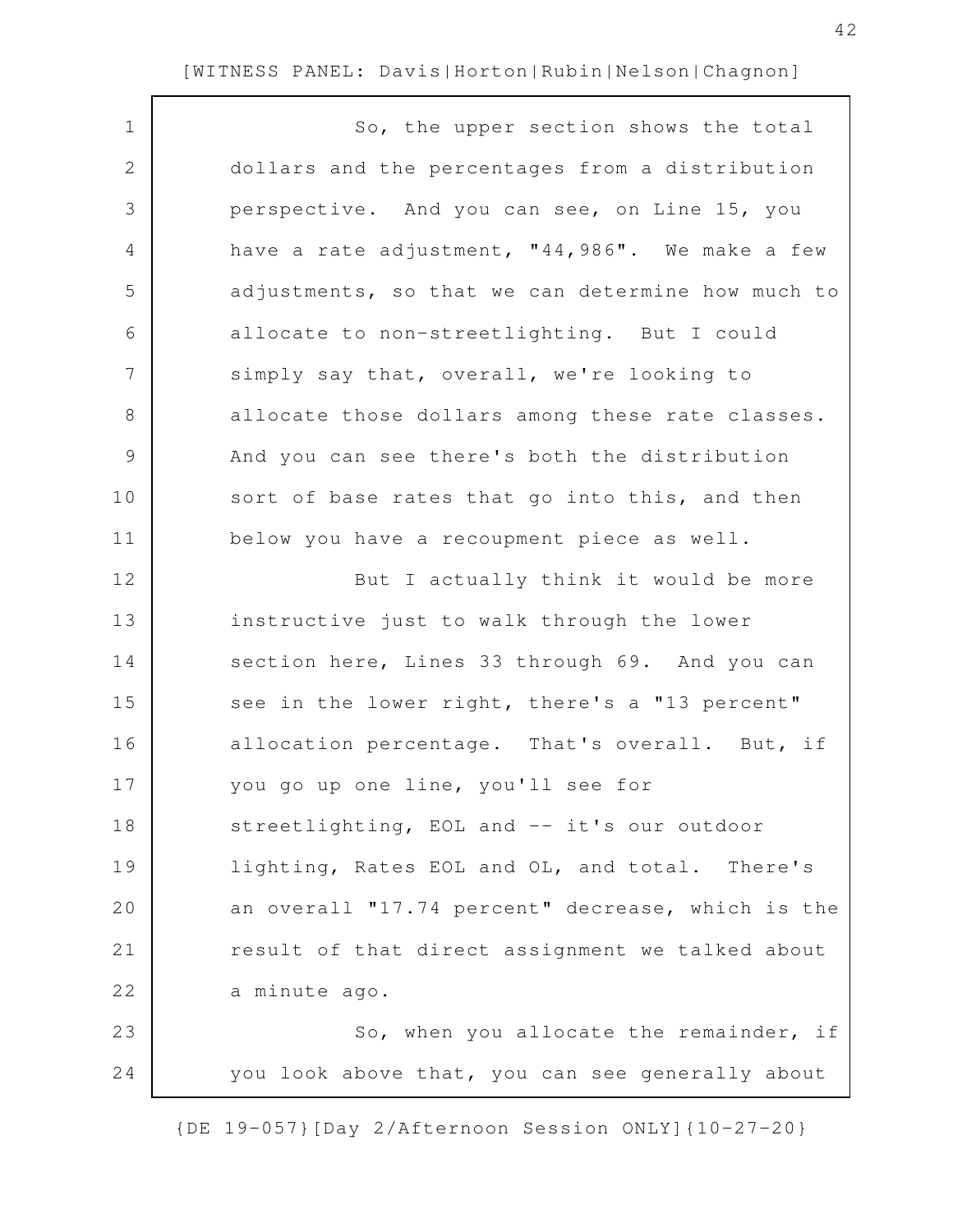[WITNESS PANEL: Davis|Horton|Rubin|Nelson|Chagnon]

So, the upper section shows the total dollars and the percentages from a distribution perspective. And you can see, on Line 15, you have a rate adjustment, "44,986". We make a few adjustments, so that we can determine how much to allocate to non-streetlighting. But I could simply say that, overall, we're looking to allocate those dollars among these rate classes. And you can see there's both the distribution sort of base rates that go into this, and then below you have a recoupment piece as well.

But I actually think it would be more instructive just to walk through the lower section here, Lines 33 through 69. And you can see in the lower right, there's a "13 percent" allocation percentage. That's overall. But, if you go up one line, you'll see for streetlighting, EOL and -- it's our outdoor lighting, Rates EOL and OL, and total. There's an overall "17.74 percent" decrease, which is the result of that direct assignment we talked about a minute ago.

So, when you allocate the remainder, if you look above that, you can see generally about

{DE 19-057}[Day 2/Afternoon Session ONLY]{10-27-20}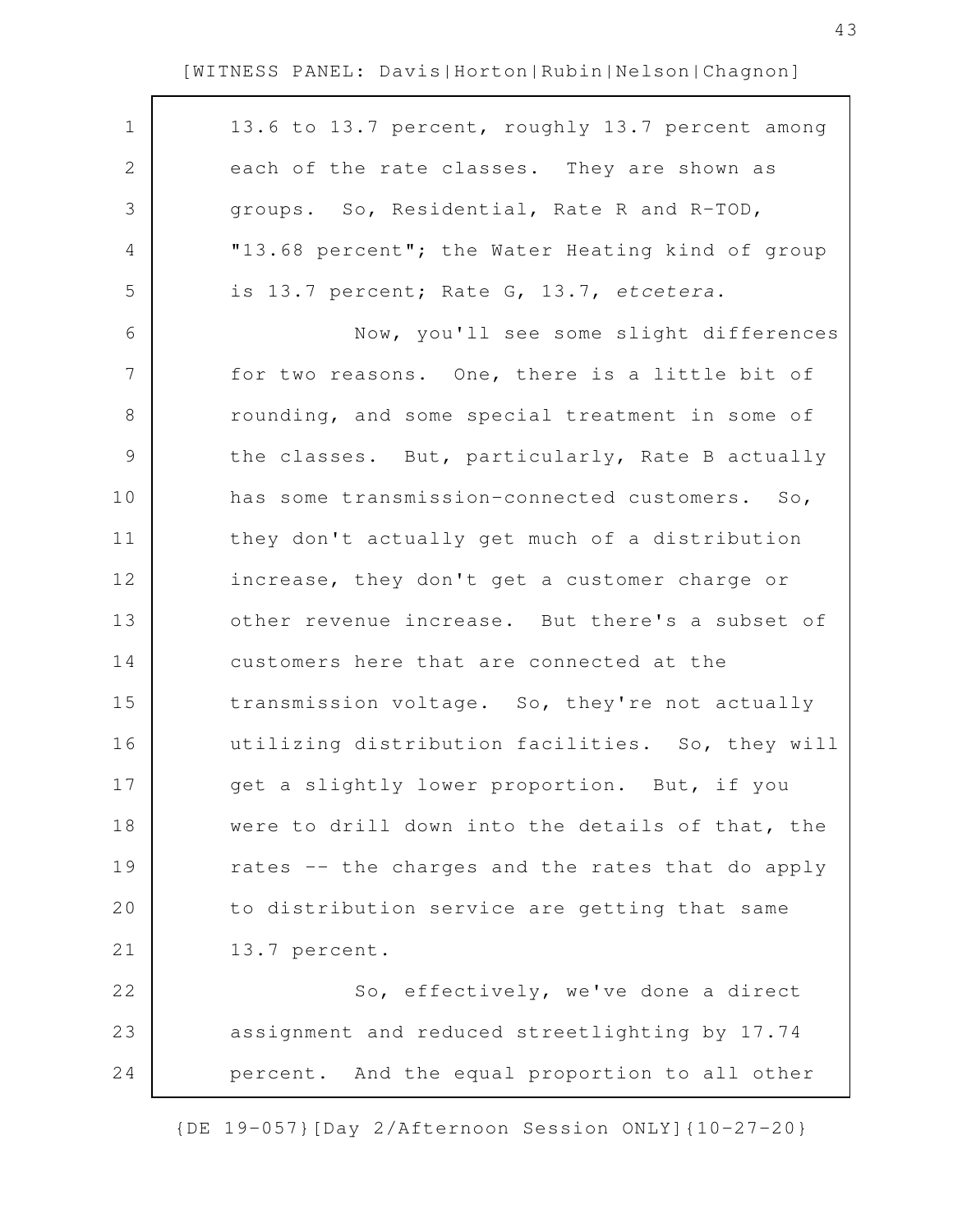13.6 to 13.7 percent, roughly 13.7 percent among each of the rate classes. They are shown as groups. So, Residential, Rate R and R-TOD, "13.68 percent"; the Water Heating kind of group is 13.7 percent; Rate G, 13.7, *etcetera*.

Now, you'll see some slight differences for two reasons. One, there is a little bit of rounding, and some special treatment in some of the classes. But, particularly, Rate B actually has some transmission-connected customers. So, they don't actually get much of a distribution increase, they don't get a customer charge or other revenue increase. But there's a subset of customers here that are connected at the transmission voltage. So, they're not actually utilizing distribution facilities. So, they will get a slightly lower proportion. But, if you were to drill down into the details of that, the rates -- the charges and the rates that do apply to distribution service are getting that same 13.7 percent.

So, effectively, we've done a direct assignment and reduced streetlighting by 17.74 percent. And the equal proportion to all other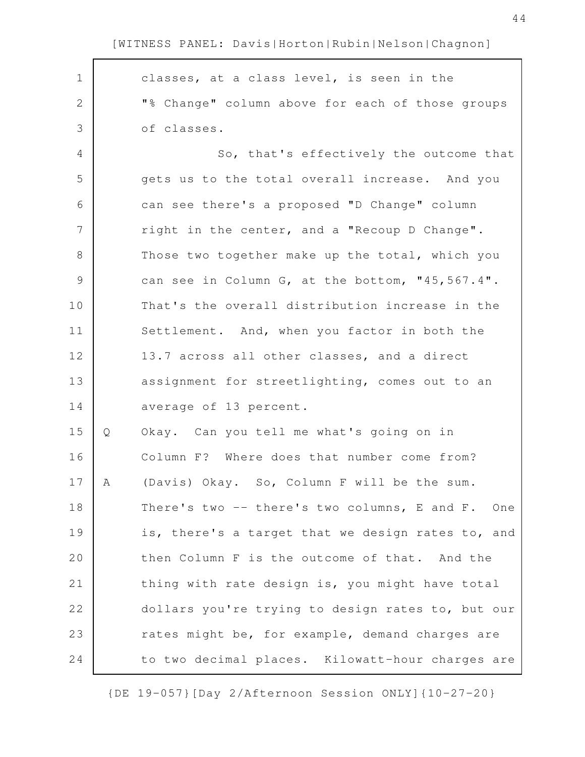classes, at a class level, is seen in the "% Change" column above for each of those groups of classes.

So, that's effectively the outcome that gets us to the total overall increase. And you can see there's a proposed "D Change" column right in the center, and a "Recoup D Change". Those two together make up the total, which you can see in Column G, at the bottom, "45,567.4". That's the overall distribution increase in the Settlement. And, when you factor in both the 13.7 across all other classes, and a direct assignment for streetlighting, comes out to an average of 13 percent.

Q Okay. Can you tell me what's going on in Column F? Where does that number come from?

A (Davis) Okay. So, Column F will be the sum. There's two -- there's two columns, E and F. One is, there's a target that we design rates to, and then Column F is the outcome of that. And the thing with rate design is, you might have total dollars you're trying to design rates to, but our rates might be, for example, demand charges are to two decimal places. Kilowatt-hour charges are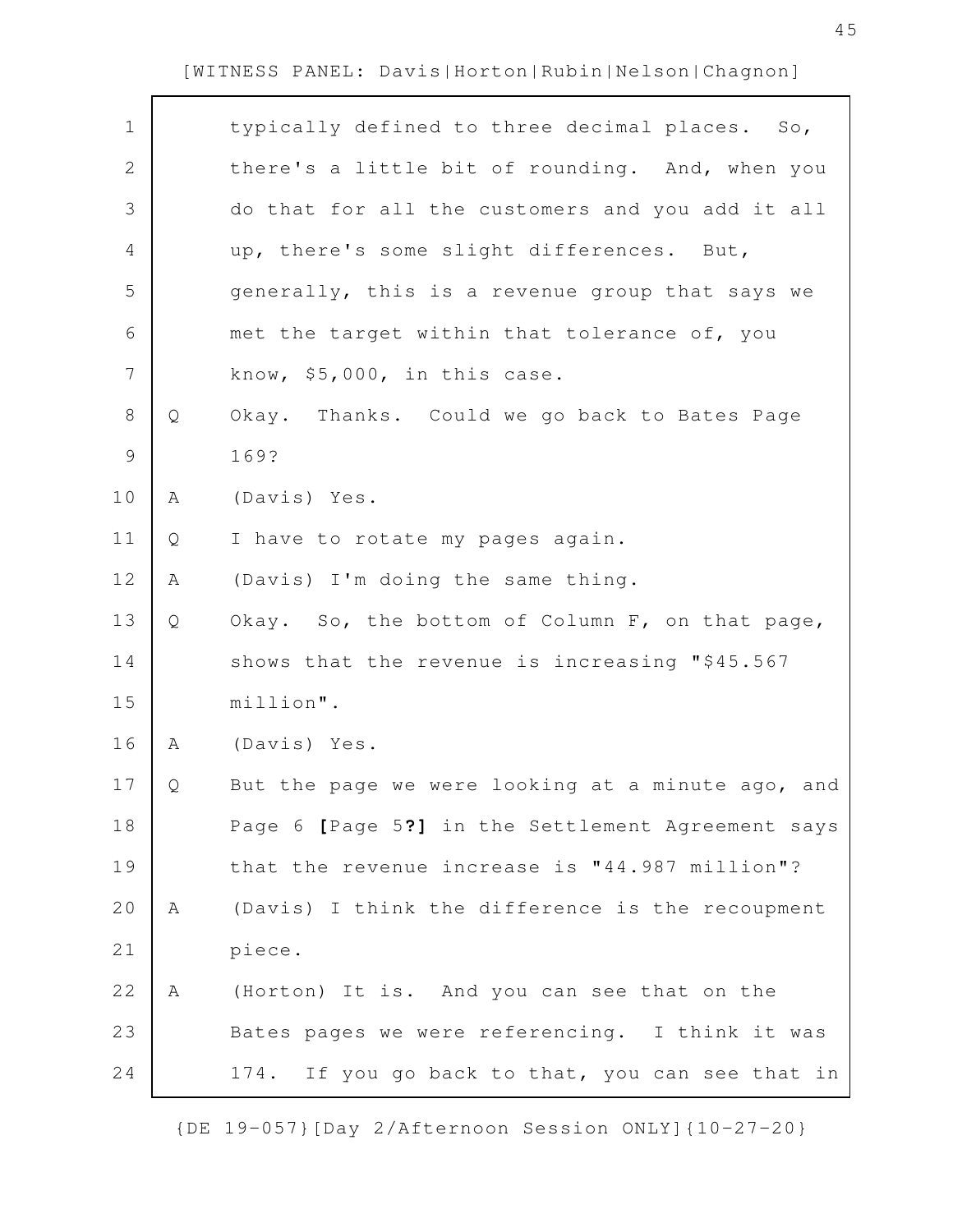[WITNESS PANEL: Davis|Horton|Rubin|Nelson|Chagnon]

1 typically defined to three decimal places. So,
2 there's a little bit of rounding. And, when you
3 do that for all the customers and you add it all
4 up, there's some slight differences. But,
5 generally, this is a revenue group that says we
6 met the target within that tolerance of, you
7 know, $5,000, in this case.
8 Q Okay. Thanks. Could we go back to Bates Page
9 169?
10 A (Davis) Yes.
11 Q I have to rotate my pages again.
12 A (Davis) I'm doing the same thing.
13 Q Okay. So, the bottom of Column F, on that page,
14 shows that the revenue is increasing "$45.567
15 million".
16 A (Davis) Yes.
17 Q But the page we were looking at a minute ago, and
18 Page 6 **[**Page 5**?]** in the Settlement Agreement says
19 that the revenue increase is "44.987 million"?
20 A (Davis) I think the difference is the recoupment
21 piece.
22 A (Horton) It is. And you can see that on the
23 Bates pages we were referencing. I think it was
24 174. If you go back to that, you can see that in

{DE 19-057}[Day 2/Afternoon Session ONLY]{10-27-20}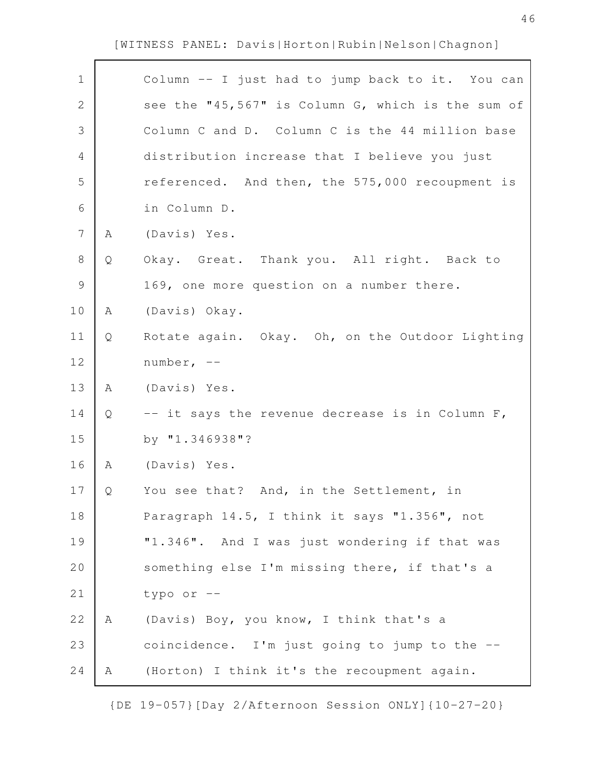[WITNESS PANEL: Davis|Horton|Rubin|Nelson|Chagnon]

1 Column -- I just had to jump back to it. You can
2 see the "45,567" is Column G, which is the sum of
3 Column C and D. Column C is the 44 million base
4 distribution increase that I believe you just
5 referenced. And then, the 575,000 recoupment is
6 in Column D.
7 A (Davis) Yes.
8 Q Okay. Great. Thank you. All right. Back to
9 169, one more question on a number there.
10 A (Davis) Okay.
11 Q Rotate again. Okay. Oh, on the Outdoor Lighting
12 number, --
13 A (Davis) Yes.
14 Q -- it says the revenue decrease is in Column F,
15 by "1.346938"?
16 A (Davis) Yes.
17 Q You see that? And, in the Settlement, in
18 Paragraph 14.5, I think it says "1.356", not
19 "1.346". And I was just wondering if that was
20 something else I'm missing there, if that's a
21 typo or --
22 A (Davis) Boy, you know, I think that's a
23 coincidence. I'm just going to jump to the --
24 A (Horton) I think it's the recoupment again.

{DE 19-057}[Day 2/Afternoon Session ONLY]{10-27-20}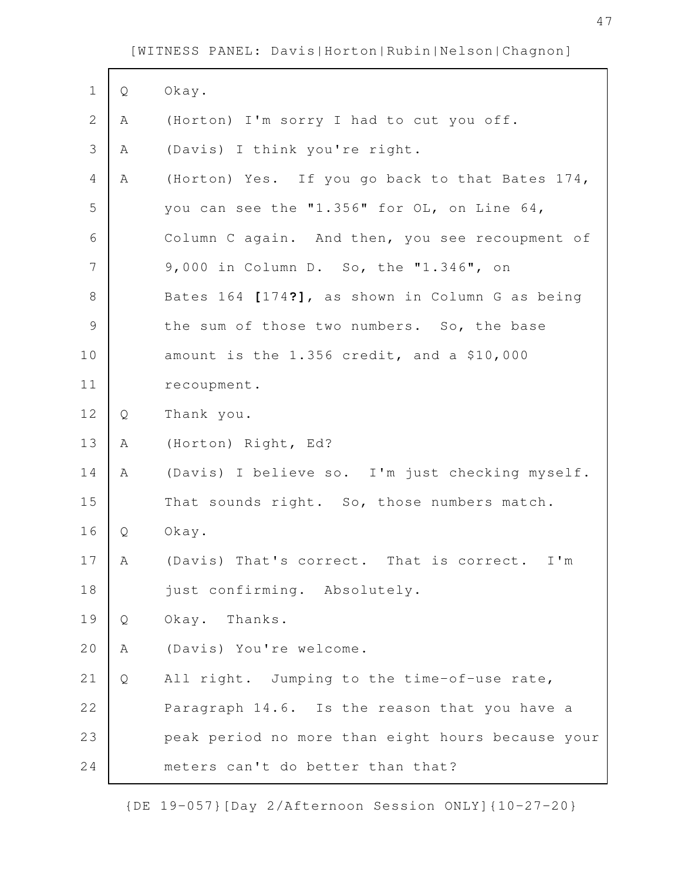Q Okay.

A (Horton) I'm sorry I had to cut you off.

A (Davis) I think you're right.

A (Horton) Yes. If you go back to that Bates 174, you can see the "1.356" for OL, on Line 64, Column C again. And then, you see recoupment of 9,000 in Column D. So, the "1.346", on Bates 164 **[**174**?]**, as shown in Column G as being the sum of those two numbers. So, the base amount is the 1.356 credit, and a $10,000 recoupment.

Q Thank you.

A (Horton) Right, Ed?

A (Davis) I believe so. I'm just checking myself. That sounds right. So, those numbers match.

Q Okay.

A (Davis) That's correct. That is correct. I'm just confirming. Absolutely.

Q Okay. Thanks.

A (Davis) You're welcome.

Q All right. Jumping to the time-of-use rate, Paragraph 14.6. Is the reason that you have a peak period no more than eight hours because your meters can't do better than that?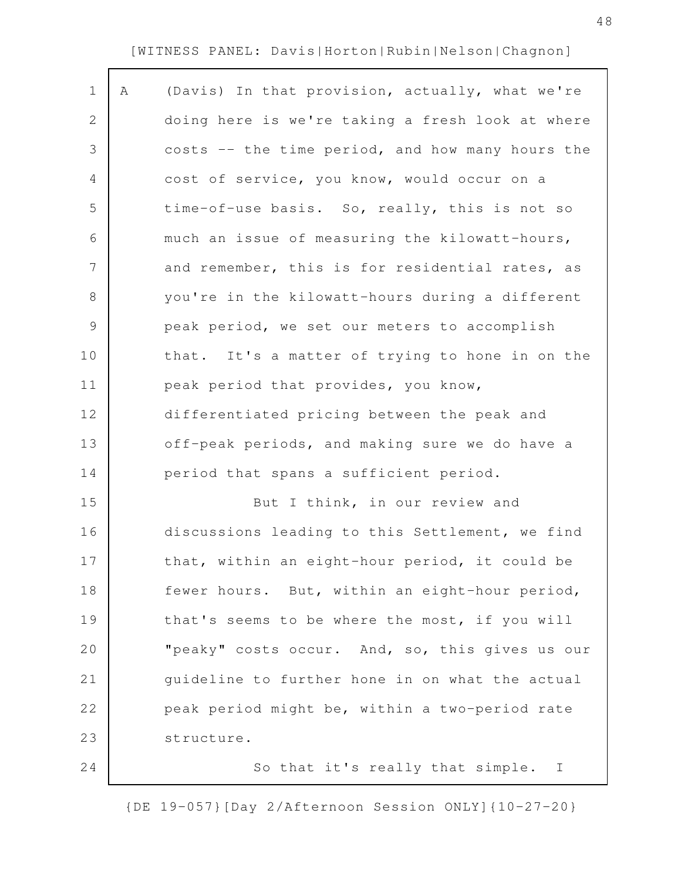A (Davis) In that provision, actually, what we're doing here is we're taking a fresh look at where costs -- the time period, and how many hours the cost of service, you know, would occur on a time-of-use basis. So, really, this is not so much an issue of measuring the kilowatt-hours, and remember, this is for residential rates, as you're in the kilowatt-hours during a different peak period, we set our meters to accomplish that. It's a matter of trying to hone in on the peak period that provides, you know, differentiated pricing between the peak and off-peak periods, and making sure we do have a period that spans a sufficient period.

But I think, in our review and discussions leading to this Settlement, we find that, within an eight-hour period, it could be fewer hours. But, within an eight-hour period, that's seems to be where the most, if you will "peaky" costs occur. And, so, this gives us our guideline to further hone in on what the actual peak period might be, within a two-period rate structure.

So that it's really that simple. I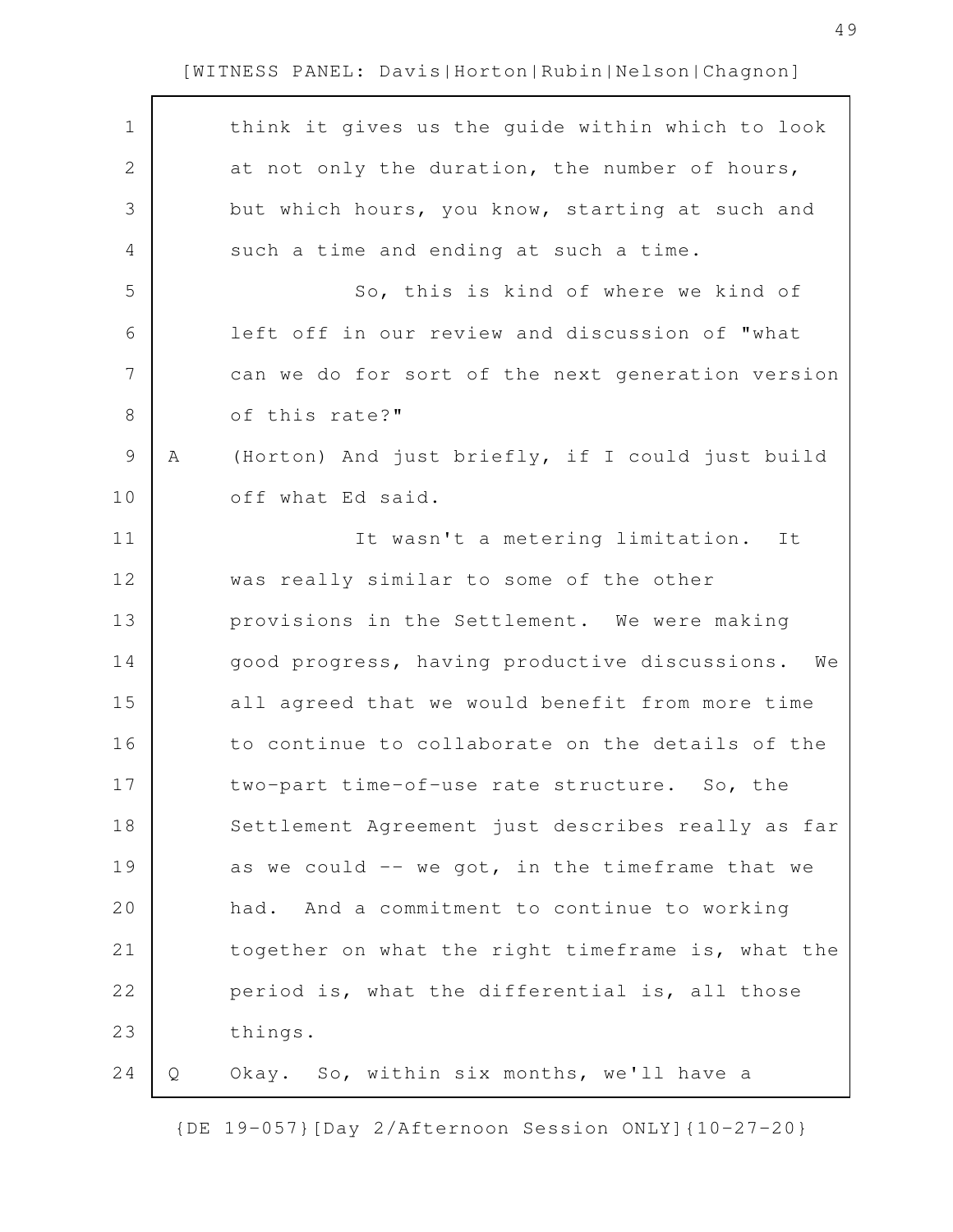think it gives us the guide within which to look at not only the duration, the number of hours, but which hours, you know, starting at such and such a time and ending at such a time.

So, this is kind of where we kind of left off in our review and discussion of "what can we do for sort of the next generation version of this rate?"

A (Horton) And just briefly, if I could just build off what Ed said.

It wasn't a metering limitation. It was really similar to some of the other provisions in the Settlement. We were making good progress, having productive discussions. We all agreed that we would benefit from more time to continue to collaborate on the details of the two-part time-of-use rate structure. So, the Settlement Agreement just describes really as far as we could -- we got, in the timeframe that we had. And a commitment to continue to working together on what the right timeframe is, what the period is, what the differential is, all those things.

Q Okay. So, within six months, we'll have a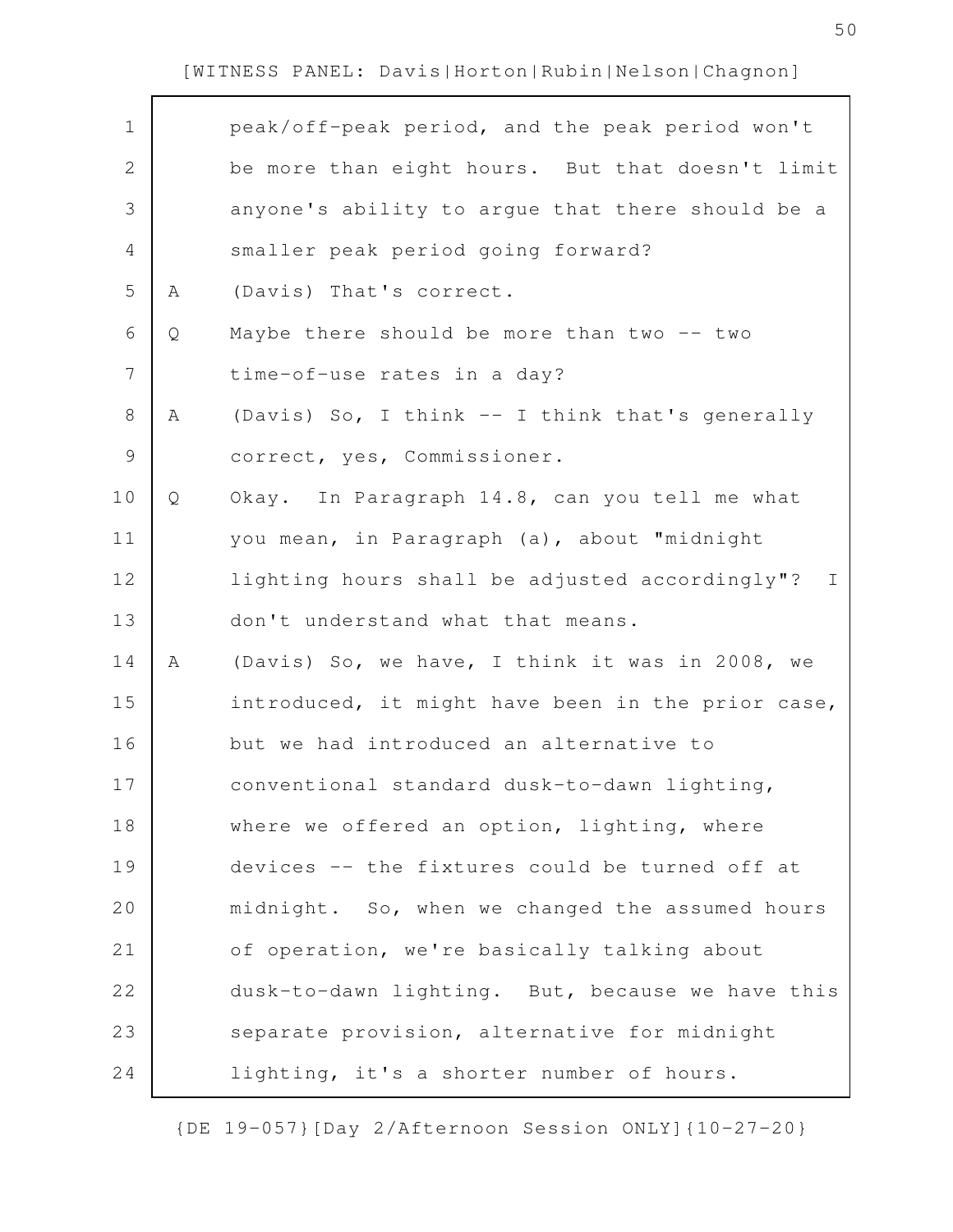[WITNESS PANEL: Davis|Horton|Rubin|Nelson|Chagnon]

peak/off-peak period, and the peak period won't be more than eight hours. But that doesn't limit anyone's ability to argue that there should be a smaller peak period going forward?

A (Davis) That's correct.

Q Maybe there should be more than two -- two time-of-use rates in a day?

A (Davis) So, I think -- I think that's generally correct, yes, Commissioner.

Q Okay. In Paragraph 14.8, can you tell me what you mean, in Paragraph (a), about "midnight lighting hours shall be adjusted accordingly"? I don't understand what that means.

A (Davis) So, we have, I think it was in 2008, we introduced, it might have been in the prior case, but we had introduced an alternative to conventional standard dusk-to-dawn lighting, where we offered an option, lighting, where devices -- the fixtures could be turned off at midnight. So, when we changed the assumed hours of operation, we're basically talking about dusk-to-dawn lighting. But, because we have this separate provision, alternative for midnight lighting, it's a shorter number of hours.

{DE 19-057}[Day 2/Afternoon Session ONLY]{10-27-20}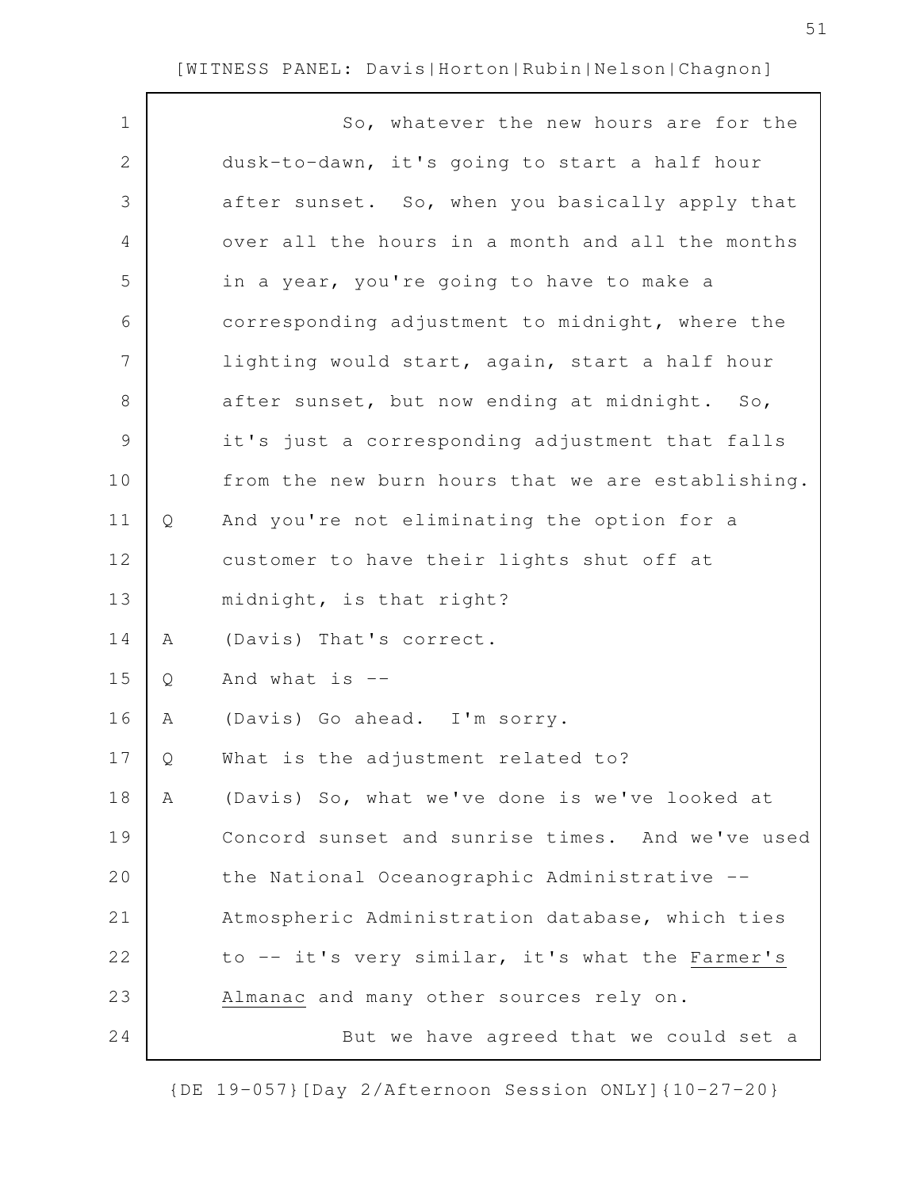So, whatever the new hours are for the dusk-to-dawn, it's going to start a half hour after sunset. So, when you basically apply that over all the hours in a month and all the months in a year, you're going to have to make a corresponding adjustment to midnight, where the lighting would start, again, start a half hour after sunset, but now ending at midnight. So, it's just a corresponding adjustment that falls from the new burn hours that we are establishing.

Q And you're not eliminating the option for a customer to have their lights shut off at midnight, is that right?

A (Davis) That's correct.

Q And what is --

A (Davis) Go ahead. I'm sorry.

Q What is the adjustment related to?

A (Davis) So, what we've done is we've looked at Concord sunset and sunrise times. And we've used the National Oceanographic Administrative -- Atmospheric Administration database, which ties to -- it's very similar, it's what the Farmer's Almanac and many other sources rely on.

But we have agreed that we could set a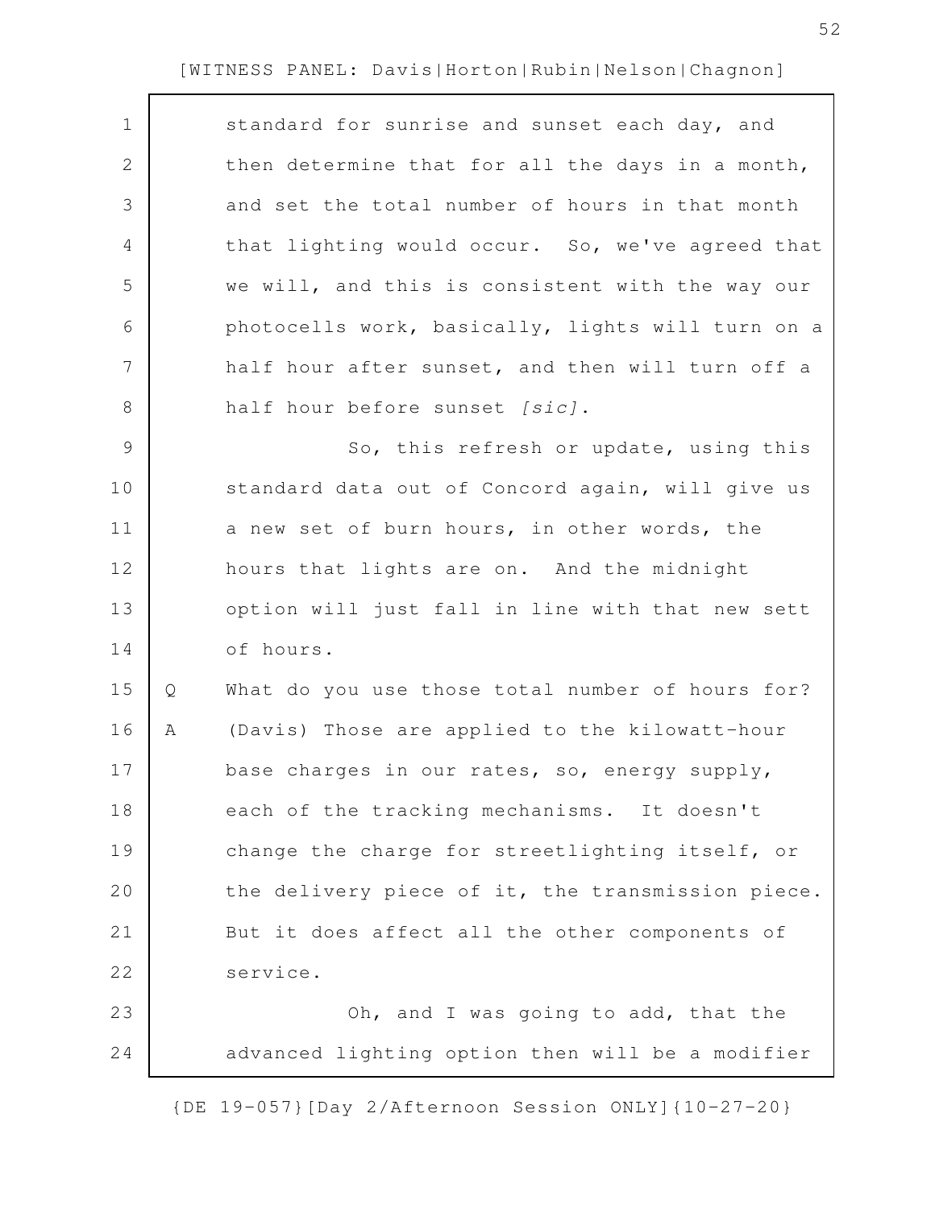standard for sunrise and sunset each day, and then determine that for all the days in a month, and set the total number of hours in that month that lighting would occur. So, we've agreed that we will, and this is consistent with the way our photocells work, basically, lights will turn on a half hour after sunset, and then will turn off a half hour before sunset *[sic]*.

So, this refresh or update, using this standard data out of Concord again, will give us a new set of burn hours, in other words, the hours that lights are on. And the midnight option will just fall in line with that new sett of hours.

Q What do you use those total number of hours for?

A (Davis) Those are applied to the kilowatt-hour base charges in our rates, so, energy supply, each of the tracking mechanisms. It doesn't change the charge for streetlighting itself, or the delivery piece of it, the transmission piece. But it does affect all the other components of service.

Oh, and I was going to add, that the advanced lighting option then will be a modifier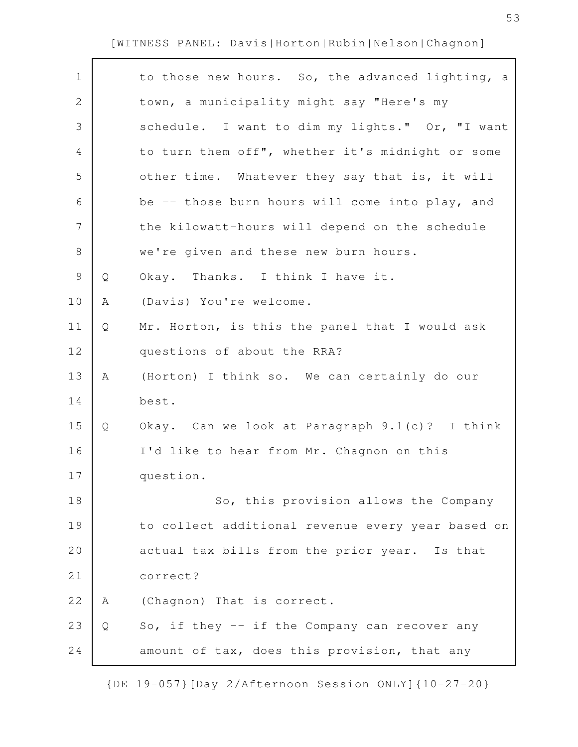to those new hours. So, the advanced lighting, a town, a municipality might say "Here's my schedule. I want to dim my lights." Or, "I want to turn them off", whether it's midnight or some other time. Whatever they say that is, it will be -- those burn hours will come into play, and the kilowatt-hours will depend on the schedule we're given and these new burn hours.

Q Okay. Thanks. I think I have it.

A (Davis) You're welcome.

Q Mr. Horton, is this the panel that I would ask questions of about the RRA?

A (Horton) I think so. We can certainly do our best.

Q Okay. Can we look at Paragraph 9.1(c)? I think I'd like to hear from Mr. Chagnon on this question.

So, this provision allows the Company to collect additional revenue every year based on actual tax bills from the prior year. Is that correct?

A (Chagnon) That is correct.

Q So, if they -- if the Company can recover any amount of tax, does this provision, that any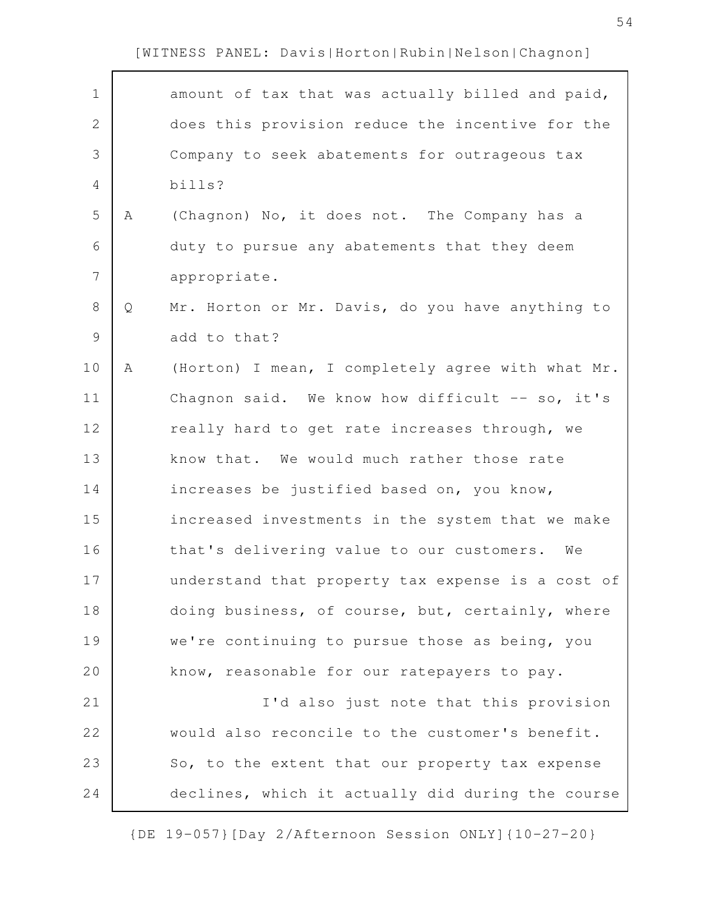amount of tax that was actually billed and paid, does this provision reduce the incentive for the Company to seek abatements for outrageous tax bills?

A (Chagnon) No, it does not. The Company has a duty to pursue any abatements that they deem appropriate.

Q Mr. Horton or Mr. Davis, do you have anything to add to that?

A (Horton) I mean, I completely agree with what Mr. Chagnon said. We know how difficult -- so, it's really hard to get rate increases through, we know that. We would much rather those rate increases be justified based on, you know, increased investments in the system that we make that's delivering value to our customers. We understand that property tax expense is a cost of doing business, of course, but, certainly, where we're continuing to pursue those as being, you know, reasonable for our ratepayers to pay.

I'd also just note that this provision would also reconcile to the customer's benefit. So, to the extent that our property tax expense declines, which it actually did during the course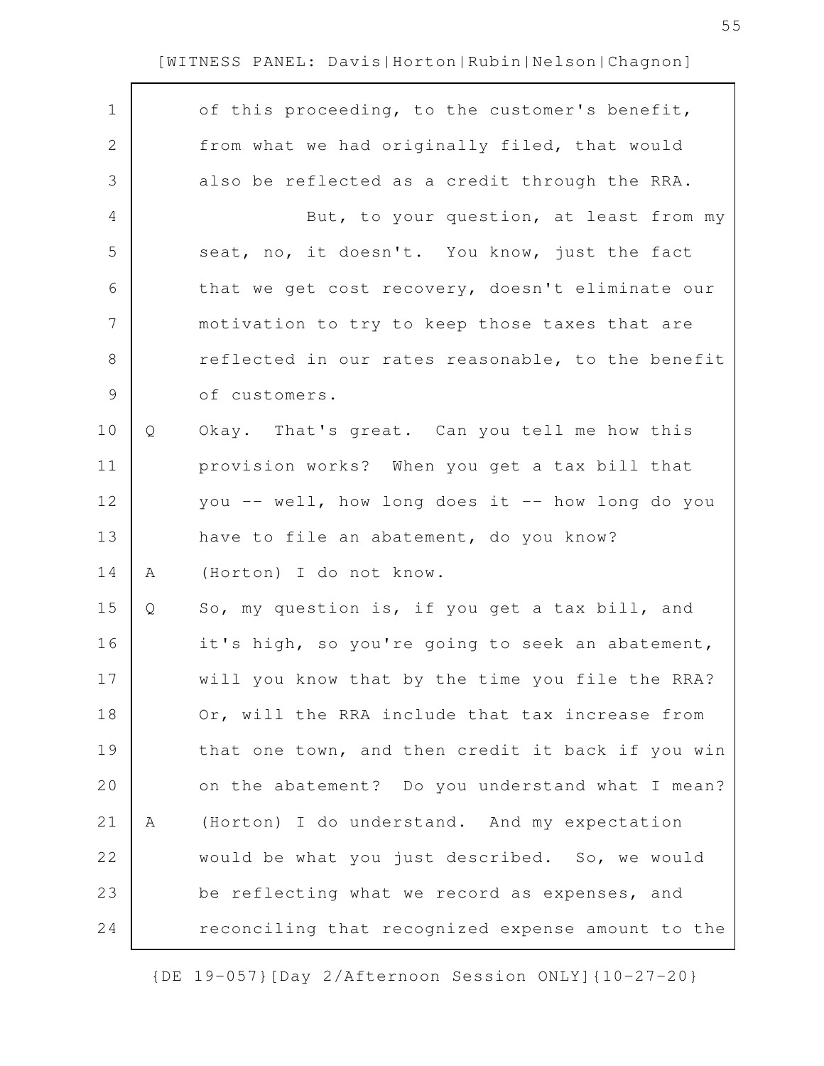of this proceeding, to the customer's benefit, from what we had originally filed, that would also be reflected as a credit through the RRA.

But, to your question, at least from my seat, no, it doesn't. You know, just the fact that we get cost recovery, doesn't eliminate our motivation to try to keep those taxes that are reflected in our rates reasonable, to the benefit of customers.

Q Okay. That's great. Can you tell me how this provision works? When you get a tax bill that you -- well, how long does it -- how long do you have to file an abatement, do you know?

A (Horton) I do not know.

Q So, my question is, if you get a tax bill, and it's high, so you're going to seek an abatement, will you know that by the time you file the RRA? Or, will the RRA include that tax increase from that one town, and then credit it back if you win on the abatement? Do you understand what I mean?

A (Horton) I do understand. And my expectation would be what you just described. So, we would be reflecting what we record as expenses, and reconciling that recognized expense amount to the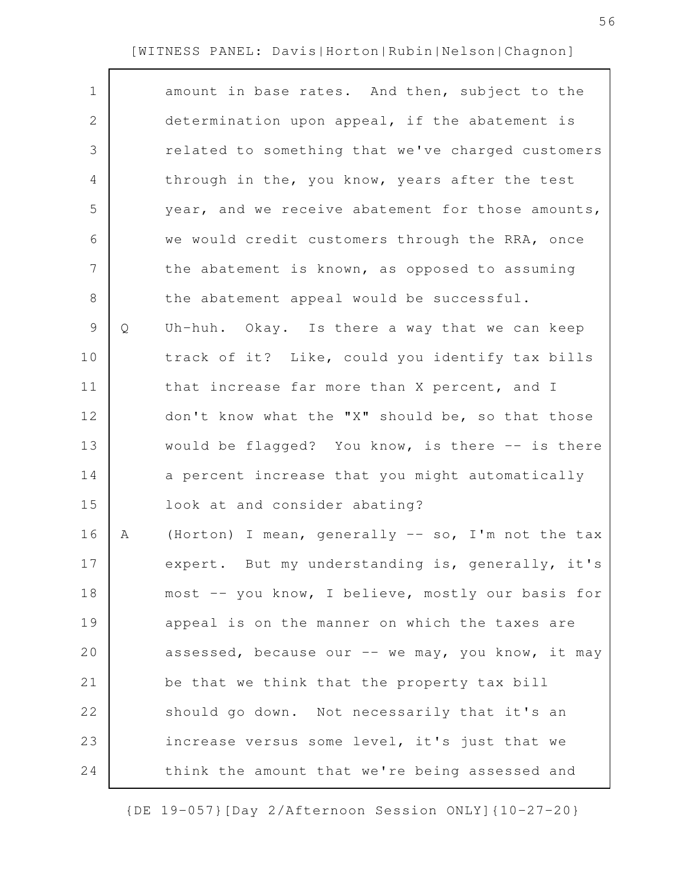amount in base rates. And then, subject to the determination upon appeal, if the abatement is related to something that we've charged customers through in the, you know, years after the test year, and we receive abatement for those amounts, we would credit customers through the RRA, once the abatement is known, as opposed to assuming the abatement appeal would be successful.

Q Uh-huh. Okay. Is there a way that we can keep track of it? Like, could you identify tax bills that increase far more than X percent, and I don't know what the "X" should be, so that those would be flagged? You know, is there -- is there a percent increase that you might automatically look at and consider abating?

A (Horton) I mean, generally -- so, I'm not the tax expert. But my understanding is, generally, it's most -- you know, I believe, mostly our basis for appeal is on the manner on which the taxes are assessed, because our -- we may, you know, it may be that we think that the property tax bill should go down. Not necessarily that it's an increase versus some level, it's just that we think the amount that we're being assessed and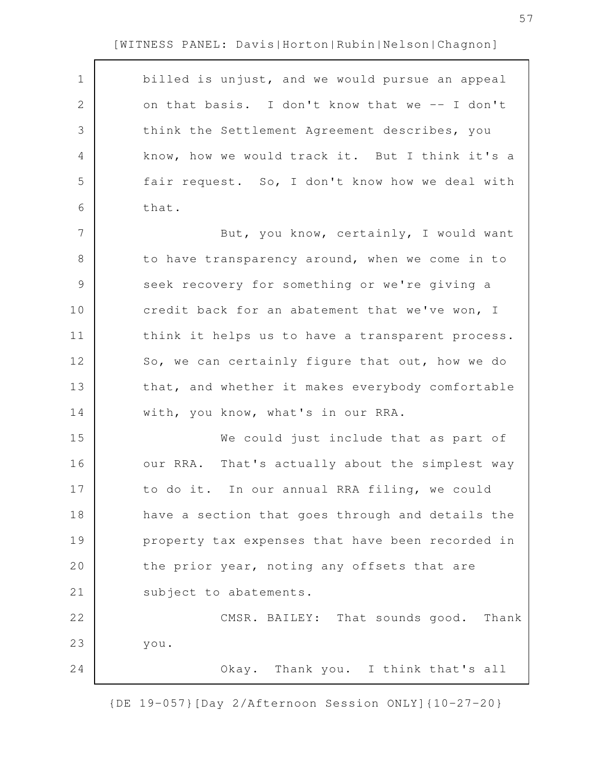billed is unjust, and we would pursue an appeal on that basis. I don't know that we -- I don't think the Settlement Agreement describes, you know, how we would track it. But I think it's a fair request. So, I don't know how we deal with that.

But, you know, certainly, I would want to have transparency around, when we come in to seek recovery for something or we're giving a credit back for an abatement that we've won, I think it helps us to have a transparent process. So, we can certainly figure that out, how we do that, and whether it makes everybody comfortable with, you know, what's in our RRA.

We could just include that as part of our RRA. That's actually about the simplest way to do it. In our annual RRA filing, we could have a section that goes through and details the property tax expenses that have been recorded in the prior year, noting any offsets that are subject to abatements.

CMSR. BAILEY: That sounds good. Thank you.

Okay. Thank you. I think that's all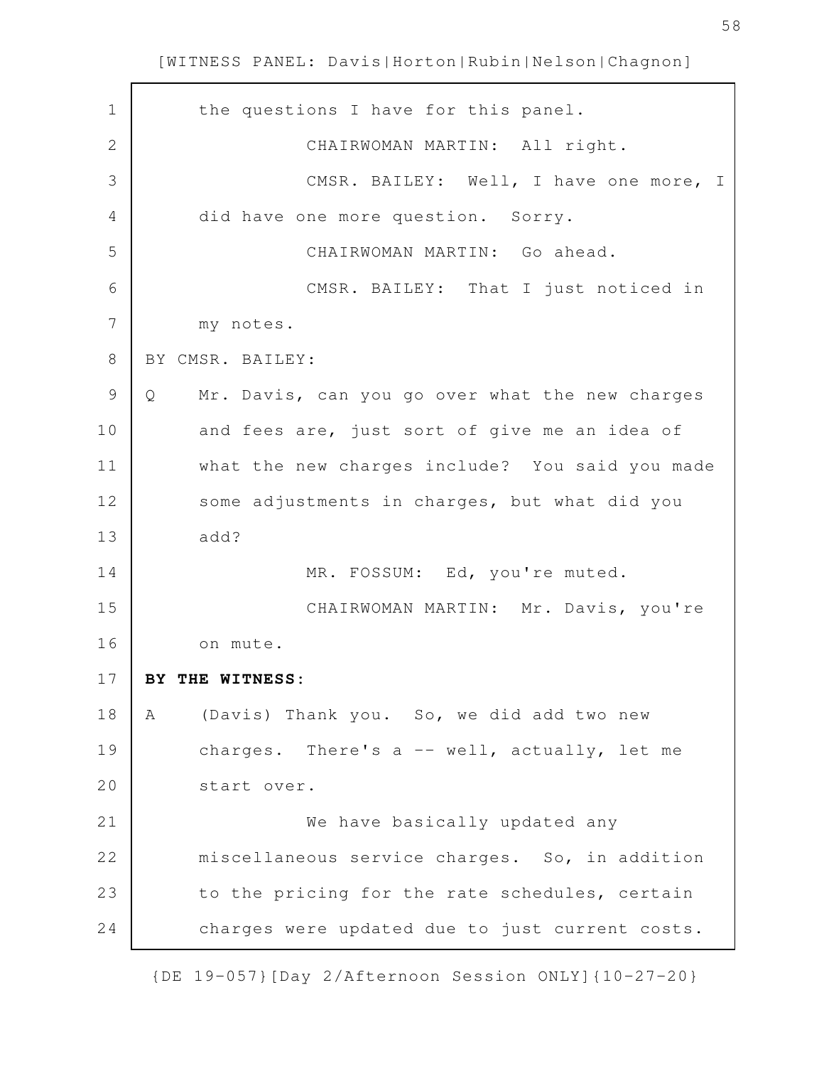the questions I have for this panel.

CHAIRWOMAN MARTIN: All right.

CMSR. BAILEY: Well, I have one more, I did have one more question. Sorry.

CHAIRWOMAN MARTIN: Go ahead.

CMSR. BAILEY: That I just noticed in my notes.

BY CMSR. BAILEY:

Q Mr. Davis, can you go over what the new charges and fees are, just sort of give me an idea of what the new charges include? You said you made some adjustments in charges, but what did you add?

MR. FOSSUM: Ed, you're muted.

CHAIRWOMAN MARTIN: Mr. Davis, you're on mute.

**BY THE WITNESS:**

A (Davis) Thank you. So, we did add two new charges. There's a -- well, actually, let me start over.

We have basically updated any miscellaneous service charges. So, in addition to the pricing for the rate schedules, certain charges were updated due to just current costs.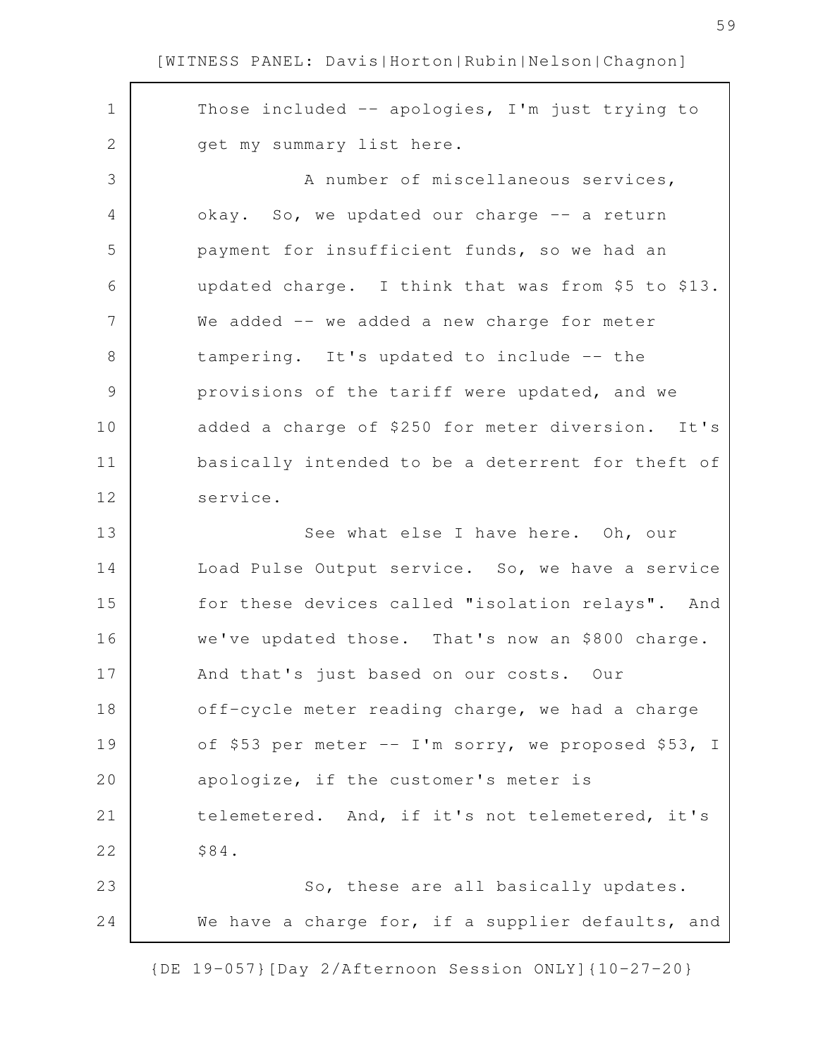Those included -- apologies, I'm just trying to get my summary list here.

A number of miscellaneous services, okay. So, we updated our charge -- a return payment for insufficient funds, so we had an updated charge. I think that was from $5 to $13. We added -- we added a new charge for meter tampering. It's updated to include -- the provisions of the tariff were updated, and we added a charge of $250 for meter diversion. It's basically intended to be a deterrent for theft of service.

See what else I have here. Oh, our Load Pulse Output service. So, we have a service for these devices called "isolation relays". And we've updated those. That's now an $800 charge. And that's just based on our costs. Our off-cycle meter reading charge, we had a charge of $53 per meter -- I'm sorry, we proposed $53, I apologize, if the customer's meter is telemetered. And, if it's not telemetered, it's $84.

So, these are all basically updates. We have a charge for, if a supplier defaults, and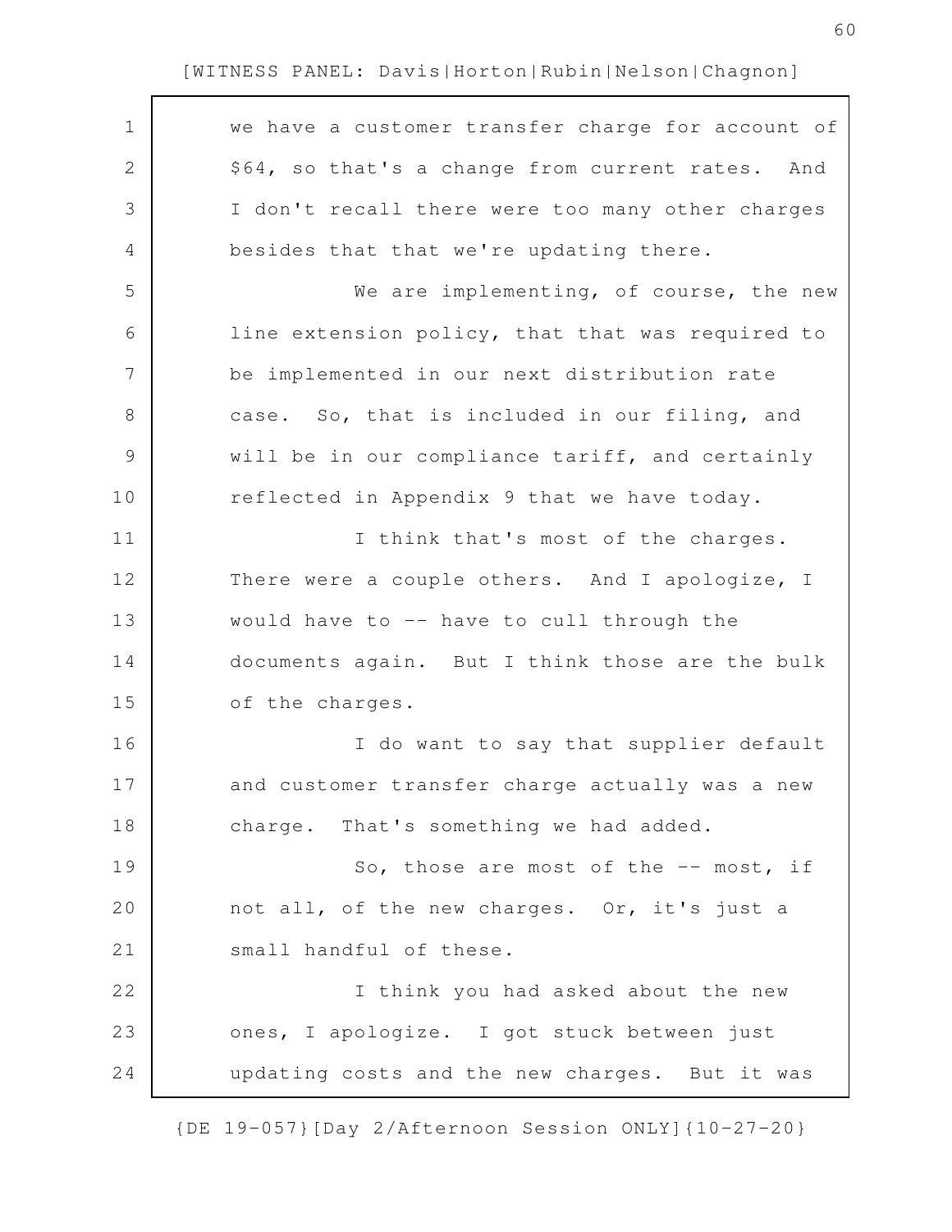we have a customer transfer charge for account of $64, so that's a change from current rates. And I don't recall there were too many other charges besides that that we're updating there.

We are implementing, of course, the new line extension policy, that that was required to be implemented in our next distribution rate case. So, that is included in our filing, and will be in our compliance tariff, and certainly reflected in Appendix 9 that we have today.

I think that's most of the charges. There were a couple others. And I apologize, I would have to -- have to cull through the documents again. But I think those are the bulk of the charges.

I do want to say that supplier default and customer transfer charge actually was a new charge. That's something we had added.

So, those are most of the -- most, if not all, of the new charges. Or, it's just a small handful of these.

I think you had asked about the new ones, I apologize. I got stuck between just updating costs and the new charges. But it was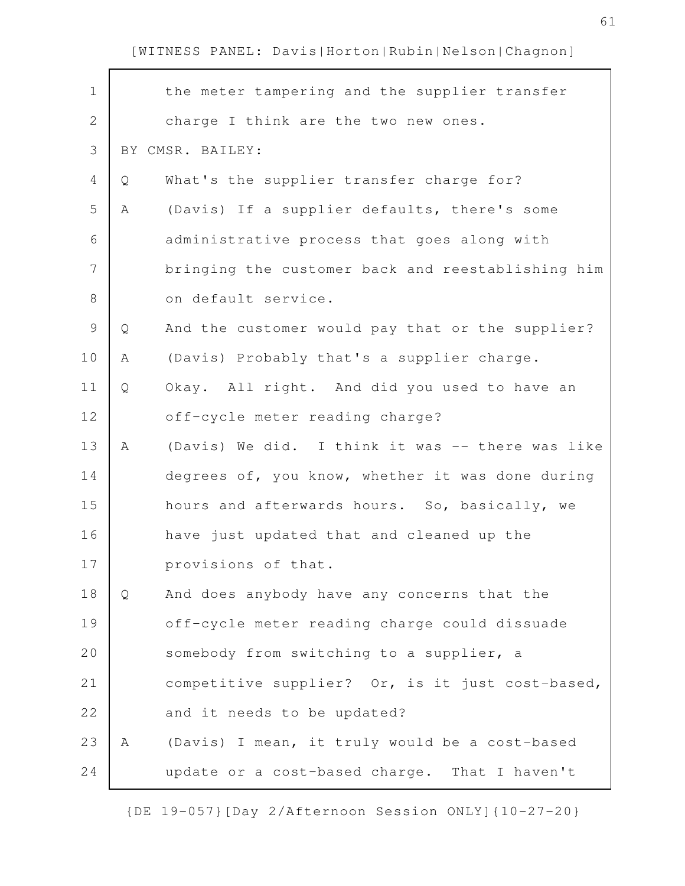the meter tampering and the supplier transfer charge I think are the two new ones.

BY CMSR. BAILEY:

Q What's the supplier transfer charge for?

A (Davis) If a supplier defaults, there's some administrative process that goes along with bringing the customer back and reestablishing him on default service.

Q And the customer would pay that or the supplier?

A (Davis) Probably that's a supplier charge.

Q Okay. All right. And did you used to have an off-cycle meter reading charge?

A (Davis) We did. I think it was -- there was like degrees of, you know, whether it was done during hours and afterwards hours. So, basically, we have just updated that and cleaned up the provisions of that.

Q And does anybody have any concerns that the off-cycle meter reading charge could dissuade somebody from switching to a supplier, a competitive supplier? Or, is it just cost-based, and it needs to be updated?

A (Davis) I mean, it truly would be a cost-based update or a cost-based charge. That I haven't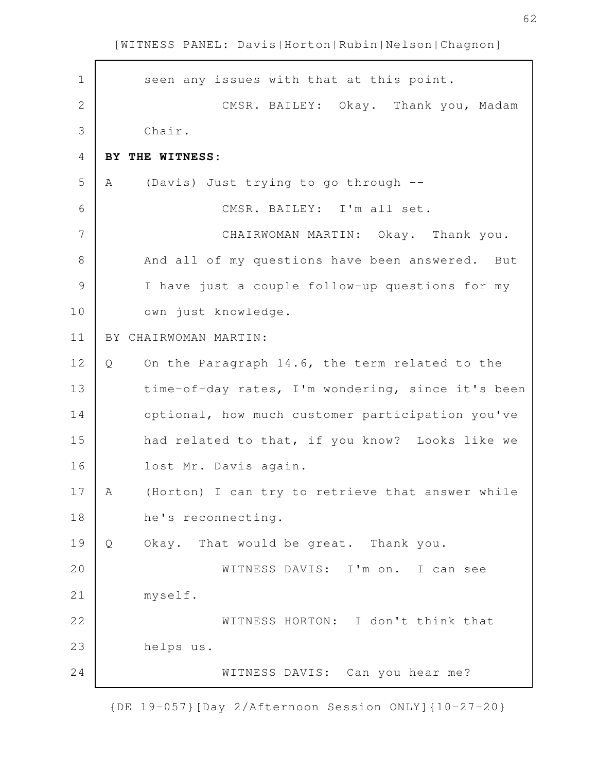seen any issues with that at this point.

CMSR. BAILEY: Okay. Thank you, Madam Chair.

**BY THE WITNESS:**

A (Davis) Just trying to go through --

CMSR. BAILEY: I'm all set.

CHAIRWOMAN MARTIN: Okay. Thank you. And all of my questions have been answered. But I have just a couple follow-up questions for my own just knowledge.

BY CHAIRWOMAN MARTIN:

Q On the Paragraph 14.6, the term related to the time-of-day rates, I'm wondering, since it's been optional, how much customer participation you've had related to that, if you know? Looks like we lost Mr. Davis again.

A (Horton) I can try to retrieve that answer while he's reconnecting.

Q Okay. That would be great. Thank you.

WITNESS DAVIS: I'm on. I can see myself.

WITNESS HORTON: I don't think that helps us.

WITNESS DAVIS: Can you hear me?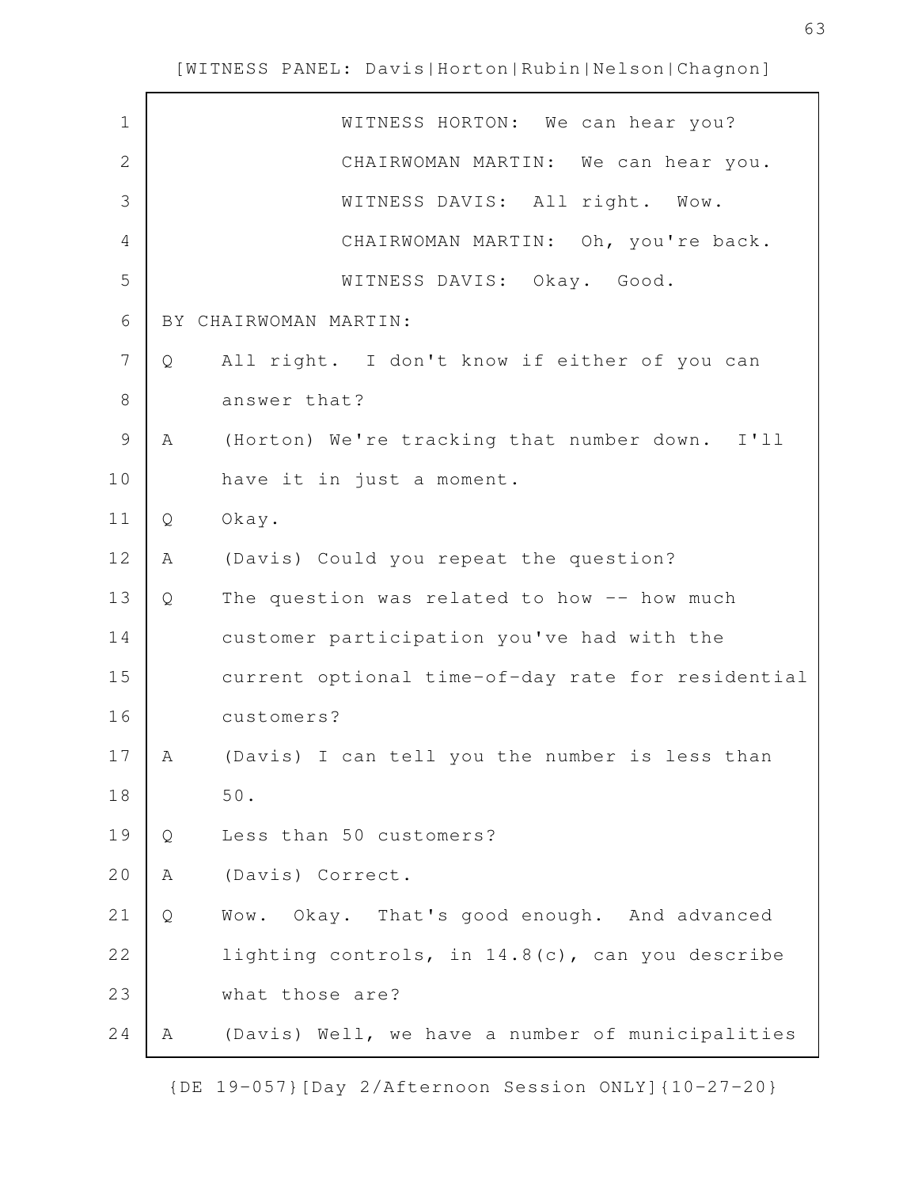WITNESS HORTON: We can hear you?

CHAIRWOMAN MARTIN: We can hear you.

WITNESS DAVIS: All right. Wow.

CHAIRWOMAN MARTIN: Oh, you're back.

WITNESS DAVIS: Okay. Good.

BY CHAIRWOMAN MARTIN:

Q All right. I don't know if either of you can answer that?

A (Horton) We're tracking that number down. I'll have it in just a moment.

Q Okay.

A (Davis) Could you repeat the question?

Q The question was related to how -- how much customer participation you've had with the current optional time-of-day rate for residential customers?

A (Davis) I can tell you the number is less than 50.

Q Less than 50 customers?

A (Davis) Correct.

Q Wow. Okay. That's good enough. And advanced lighting controls, in 14.8(c), can you describe what those are?

A (Davis) Well, we have a number of municipalities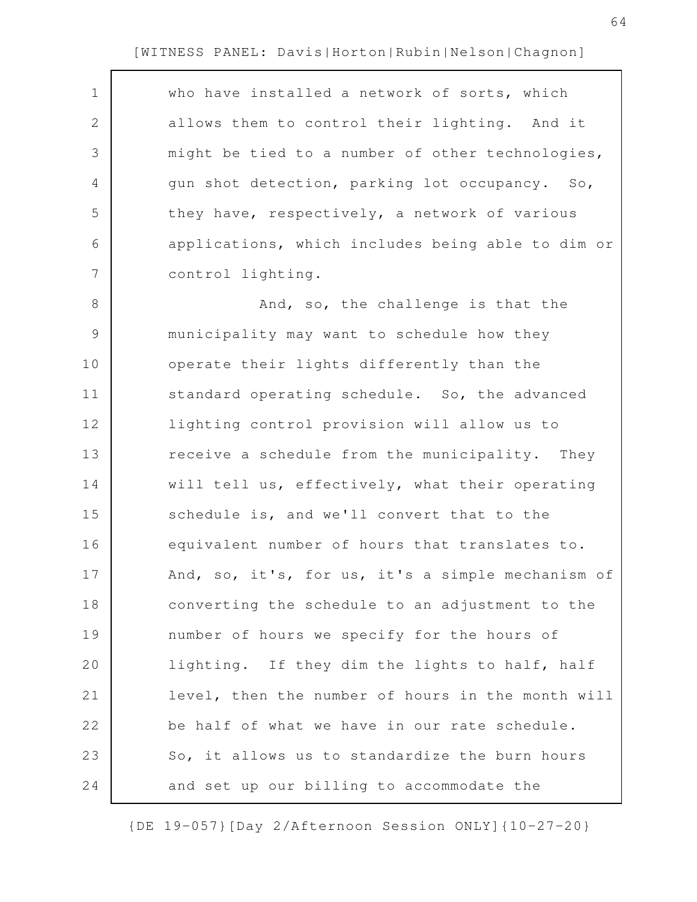who have installed a network of sorts, which allows them to control their lighting. And it might be tied to a number of other technologies, gun shot detection, parking lot occupancy. So, they have, respectively, a network of various applications, which includes being able to dim or control lighting.

And, so, the challenge is that the municipality may want to schedule how they operate their lights differently than the standard operating schedule. So, the advanced lighting control provision will allow us to receive a schedule from the municipality. They will tell us, effectively, what their operating schedule is, and we'll convert that to the equivalent number of hours that translates to. And, so, it's, for us, it's a simple mechanism of converting the schedule to an adjustment to the number of hours we specify for the hours of lighting. If they dim the lights to half, half level, then the number of hours in the month will be half of what we have in our rate schedule. So, it allows us to standardize the burn hours and set up our billing to accommodate the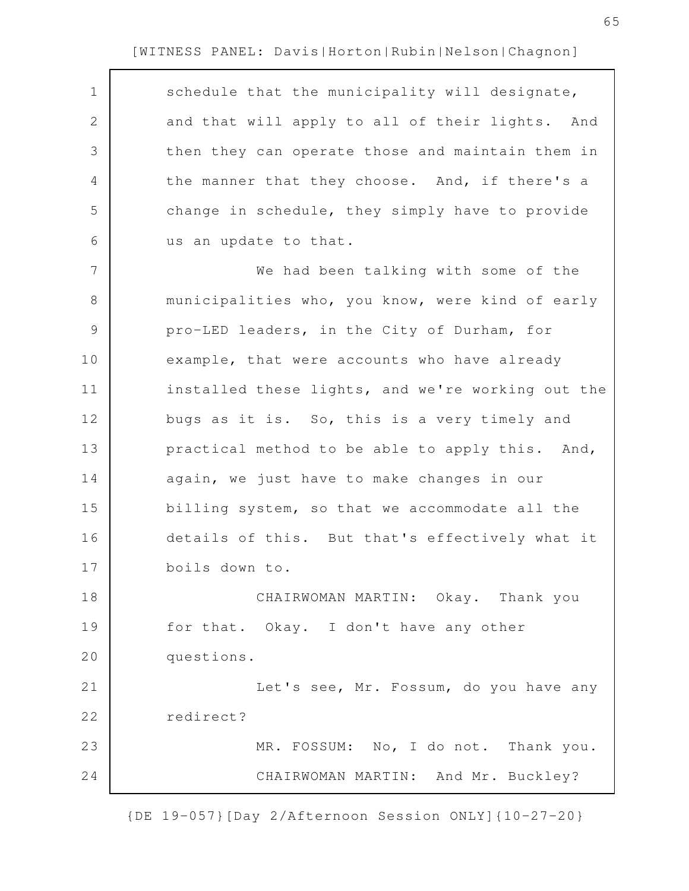schedule that the municipality will designate, and that will apply to all of their lights. And then they can operate those and maintain them in the manner that they choose. And, if there's a change in schedule, they simply have to provide us an update to that.

We had been talking with some of the municipalities who, you know, were kind of early pro-LED leaders, in the City of Durham, for example, that were accounts who have already installed these lights, and we're working out the bugs as it is. So, this is a very timely and practical method to be able to apply this. And, again, we just have to make changes in our billing system, so that we accommodate all the details of this. But that's effectively what it boils down to.

CHAIRWOMAN MARTIN: Okay. Thank you for that. Okay. I don't have any other questions.

Let's see, Mr. Fossum, do you have any redirect?

MR. FOSSUM: No, I do not. Thank you.

CHAIRWOMAN MARTIN: And Mr. Buckley?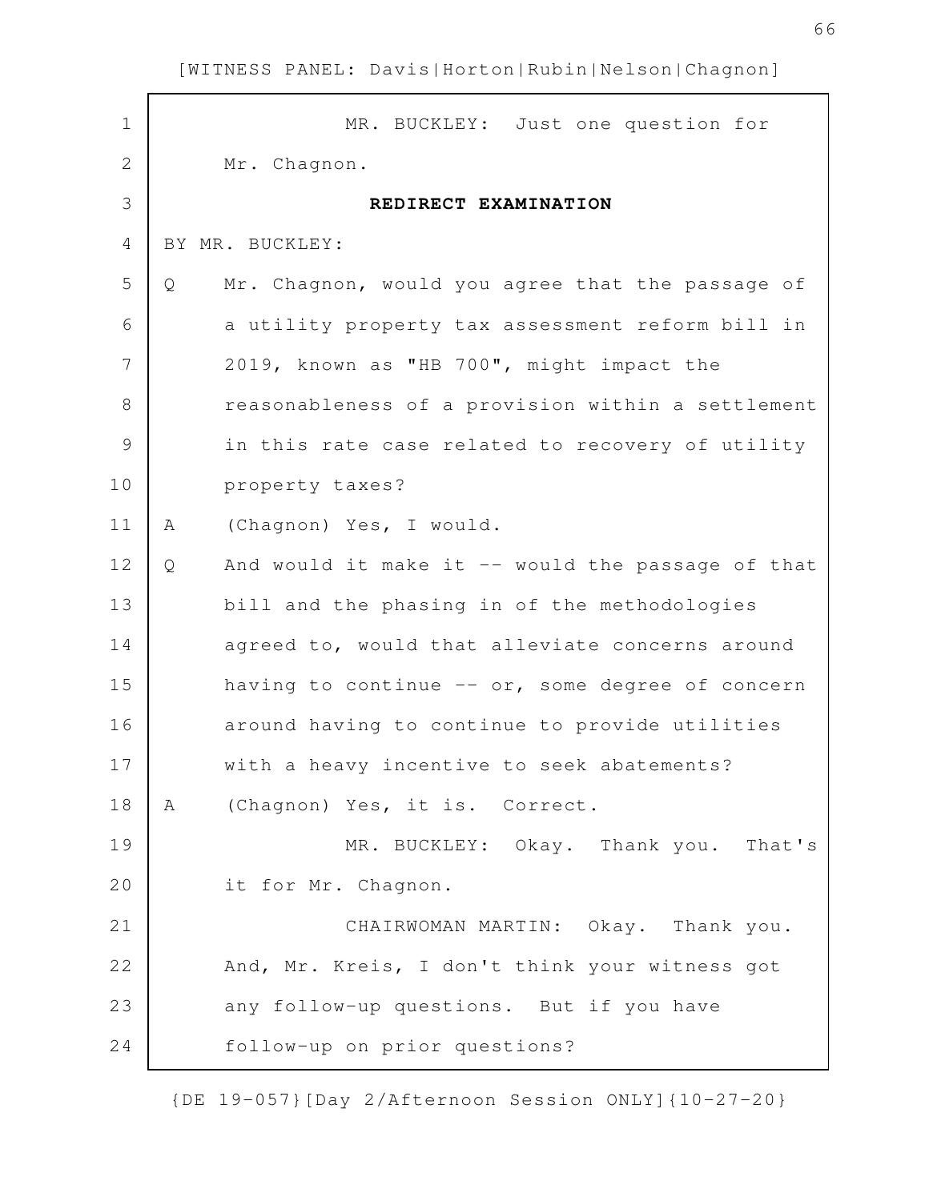MR. BUCKLEY: Just one question for Mr. Chagnon.

**REDIRECT EXAMINATION**

BY MR. BUCKLEY:

Q Mr. Chagnon, would you agree that the passage of a utility property tax assessment reform bill in 2019, known as "HB 700", might impact the reasonableness of a provision within a settlement in this rate case related to recovery of utility property taxes?

A (Chagnon) Yes, I would.

Q And would it make it -- would the passage of that bill and the phasing in of the methodologies agreed to, would that alleviate concerns around having to continue -- or, some degree of concern around having to continue to provide utilities with a heavy incentive to seek abatements?

A (Chagnon) Yes, it is. Correct.

MR. BUCKLEY: Okay. Thank you. That's it for Mr. Chagnon.

CHAIRWOMAN MARTIN: Okay. Thank you. And, Mr. Kreis, I don't think your witness got any follow-up questions. But if you have follow-up on prior questions?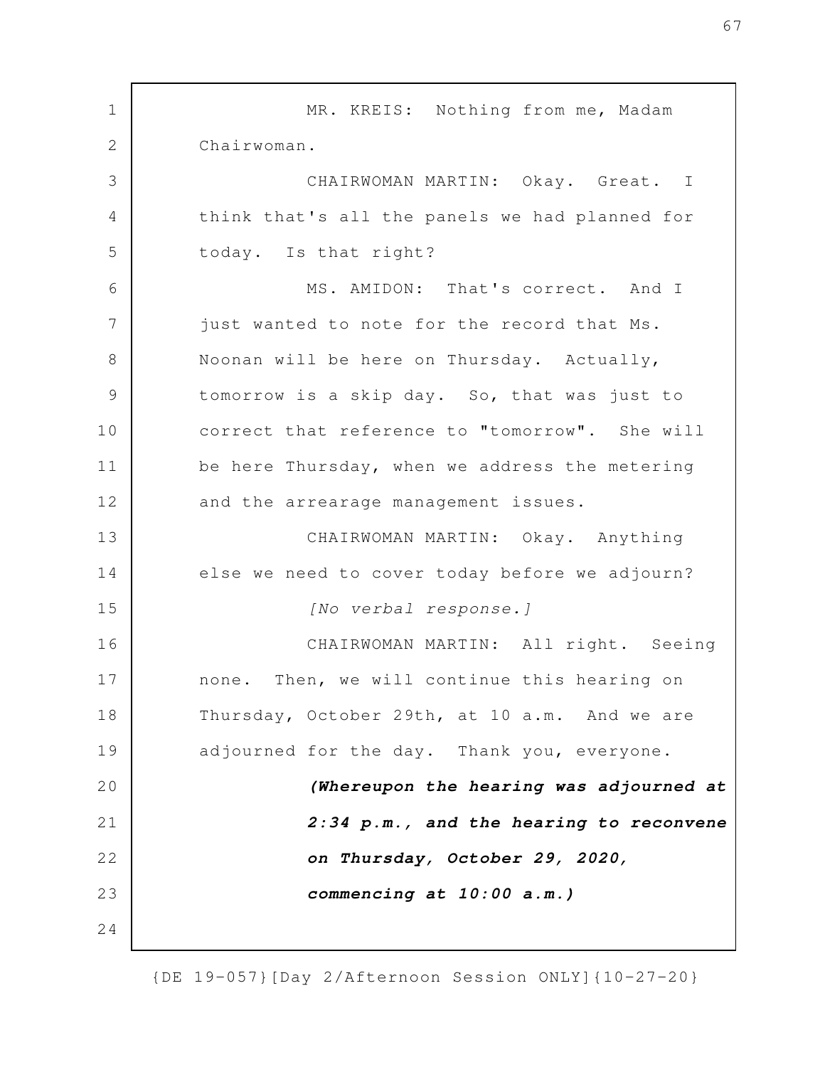MR. KREIS: Nothing from me, Madam Chairwoman.

CHAIRWOMAN MARTIN: Okay. Great. I think that's all the panels we had planned for today. Is that right?

MS. AMIDON: That's correct. And I just wanted to note for the record that Ms. Noonan will be here on Thursday. Actually, tomorrow is a skip day. So, that was just to correct that reference to "tomorrow". She will be here Thursday, when we address the metering and the arrearage management issues.

CHAIRWOMAN MARTIN: Okay. Anything else we need to cover today before we adjourn?

*[No verbal response.]*

CHAIRWOMAN MARTIN: All right. Seeing none. Then, we will continue this hearing on Thursday, October 29th, at 10 a.m. And we are adjourned for the day. Thank you, everyone.

***(Whereupon the hearing was adjourned at 2:34 p.m., and the hearing to reconvene on Thursday, October 29, 2020, commencing at 10:00 a.m.)***